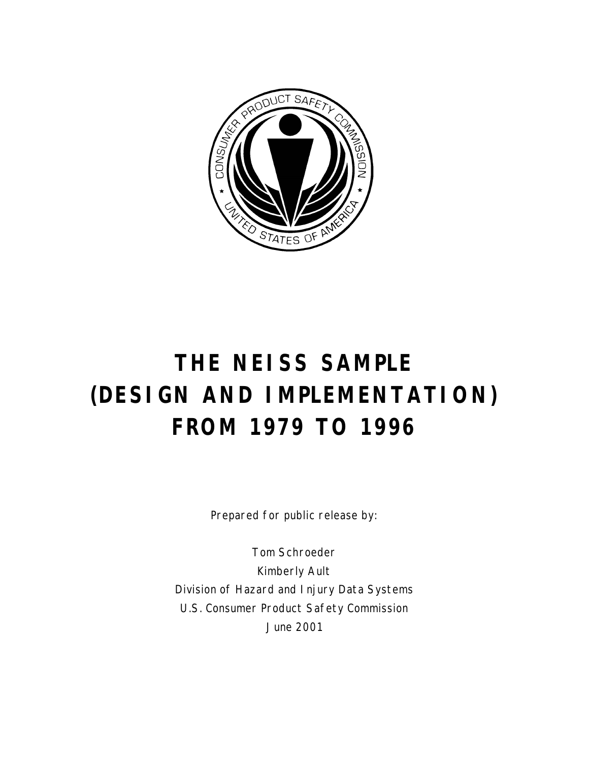# THE NEISS SAMPLE (DESIGN AND IMPLEMENTATION) FROM 1979 TO 1996

Prepared for public release by:

Tom Schroeder
Kimberly Ault
Division of Hazard and Injury Data Systems
U.S. Consumer Product Safety Commission
June 2001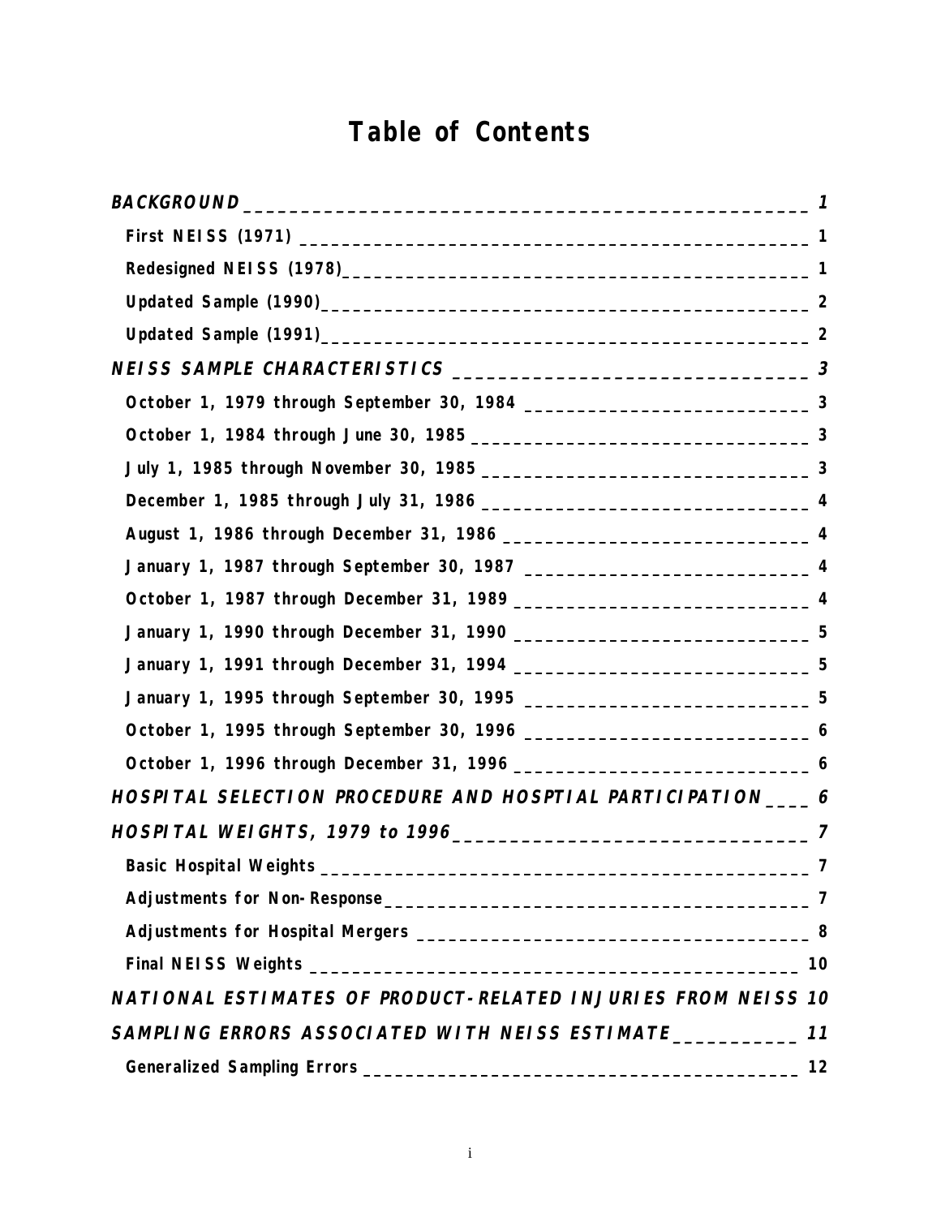# Table of Contents

| | |
|---|---|
| ***BACKGROUND*** | ***1*** |
| **First NEISS (1971)** | **1** |
| **Redesigned NEISS (1978)** | **1** |
| **Updated Sample (1990)** | **2** |
| **Updated Sample (1991)** | **2** |
| ***NEISS SAMPLE CHARACTERISTICS*** | ***3*** |
| **October 1, 1979 through September 30, 1984** | **3** |
| **October 1, 1984 through June 30, 1985** | **3** |
| **July 1, 1985 through November 30, 1985** | **3** |
| **December 1, 1985 through July 31, 1986** | **4** |
| **August 1, 1986 through December 31, 1986** | **4** |
| **January 1, 1987 through September 30, 1987** | **4** |
| **October 1, 1987 through December 31, 1989** | **4** |
| **January 1, 1990 through December 31, 1990** | **5** |
| **January 1, 1991 through December 31, 1994** | **5** |
| **January 1, 1995 through September 30, 1995** | **5** |
| **October 1, 1995 through September 30, 1996** | **6** |
| **October 1, 1996 through December 31, 1996** | **6** |
| ***HOSPITAL SELECTION PROCEDURE AND HOSPTIAL PARTICIPATION*** | ***6*** |
| ***HOSPITAL WEIGHTS, 1979 to 1996*** | ***7*** |
| **Basic Hospital Weights** | **7** |
| **Adjustments for Non-Response** | **7** |
| **Adjustments for Hospital Mergers** | **8** |
| **Final NEISS Weights** | **10** |
| ***NATIONAL ESTIMATES OF PRODUCT-RELATED INJURIES FROM NEISS*** | ***10*** |
| ***SAMPLING ERRORS ASSOCIATED WITH NEISS ESTIMATE*** | ***11*** |
| **Generalized Sampling Errors** | **12** |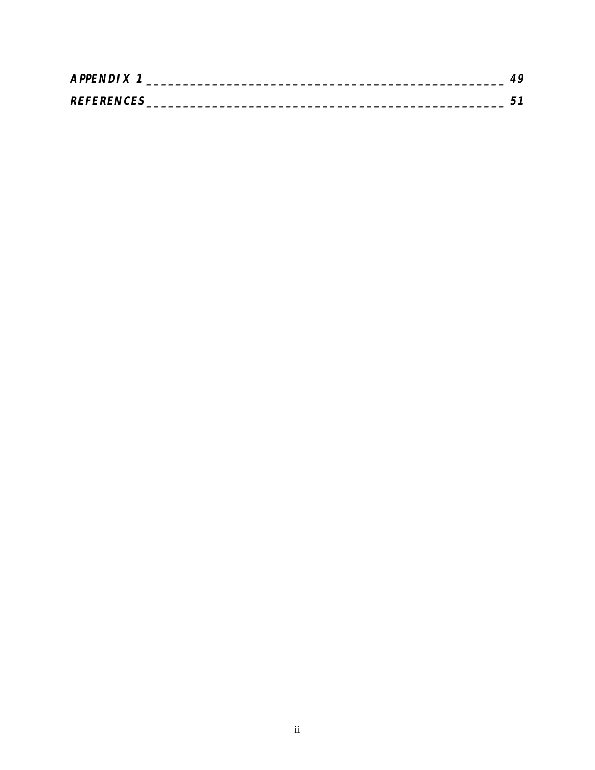***APPENDIX 1 _______________________________________________ 49***

***REFERENCES_______________________________________________ 51***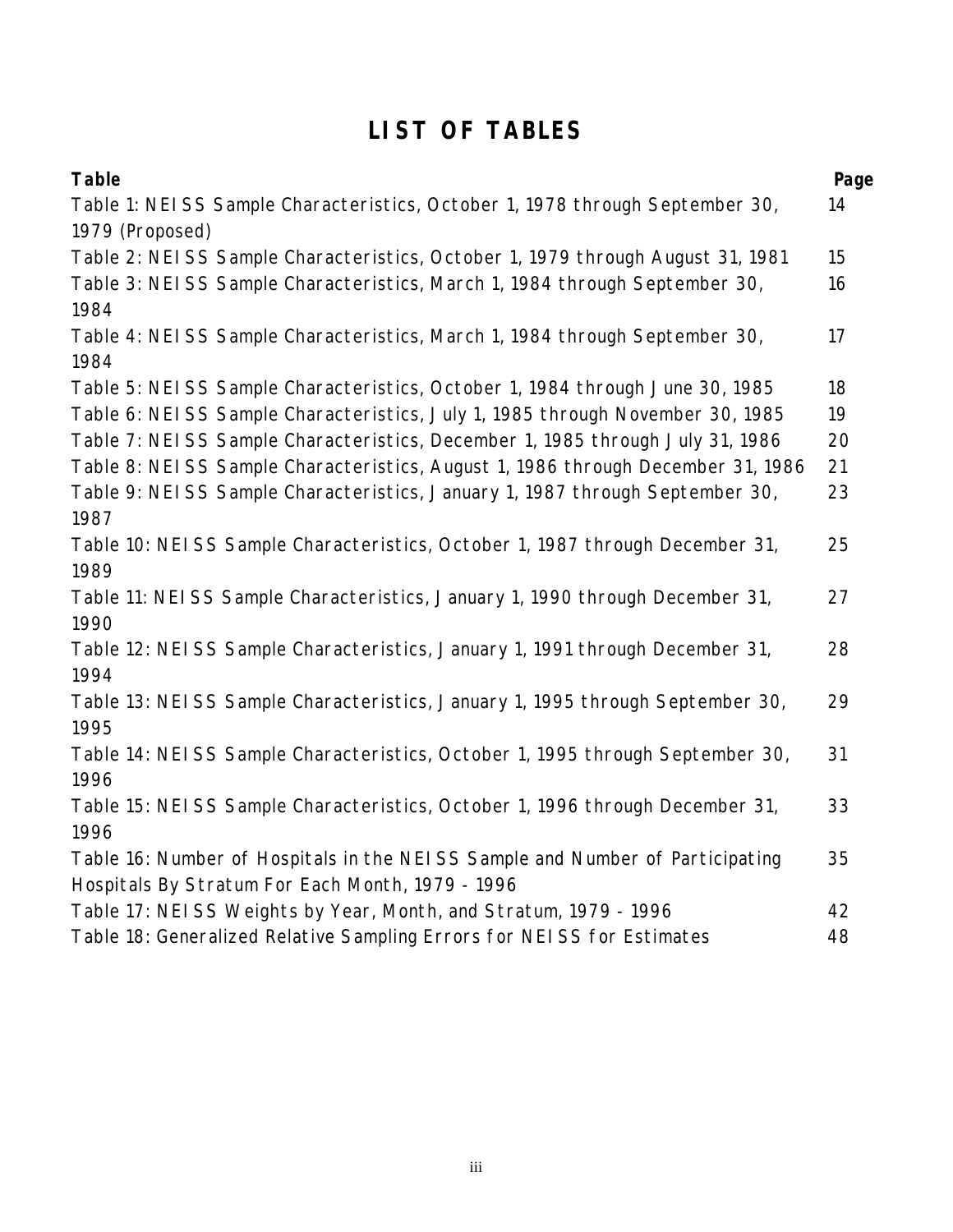# LIST OF TABLES

| Table | Page |
|---|---|
| Table 1: NEISS Sample Characteristics, October 1, 1978 through September 30, 1979 (Proposed) | 14 |
| Table 2: NEISS Sample Characteristics, October 1, 1979 through August 31, 1981 | 15 |
| Table 3: NEISS Sample Characteristics, March 1, 1984 through September 30, 1984 | 16 |
| Table 4: NEISS Sample Characteristics, March 1, 1984 through September 30, 1984 | 17 |
| Table 5: NEISS Sample Characteristics, October 1, 1984 through June 30, 1985 | 18 |
| Table 6: NEISS Sample Characteristics, July 1, 1985 through November 30, 1985 | 19 |
| Table 7: NEISS Sample Characteristics, December 1, 1985 through July 31, 1986 | 20 |
| Table 8: NEISS Sample Characteristics, August 1, 1986 through December 31, 1986 | 21 |
| Table 9: NEISS Sample Characteristics, January 1, 1987 through September 30, 1987 | 23 |
| Table 10: NEISS Sample Characteristics, October 1, 1987 through December 31, 1989 | 25 |
| Table 11: NEISS Sample Characteristics, January 1, 1990 through December 31, 1990 | 27 |
| Table 12: NEISS Sample Characteristics, January 1, 1991 through December 31, 1994 | 28 |
| Table 13: NEISS Sample Characteristics, January 1, 1995 through September 30, 1995 | 29 |
| Table 14: NEISS Sample Characteristics, October 1, 1995 through September 30, 1996 | 31 |
| Table 15: NEISS Sample Characteristics, October 1, 1996 through December 31, 1996 | 33 |
| Table 16: Number of Hospitals in the NEISS Sample and Number of Participating Hospitals By Stratum For Each Month, 1979 - 1996 | 35 |
| Table 17: NEISS Weights by Year, Month, and Stratum, 1979 - 1996 | 42 |
| Table 18: Generalized Relative Sampling Errors for NEISS for Estimates | 48 |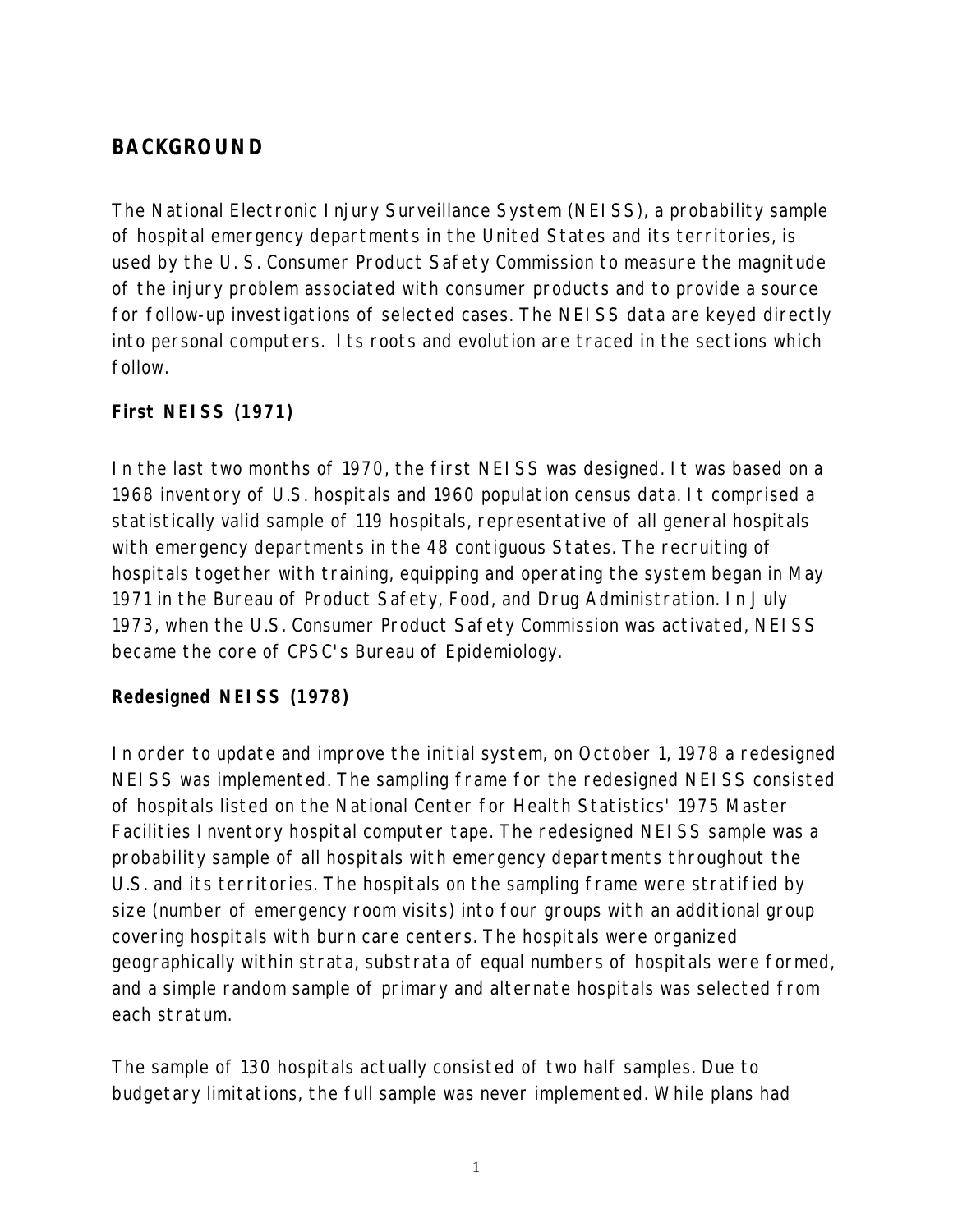## BACKGROUND

The National Electronic Injury Surveillance System (NEISS), a probability sample of hospital emergency departments in the United States and its territories, is used by the U. S. Consumer Product Safety Commission to measure the magnitude of the injury problem associated with consumer products and to provide a source for follow-up investigations of selected cases. The NEISS data are keyed directly into personal computers. Its roots and evolution are traced in the sections which follow.

### First NEISS (1971)

In the last two months of 1970, the first NEISS was designed. It was based on a 1968 inventory of U.S. hospitals and 1960 population census data. It comprised a statistically valid sample of 119 hospitals, representative of all general hospitals with emergency departments in the 48 contiguous States. The recruiting of hospitals together with training, equipping and operating the system began in May 1971 in the Bureau of Product Safety, Food, and Drug Administration. In July 1973, when the U.S. Consumer Product Safety Commission was activated, NEISS became the core of CPSC's Bureau of Epidemiology.

### Redesigned NEISS (1978)

In order to update and improve the initial system, on October 1, 1978 a redesigned NEISS was implemented. The sampling frame for the redesigned NEISS consisted of hospitals listed on the National Center for Health Statistics' 1975 Master Facilities Inventory hospital computer tape. The redesigned NEISS sample was a probability sample of all hospitals with emergency departments throughout the U.S. and its territories. The hospitals on the sampling frame were stratified by size (number of emergency room visits) into four groups with an additional group covering hospitals with burn care centers. The hospitals were organized geographically within strata, substrata of equal numbers of hospitals were formed, and a simple random sample of primary and alternate hospitals was selected from each stratum.

The sample of 130 hospitals actually consisted of two half samples. Due to budgetary limitations, the full sample was never implemented. While plans had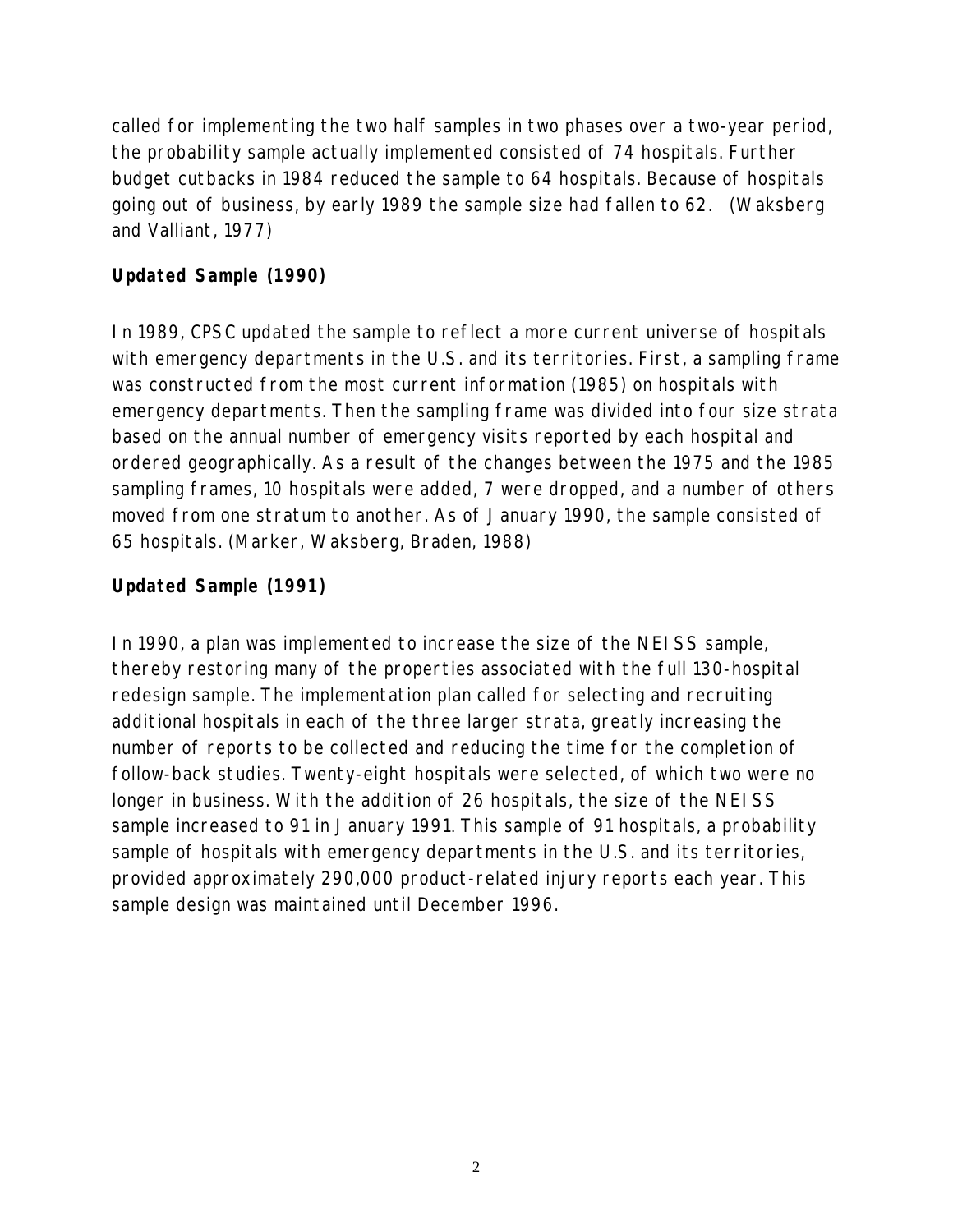called for implementing the two half samples in two phases over a two-year period, the probability sample actually implemented consisted of 74 hospitals. Further budget cutbacks in 1984 reduced the sample to 64 hospitals. Because of hospitals going out of business, by early 1989 the sample size had fallen to 62. (Waksberg and Valliant, 1977)

### Updated Sample (1990)

In 1989, CPSC updated the sample to reflect a more current universe of hospitals with emergency departments in the U.S. and its territories. First, a sampling frame was constructed from the most current information (1985) on hospitals with emergency departments. Then the sampling frame was divided into four size strata based on the annual number of emergency visits reported by each hospital and ordered geographically. As a result of the changes between the 1975 and the 1985 sampling frames, 10 hospitals were added, 7 were dropped, and a number of others moved from one stratum to another. As of January 1990, the sample consisted of 65 hospitals. (Marker, Waksberg, Braden, 1988)

### Updated Sample (1991)

In 1990, a plan was implemented to increase the size of the NEISS sample, thereby restoring many of the properties associated with the full 130-hospital redesign sample. The implementation plan called for selecting and recruiting additional hospitals in each of the three larger strata, greatly increasing the number of reports to be collected and reducing the time for the completion of follow-back studies. Twenty-eight hospitals were selected, of which two were no longer in business. With the addition of 26 hospitals, the size of the NEISS sample increased to 91 in January 1991. This sample of 91 hospitals, a probability sample of hospitals with emergency departments in the U.S. and its territories, provided approximately 290,000 product-related injury reports each year. This sample design was maintained until December 1996.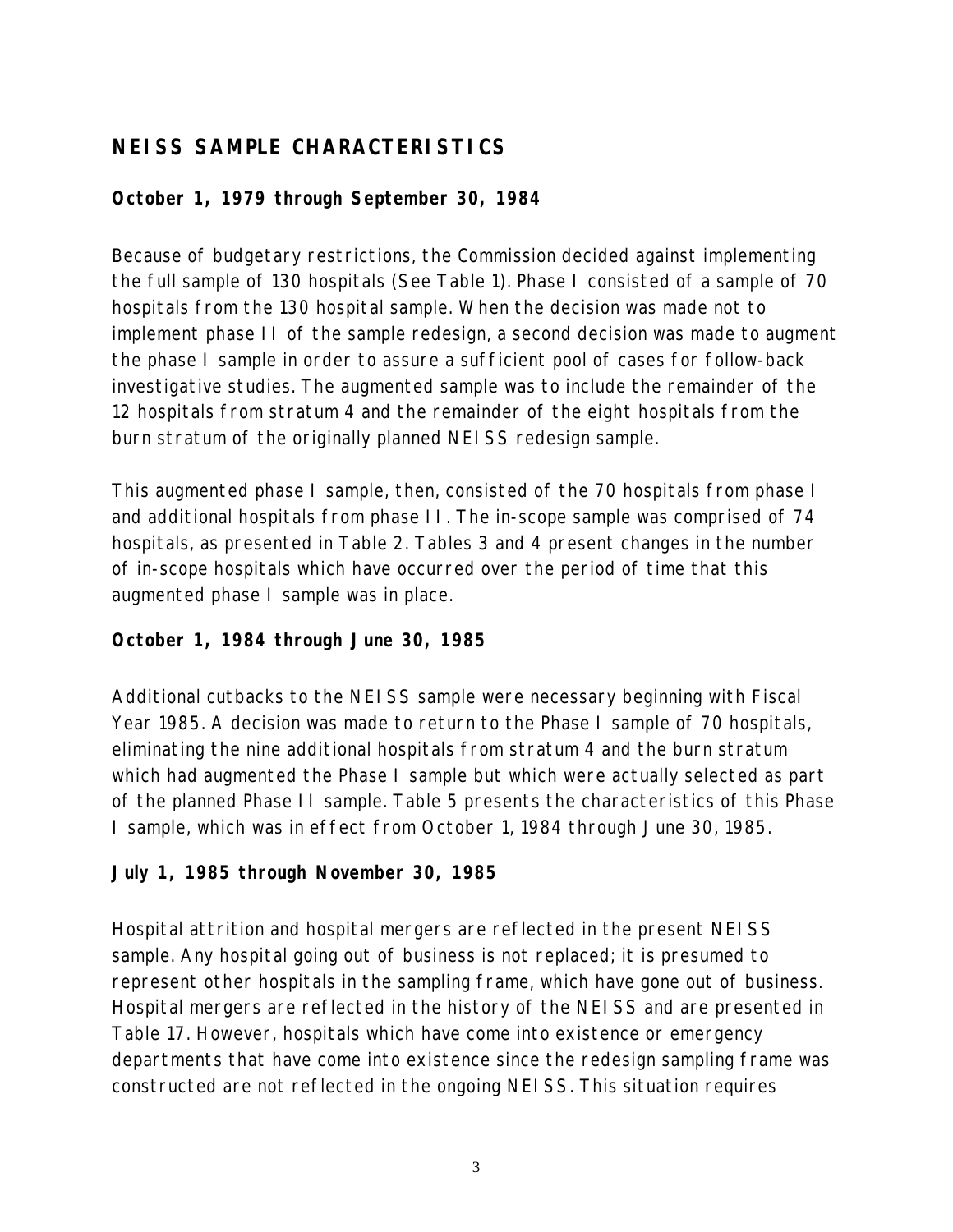## NEISS SAMPLE CHARACTERISTICS

### October 1, 1979 through September 30, 1984

Because of budgetary restrictions, the Commission decided against implementing the full sample of 130 hospitals (See Table 1). Phase I consisted of a sample of 70 hospitals from the 130 hospital sample. When the decision was made not to implement phase II of the sample redesign, a second decision was made to augment the phase I sample in order to assure a sufficient pool of cases for follow-back investigative studies. The augmented sample was to include the remainder of the 12 hospitals from stratum 4 and the remainder of the eight hospitals from the burn stratum of the originally planned NEISS redesign sample.

This augmented phase I sample, then, consisted of the 70 hospitals from phase I and additional hospitals from phase II. The in-scope sample was comprised of 74 hospitals, as presented in Table 2. Tables 3 and 4 present changes in the number of in-scope hospitals which have occurred over the period of time that this augmented phase I sample was in place.

### October 1, 1984 through June 30, 1985

Additional cutbacks to the NEISS sample were necessary beginning with Fiscal Year 1985. A decision was made to return to the Phase I sample of 70 hospitals, eliminating the nine additional hospitals from stratum 4 and the burn stratum which had augmented the Phase I sample but which were actually selected as part of the planned Phase II sample. Table 5 presents the characteristics of this Phase I sample, which was in effect from October 1, 1984 through June 30, 1985.

### July 1, 1985 through November 30, 1985

Hospital attrition and hospital mergers are reflected in the present NEISS sample. Any hospital going out of business is not replaced; it is presumed to represent other hospitals in the sampling frame, which have gone out of business. Hospital mergers are reflected in the history of the NEISS and are presented in Table 17. However, hospitals which have come into existence or emergency departments that have come into existence since the redesign sampling frame was constructed are not reflected in the ongoing NEISS. This situation requires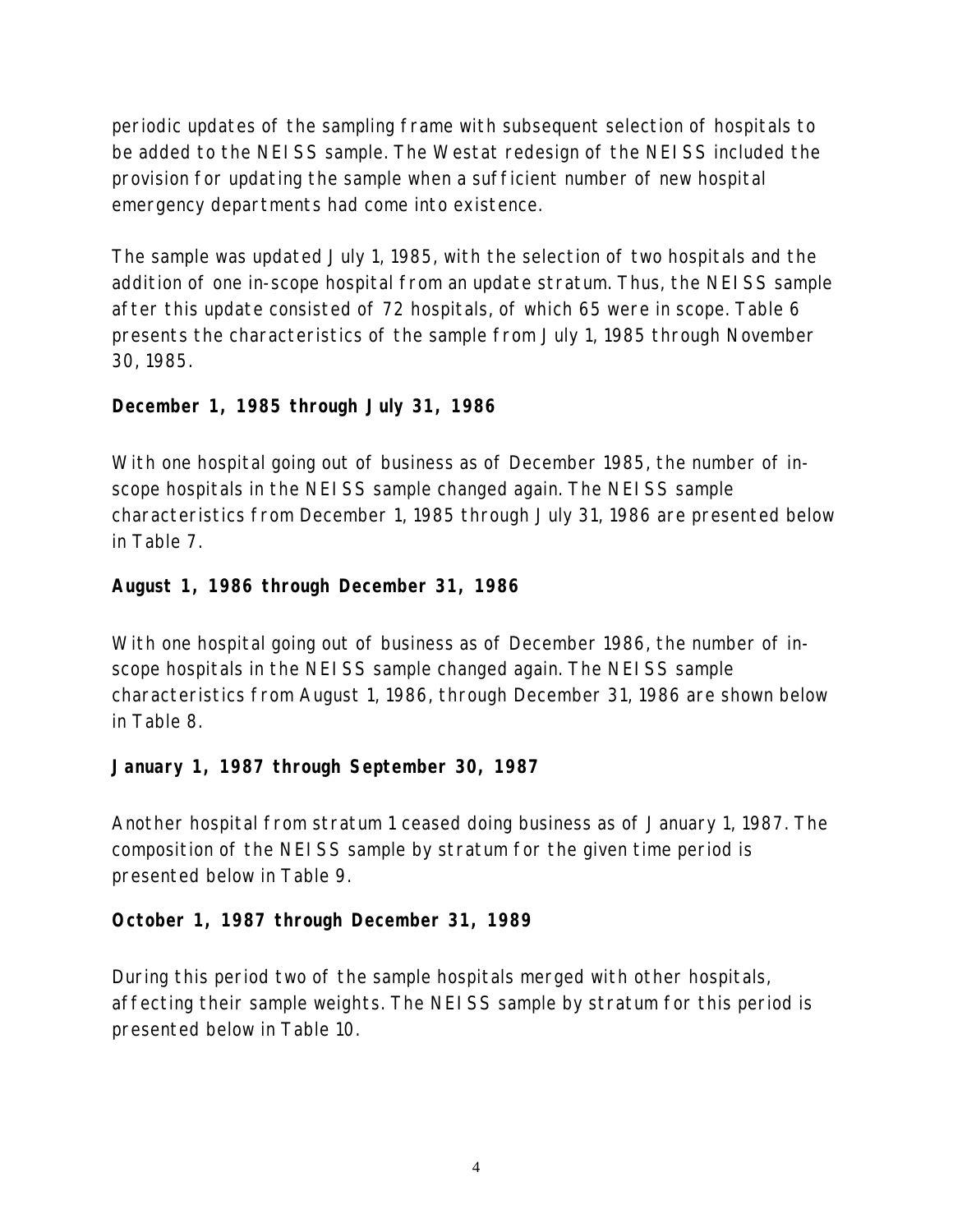periodic updates of the sampling frame with subsequent selection of hospitals to be added to the NEISS sample. The Westat redesign of the NEISS included the provision for updating the sample when a sufficient number of new hospital emergency departments had come into existence.

The sample was updated July 1, 1985, with the selection of two hospitals and the addition of one in-scope hospital from an update stratum. Thus, the NEISS sample after this update consisted of 72 hospitals, of which 65 were in scope. Table 6 presents the characteristics of the sample from July 1, 1985 through November 30, 1985.

**December 1, 1985 through July 31, 1986**

With one hospital going out of business as of December 1985, the number of in-scope hospitals in the NEISS sample changed again. The NEISS sample characteristics from December 1, 1985 through July 31, 1986 are presented below in Table 7.

**August 1, 1986 through December 31, 1986**

With one hospital going out of business as of December 1986, the number of in-scope hospitals in the NEISS sample changed again. The NEISS sample characteristics from August 1, 1986, through December 31, 1986 are shown below in Table 8.

**January 1, 1987 through September 30, 1987**

Another hospital from stratum 1 ceased doing business as of January 1, 1987. The composition of the NEISS sample by stratum for the given time period is presented below in Table 9.

**October 1, 1987 through December 31, 1989**

During this period two of the sample hospitals merged with other hospitals, affecting their sample weights. The NEISS sample by stratum for this period is presented below in Table 10.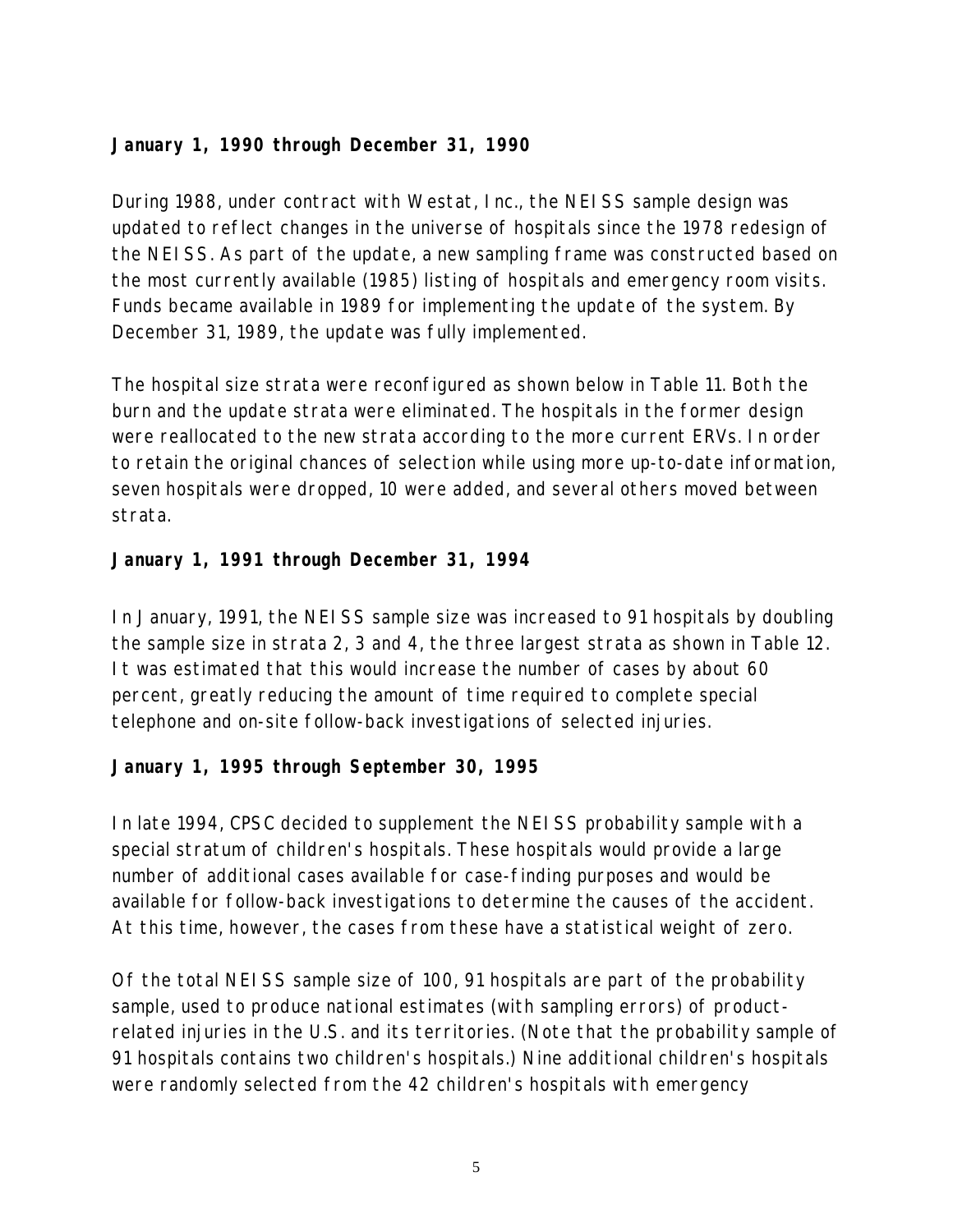**January 1, 1990 through December 31, 1990**

During 1988, under contract with Westat, Inc., the NEISS sample design was updated to reflect changes in the universe of hospitals since the 1978 redesign of the NEISS. As part of the update, a new sampling frame was constructed based on the most currently available (1985) listing of hospitals and emergency room visits. Funds became available in 1989 for implementing the update of the system. By December 31, 1989, the update was fully implemented.

The hospital size strata were reconfigured as shown below in Table 11. Both the burn and the update strata were eliminated. The hospitals in the former design were reallocated to the new strata according to the more current ERVs. In order to retain the original chances of selection while using more up-to-date information, seven hospitals were dropped, 10 were added, and several others moved between strata.

**January 1, 1991 through December 31, 1994**

In January, 1991, the NEISS sample size was increased to 91 hospitals by doubling the sample size in strata 2, 3 and 4, the three largest strata as shown in Table 12. It was estimated that this would increase the number of cases by about 60 percent, greatly reducing the amount of time required to complete special telephone and on-site follow-back investigations of selected injuries.

**January 1, 1995 through September 30, 1995**

In late 1994, CPSC decided to supplement the NEISS probability sample with a special stratum of children's hospitals. These hospitals would provide a large number of additional cases available for case-finding purposes and would be available for follow-back investigations to determine the causes of the accident. At this time, however, the cases from these have a statistical weight of zero.

Of the total NEISS sample size of 100, 91 hospitals are part of the probability sample, used to produce national estimates (with sampling errors) of product-related injuries in the U.S. and its territories. (Note that the probability sample of 91 hospitals contains two children's hospitals.) Nine additional children's hospitals were randomly selected from the 42 children's hospitals with emergency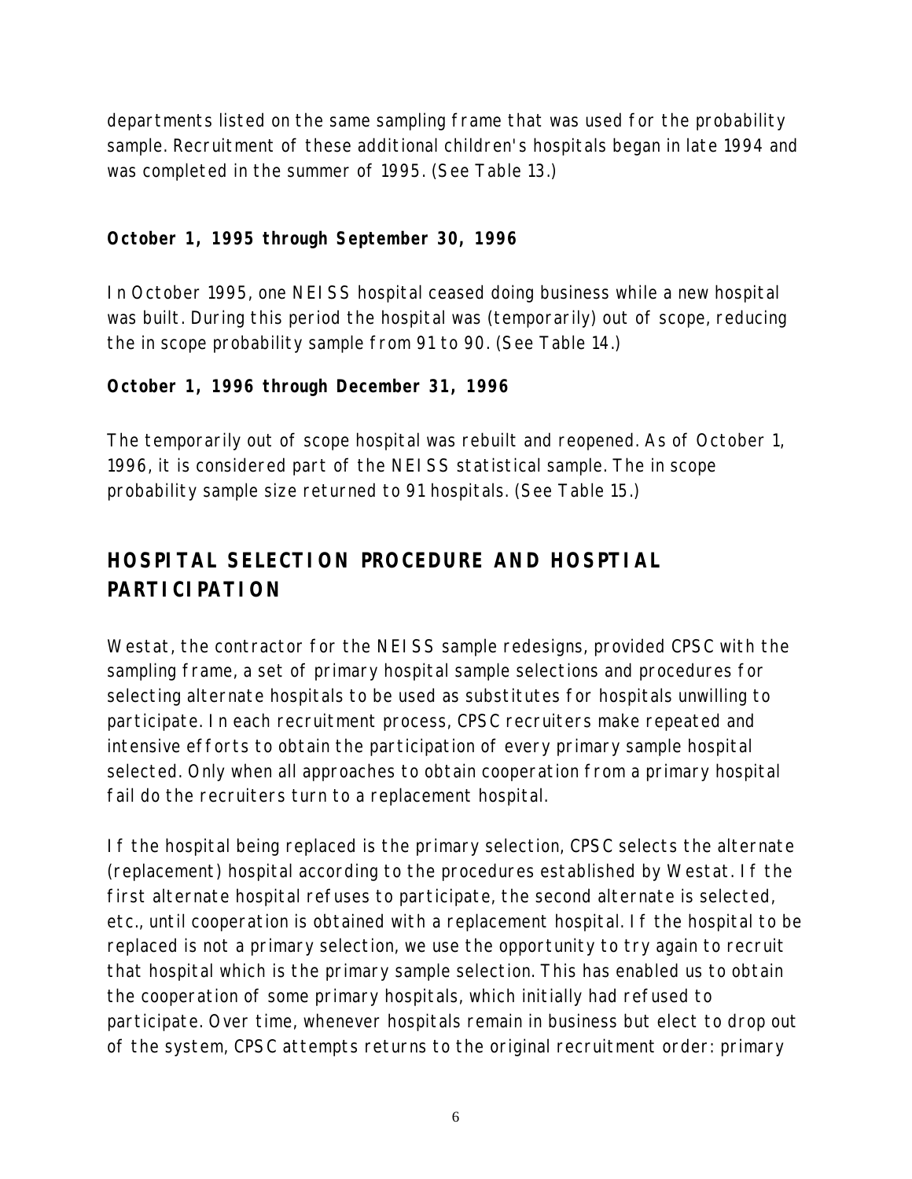departments listed on the same sampling frame that was used for the probability sample. Recruitment of these additional children's hospitals began in late 1994 and was completed in the summer of 1995. (See Table 13.)

**October 1, 1995 through September 30, 1996**

In October 1995, one NEISS hospital ceased doing business while a new hospital was built. During this period the hospital was (temporarily) out of scope, reducing the in scope probability sample from 91 to 90. (See Table 14.)

**October 1, 1996 through December 31, 1996**

The temporarily out of scope hospital was rebuilt and reopened. As of October 1, 1996, it is considered part of the NEISS statistical sample. The in scope probability sample size returned to 91 hospitals. (See Table 15.)

## HOSPITAL SELECTION PROCEDURE AND HOSPTIAL PARTICIPATION

Westat, the contractor for the NEISS sample redesigns, provided CPSC with the sampling frame, a set of primary hospital sample selections and procedures for selecting alternate hospitals to be used as substitutes for hospitals unwilling to participate. In each recruitment process, CPSC recruiters make repeated and intensive efforts to obtain the participation of every primary sample hospital selected. Only when all approaches to obtain cooperation from a primary hospital fail do the recruiters turn to a replacement hospital.

If the hospital being replaced is the primary selection, CPSC selects the alternate (replacement) hospital according to the procedures established by Westat. If the first alternate hospital refuses to participate, the second alternate is selected, etc., until cooperation is obtained with a replacement hospital. If the hospital to be replaced is not a primary selection, we use the opportunity to try again to recruit that hospital which is the primary sample selection. This has enabled us to obtain the cooperation of some primary hospitals, which initially had refused to participate. Over time, whenever hospitals remain in business but elect to drop out of the system, CPSC attempts returns to the original recruitment order: primary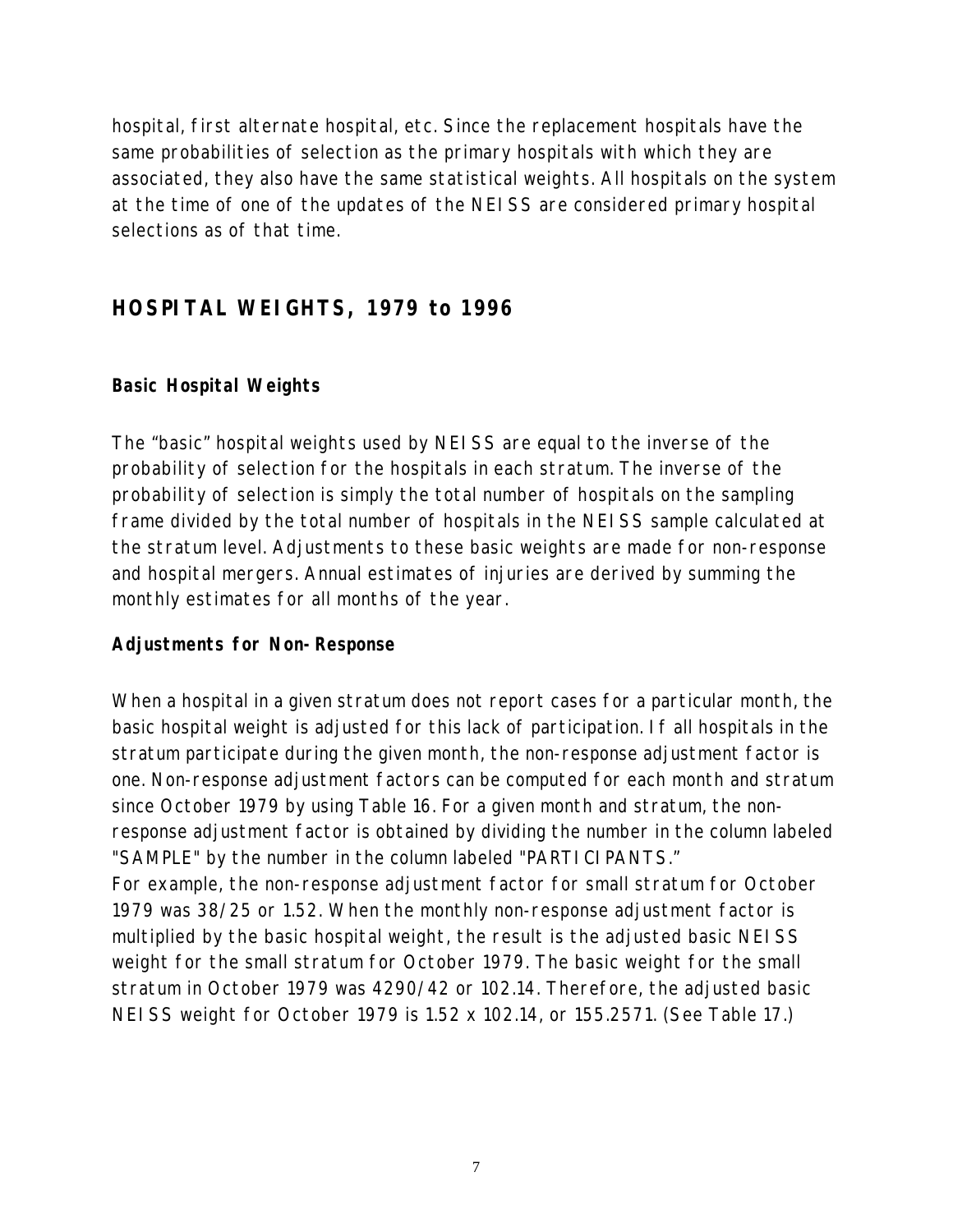hospital, first alternate hospital, etc. Since the replacement hospitals have the same probabilities of selection as the primary hospitals with which they are associated, they also have the same statistical weights. All hospitals on the system at the time of one of the updates of the NEISS are considered primary hospital selections as of that time.

## HOSPITAL WEIGHTS, 1979 to 1996

### Basic Hospital Weights

The "basic" hospital weights used by NEISS are equal to the inverse of the probability of selection for the hospitals in each stratum. The inverse of the probability of selection is simply the total number of hospitals on the sampling frame divided by the total number of hospitals in the NEISS sample calculated at the stratum level. Adjustments to these basic weights are made for non-response and hospital mergers. Annual estimates of injuries are derived by summing the monthly estimates for all months of the year.

### Adjustments for Non-Response

When a hospital in a given stratum does not report cases for a particular month, the basic hospital weight is adjusted for this lack of participation. If all hospitals in the stratum participate during the given month, the non-response adjustment factor is one. Non-response adjustment factors can be computed for each month and stratum since October 1979 by using Table 16. For a given month and stratum, the non-response adjustment factor is obtained by dividing the number in the column labeled "SAMPLE" by the number in the column labeled "PARTICIPANTS."
For example, the non-response adjustment factor for small stratum for October 1979 was 38/25 or 1.52. When the monthly non-response adjustment factor is multiplied by the basic hospital weight, the result is the adjusted basic NEISS weight for the small stratum for October 1979. The basic weight for the small stratum in October 1979 was 4290/42 or 102.14. Therefore, the adjusted basic NEISS weight for October 1979 is 1.52 x 102.14, or 155.2571. (See Table 17.)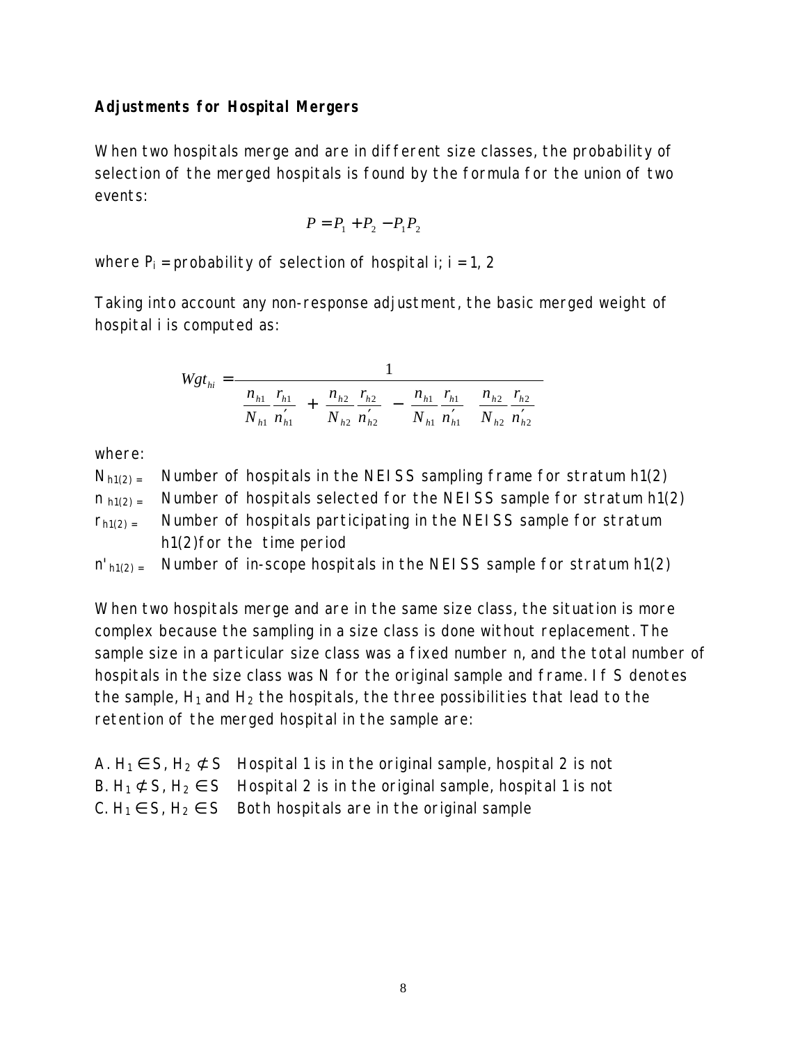**Adjustments for Hospital Mergers**

When two hospitals merge and are in different size classes, the probability of selection of the merged hospitals is found by the formula for the union of two events:

$$P = P_1 + P_2 - P_1 P_2$$

where $P_i$ = probability of selection of hospital i; i = 1, 2

Taking into account any non-response adjustment, the basic merged weight of hospital i is computed as:

$$Wgt_{hi} = \frac{1}{\frac{n_{h1}}{N_{h1}} \frac{r_{h1}}{n'_{h1}} + \frac{n_{h2}}{N_{h2}} \frac{r_{h2}}{n'_{h2}} - \frac{n_{h1}}{N_{h1}} \frac{r_{h1}}{n'_{h1}} \quad \frac{n_{h2}}{N_{h2}} \frac{r_{h2}}{n'_{h2}}}$$

where:

$N_{h1(2)}$ = Number of hospitals in the NEISS sampling frame for stratum h1(2)
$n_{h1(2)}$ = Number of hospitals selected for the NEISS sample for stratum h1(2)
$r_{h1(2)}$ = Number of hospitals participating in the NEISS sample for stratum h1(2)for the time period
$n'_{h1(2)}$ = Number of in-scope hospitals in the NEISS sample for stratum h1(2)

When two hospitals merge and are in the same size class, the situation is more complex because the sampling in a size class is done without replacement. The sample size in a particular size class was a fixed number n, and the total number of hospitals in the size class was N for the original sample and frame. If S denotes the sample, $H_1$ and $H_2$ the hospitals, the three possibilities that lead to the retention of the merged hospital in the sample are:

A. $H_1 \in S$, $H_2 \notin S$ Hospital 1 is in the original sample, hospital 2 is not
B. $H_1 \notin S$, $H_2 \in S$ Hospital 2 is in the original sample, hospital 1 is not
C. $H_1 \in S$, $H_2 \in S$ Both hospitals are in the original sample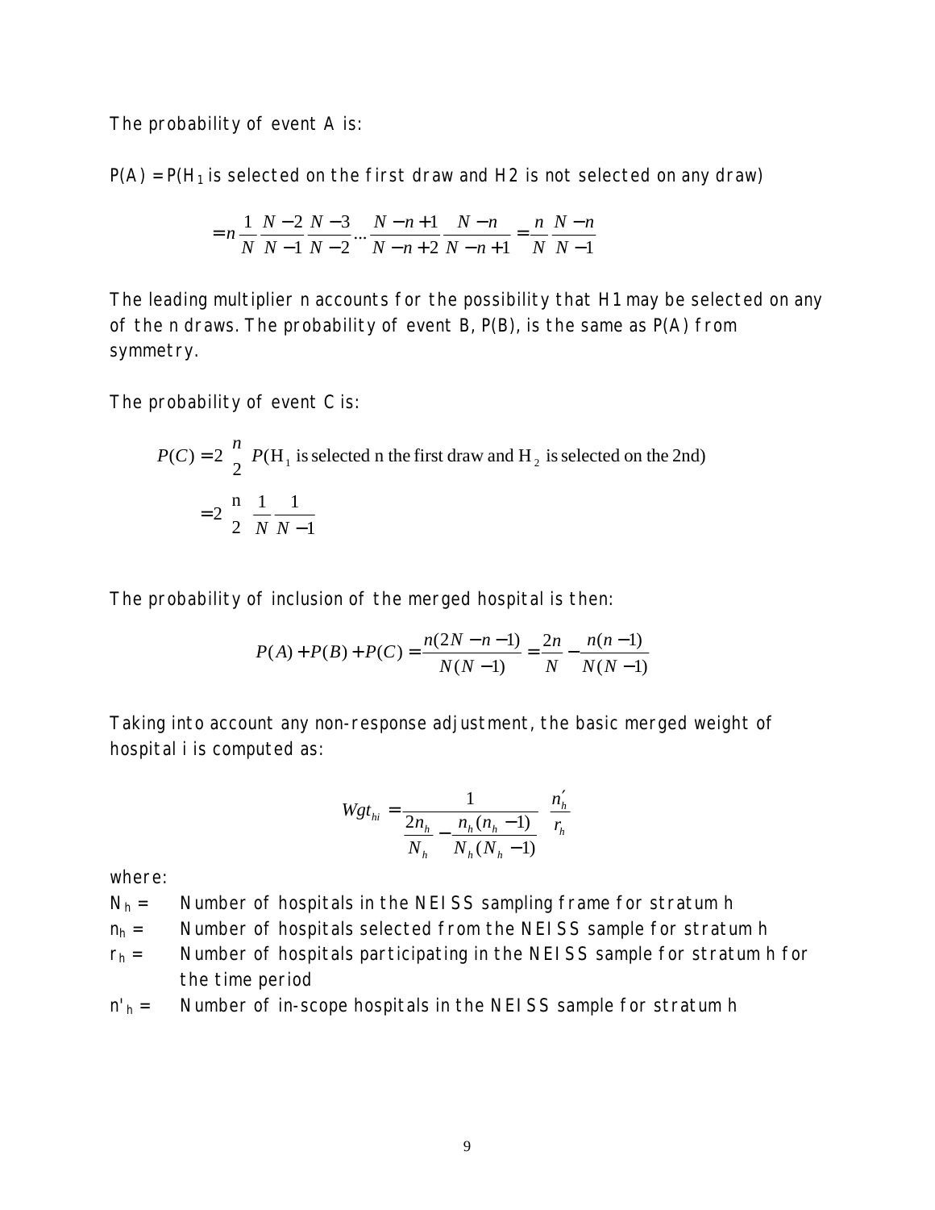The probability of event A is:

P(A) = P($H_1$ is selected on the first draw and H2 is not selected on any draw)

$$= n \frac{1}{N} \frac{N-2}{N-1} \frac{N-3}{N-2} \cdots \frac{N-n+1}{N-n+2} \frac{N-n}{N-n+1} = \frac{n}{N} \frac{N-n}{N-1}$$

The leading multiplier n accounts for the possibility that H1 may be selected on any of the n draws. The probability of event B, P(B), is the same as P(A) from symmetry.

The probability of event C is:

$$P(C) = 2 \binom{n}{2} P(\text{H}_1 \text{ is selected n the first draw and H}_2 \text{ is selected on the 2nd})$$

$$= 2 \binom{n}{2} \frac{1}{N} \frac{1}{N-1}$$

The probability of inclusion of the merged hospital is then:

$$P(A) + P(B) + P(C) = \frac{n(2N - n - 1)}{N(N-1)} = \frac{2n}{N} - \frac{n(n-1)}{N(N-1)}$$

Taking into account any non-response adjustment, the basic merged weight of hospital i is computed as:

$$Wgt_{hi} = \frac{1}{\dfrac{2n_h}{N_h} - \dfrac{n_h(n_h - 1)}{N_h(N_h - 1)}} \left( \frac{n_h'}{r_h} \right)$$

where:

- $N_h$ = Number of hospitals in the NEISS sampling frame for stratum h
- $n_h$ = Number of hospitals selected from the NEISS sample for stratum h
- $r_h$ = Number of hospitals participating in the NEISS sample for stratum h for the time period
- $n'_h$ = Number of in-scope hospitals in the NEISS sample for stratum h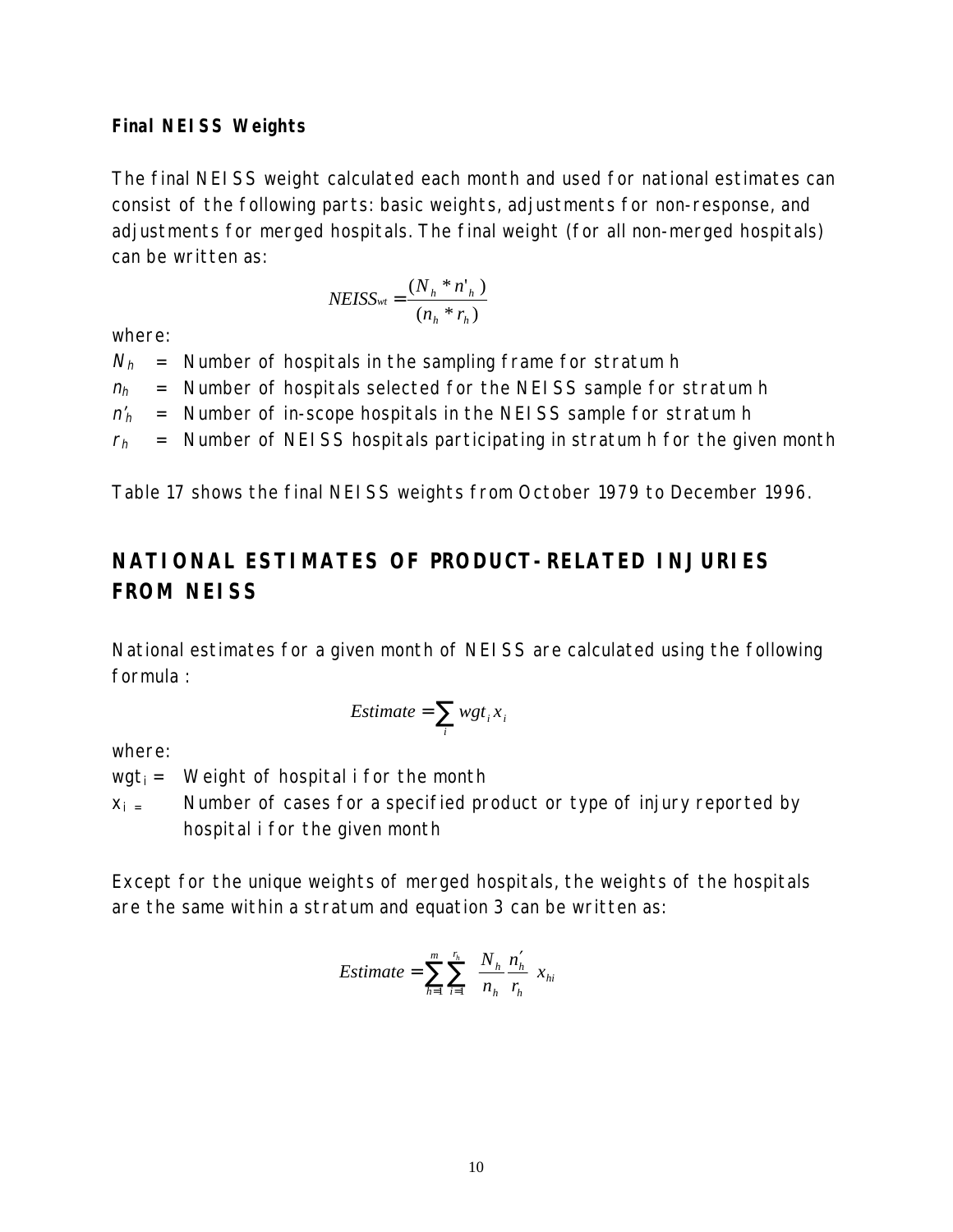**Final NEISS Weights**

The final NEISS weight calculated each month and used for national estimates can consist of the following parts: basic weights, adjustments for non-response, and adjustments for merged hospitals. The final weight (for all non-merged hospitals) can be written as:

$$NEISS_{wt} = \frac{(N_h * n'_h)}{(n_h * r_h)}$$

where:

$N_h$ = Number of hospitals in the sampling frame for stratum h

$n_h$ = Number of hospitals selected for the NEISS sample for stratum h

$n'_h$ = Number of in-scope hospitals in the NEISS sample for stratum h

$r_h$ = Number of NEISS hospitals participating in stratum h for the given month

Table 17 shows the final NEISS weights from October 1979 to December 1996.

## NATIONAL ESTIMATES OF PRODUCT-RELATED INJURIES FROM NEISS

National estimates for a given month of NEISS are calculated using the following formula :

$$Estimate = \sum_i wgt_i x_i$$

where:

$wgt_i$ = Weight of hospital i for the month

$x_i$ = Number of cases for a specified product or type of injury reported by hospital i for the given month

Except for the unique weights of merged hospitals, the weights of the hospitals are the same within a stratum and equation 3 can be written as:

$$Estimate = \sum_{h=1}^{m} \sum_{i=1}^{r_h} \frac{N_h}{n_h} \frac{n'_h}{r_h} x_{hi}$$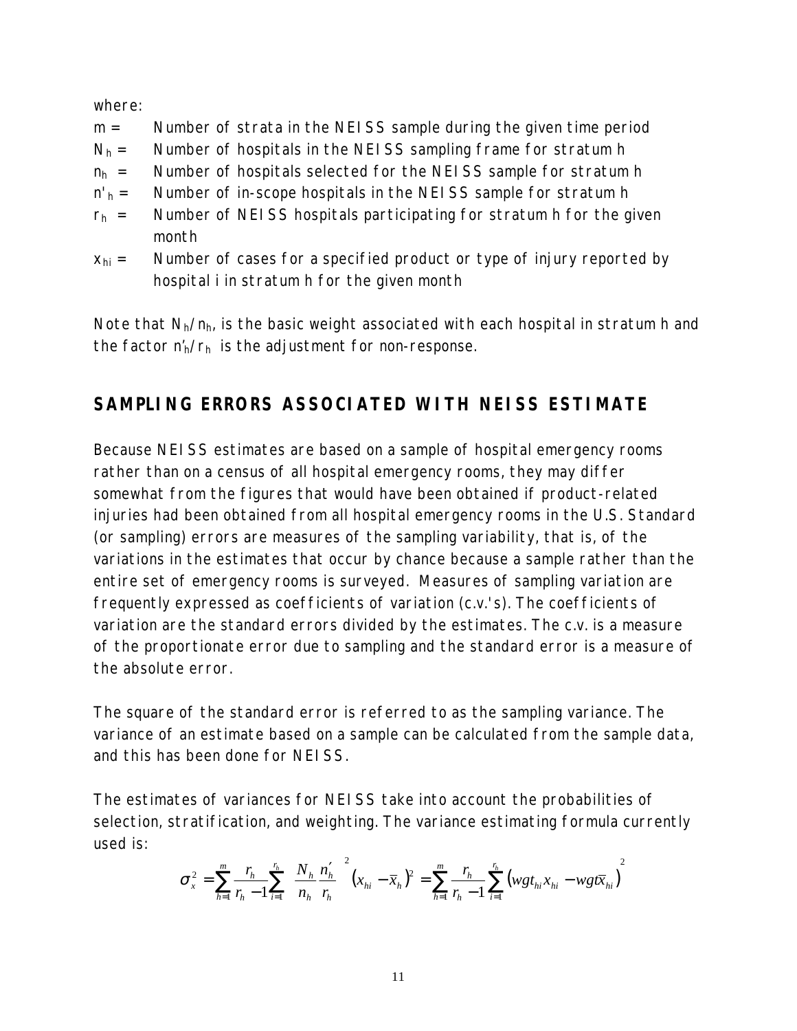where:

- $m$ = Number of strata in the NEISS sample during the given time period
- $N_h$ = Number of hospitals in the NEISS sampling frame for stratum h
- $n_h$ = Number of hospitals selected for the NEISS sample for stratum h
- $n'_h$ = Number of in-scope hospitals in the NEISS sample for stratum h
- $r_h$ = Number of NEISS hospitals participating for stratum h for the given month
- $x_{hi}$ = Number of cases for a specified product or type of injury reported by hospital i in stratum h for the given month

Note that $N_h/n_h$, is the basic weight associated with each hospital in stratum h and the factor $n'_h/r_h$ is the adjustment for non-response.

## SAMPLING ERRORS ASSOCIATED WITH NEISS ESTIMATE

Because NEISS estimates are based on a sample of hospital emergency rooms rather than on a census of all hospital emergency rooms, they may differ somewhat from the figures that would have been obtained if product-related injuries had been obtained from all hospital emergency rooms in the U.S. Standard (or sampling) errors are measures of the sampling variability, that is, of the variations in the estimates that occur by chance because a sample rather than the entire set of emergency rooms is surveyed. Measures of sampling variation are frequently expressed as coefficients of variation (c.v.'s). The coefficients of variation are the standard errors divided by the estimates. The c.v. is a measure of the proportionate error due to sampling and the standard error is a measure of the absolute error.

The square of the standard error is referred to as the sampling variance. The variance of an estimate based on a sample can be calculated from the sample data, and this has been done for NEISS.

The estimates of variances for NEISS take into account the probabilities of selection, stratification, and weighting. The variance estimating formula currently used is:

$$\sigma_x^2 = \sum_{h=1}^{m} \frac{r_h}{r_h - 1} \sum_{i=1}^{r_h} \left( \frac{N_h}{n_h} \frac{n'_h}{r_h} \right)^2 \left( x_{hi} - \bar{x}_h \right)^2 = \sum_{h=1}^{m} \frac{r_h}{r_h - 1} \sum_{i=1}^{r_h} \left( wgt_{hi} x_{hi} - wgt\bar{x}_{hi} \right)^2$$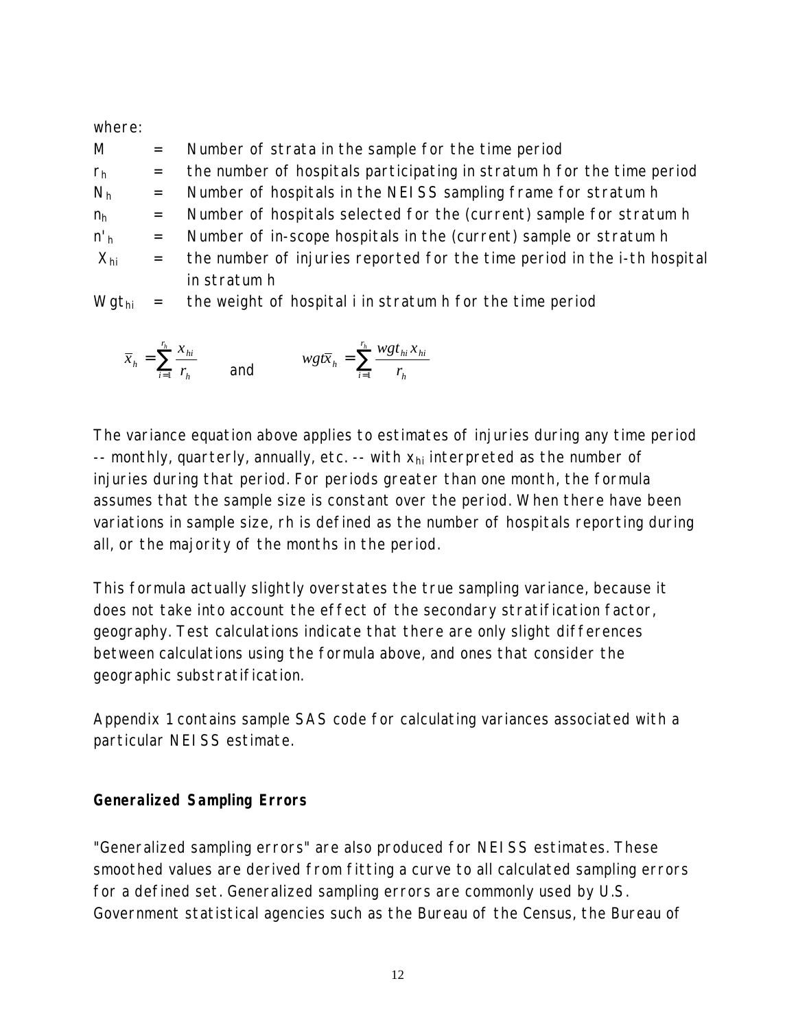where:

| | | |
|---|---|---|
| M | = | Number of strata in the sample for the time period |
| $r_h$ | = | the number of hospitals participating in stratum h for the time period |
| $N_h$ | = | Number of hospitals in the NEISS sampling frame for stratum h |
| $n_h$ | = | Number of hospitals selected for the (current) sample for stratum h |
| $n'_h$ | = | Number of in-scope hospitals in the (current) sample or stratum h |
| $X_{hi}$ | = | the number of injuries reported for the time period in the i-th hospital in stratum h |
| $Wgt_{hi}$ | = | the weight of hospital i in stratum h for the time period |

$$\bar{x}_h = \sum_{i=1}^{r_h} \frac{x_{hi}}{r_h} \quad \text{and} \quad wgt\bar{x}_h = \sum_{i=1}^{r_h} \frac{wgt_{hi} x_{hi}}{r_h}$$

The variance equation above applies to estimates of injuries during any time period -- monthly, quarterly, annually, etc. -- with $x_{hi}$ interpreted as the number of injuries during that period. For periods greater than one month, the formula assumes that the sample size is constant over the period. When there have been variations in sample size, rh is defined as the number of hospitals reporting during all, or the majority of the months in the period.

This formula actually slightly overstates the true sampling variance, because it does not take into account the effect of the secondary stratification factor, geography. Test calculations indicate that there are only slight differences between calculations using the formula above, and ones that consider the geographic substratification.

Appendix 1 contains sample SAS code for calculating variances associated with a particular NEISS estimate.

**Generalized Sampling Errors**

"Generalized sampling errors" are also produced for NEISS estimates. These smoothed values are derived from fitting a curve to all calculated sampling errors for a defined set. Generalized sampling errors are commonly used by U.S. Government statistical agencies such as the Bureau of the Census, the Bureau of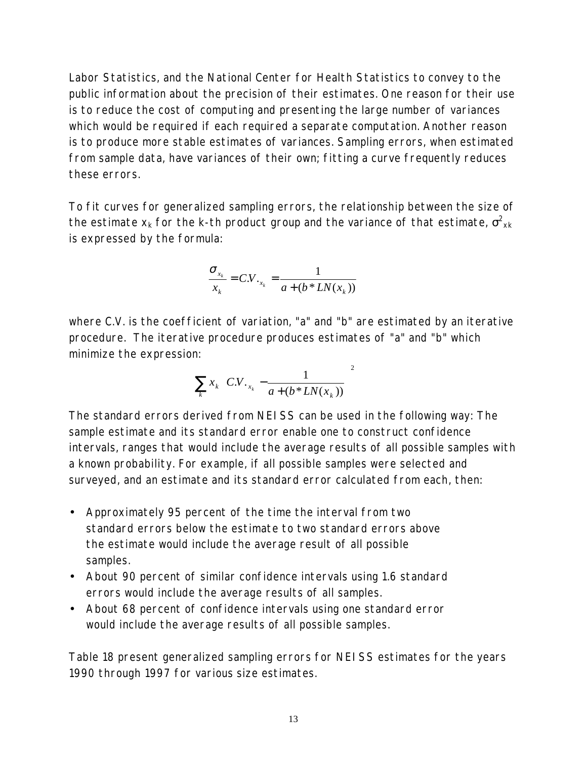Labor Statistics, and the National Center for Health Statistics to convey to the public information about the precision of their estimates. One reason for their use is to reduce the cost of computing and presenting the large number of variances which would be required if each required a separate computation. Another reason is to produce more stable estimates of variances. Sampling errors, when estimated from sample data, have variances of their own; fitting a curve frequently reduces these errors.

To fit curves for generalized sampling errors, the relationship between the size of the estimate $x_k$ for the k-th product group and the variance of that estimate, $\sigma^2_{xk}$ is expressed by the formula:

$$\frac{\sigma_{x_k}}{x_k} = C.V._{x_k} = \frac{1}{a + (b * LN(x_k))}$$

where C.V. is the coefficient of variation, "a" and "b" are estimated by an iterative procedure. The iterative procedure produces estimates of "a" and "b" which minimize the expression:

$$\sum_k x_k \left( C.V._{x_k} - \frac{1}{a + (b * LN(x_k))} \right)^2$$

The standard errors derived from NEISS can be used in the following way: The sample estimate and its standard error enable one to construct confidence intervals, ranges that would include the average results of all possible samples with a known probability. For example, if all possible samples were selected and surveyed, and an estimate and its standard error calculated from each, then:

- Approximately 95 percent of the time the interval from two standard errors below the estimate to two standard errors above the estimate would include the average result of all possible samples.
- About 90 percent of similar confidence intervals using 1.6 standard errors would include the average results of all samples.
- About 68 percent of confidence intervals using one standard error would include the average results of all possible samples.

Table 18 present generalized sampling errors for NEISS estimates for the years 1990 through 1997 for various size estimates.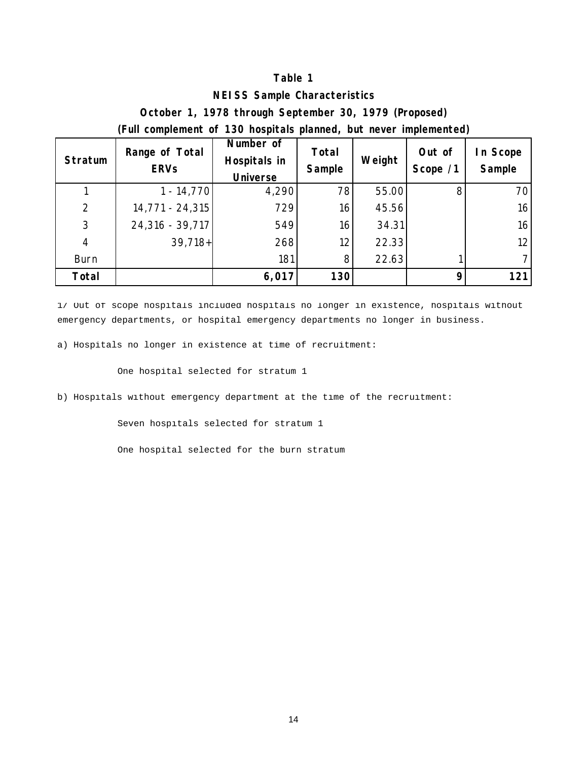**Table 1**

**NEISS Sample Characteristics**

**October 1, 1978 through September 30, 1979 (Proposed)**

**(Full complement of 130 hospitals planned, but never implemented)**

| Stratum | Range of Total ERVs | Number of Hospitals in Universe | Total Sample | Weight | Out of Scope /1 | In Scope Sample |
|---|---|---|---|---|---|---|
| 1 | 1 - 14,770 | 4,290 | 78 | 55.00 | 8 | 70 |
| 2 | 14,771 - 24,315 | 729 | 16 | 45.56 | | 16 |
| 3 | 24,316 - 39,717 | 549 | 16 | 34.31 | | 16 |
| 4 | 39,718+ | 268 | 12 | 22.33 | | 12 |
| Burn | | 181 | 8 | 22.63 | 1 | 7 |
| **Total** | | **6,017** | **130** | | **9** | **121** |

1/ Out of scope hospitals included hospitals no longer in existence, hospitals without emergency departments, or hospital emergency departments no longer in business.

a) Hospitals no longer in existence at time of recruitment:

One hospital selected for stratum 1

b) Hospitals without emergency department at the time of the recruitment:

Seven hospitals selected for stratum 1

One hospital selected for the burn stratum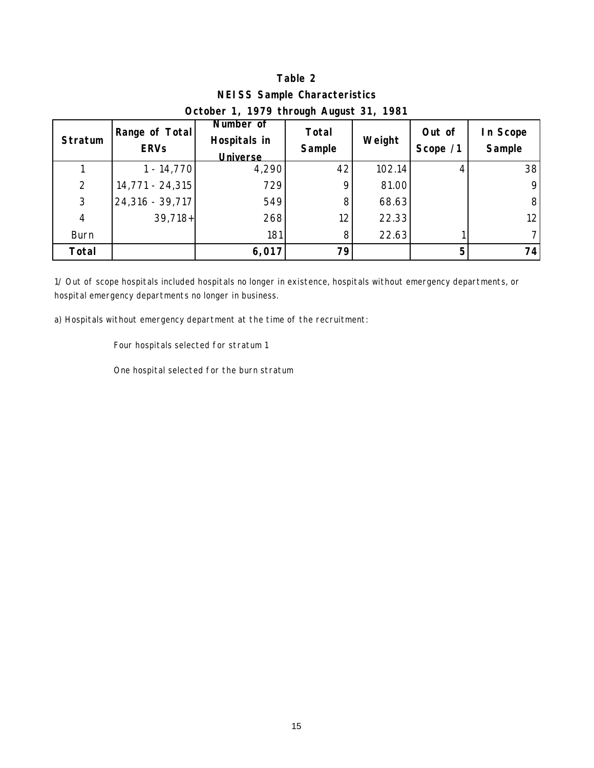**Table 2**
**NEISS Sample Characteristics**
**October 1, 1979 through August 31, 1981**

| Stratum | Range of Total ERVs | Number of Hospitals in Universe | Total Sample | Weight | Out of Scope /1 | In Scope Sample |
|---|---|---|---|---|---|---|
| 1 | 1 - 14,770 | 4,290 | 42 | 102.14 | 4 | 38 |
| 2 | 14,771 - 24,315 | 729 | 9 | 81.00 | | 9 |
| 3 | 24,316 - 39,717 | 549 | 8 | 68.63 | | 8 |
| 4 | 39,718+ | 268 | 12 | 22.33 | | 12 |
| Burn | | 181 | 8 | 22.63 | 1 | 7 |
| **Total** | | **6,017** | **79** | | **5** | **74** |

1/ Out of scope hospitals included hospitals no longer in existence, hospitals without emergency departments, or hospital emergency departments no longer in business.

a) Hospitals without emergency department at the time of the recruitment:

Four hospitals selected for stratum 1

One hospital selected for the burn stratum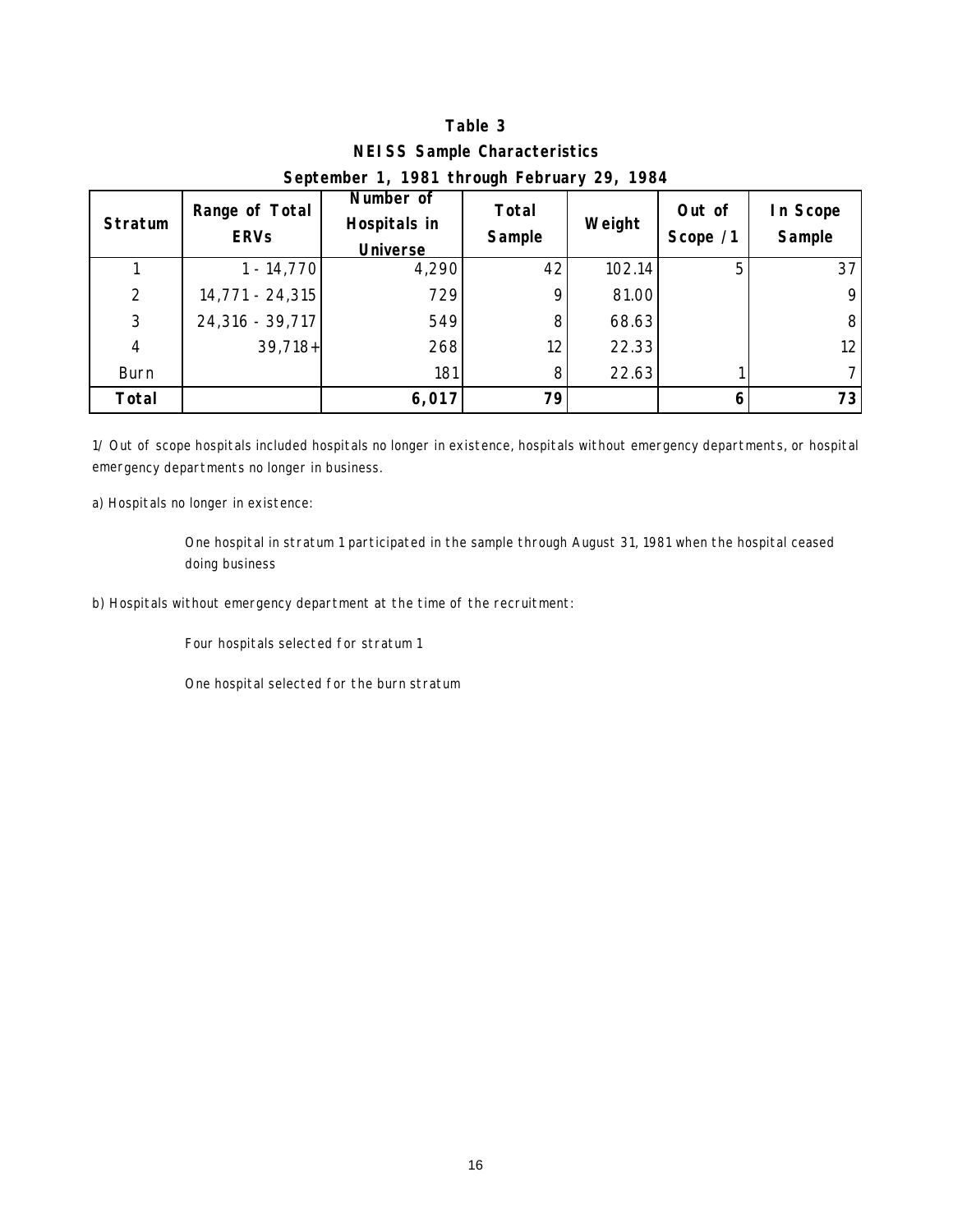**Table 3**
**NEISS Sample Characteristics**
**September 1, 1981 through February 29, 1984**

| Stratum | Range of Total ERVs | Number of Hospitals in Universe | Total Sample | Weight | Out of Scope /1 | In Scope Sample |
|---|---|---|---|---|---|---|
| 1 | 1 - 14,770 | 4,290 | 42 | 102.14 | 5 | 37 |
| 2 | 14,771 - 24,315 | 729 | 9 | 81.00 | | 9 |
| 3 | 24,316 - 39,717 | 549 | 8 | 68.63 | | 8 |
| 4 | 39,718+ | 268 | 12 | 22.33 | | 12 |
| Burn | | 181 | 8 | 22.63 | 1 | 7 |
| **Total** | | **6,017** | **79** | | **6** | **73** |

1/ Out of scope hospitals included hospitals no longer in existence, hospitals without emergency departments, or hospital emergency departments no longer in business.

a) Hospitals no longer in existence:

> One hospital in stratum 1 participated in the sample through August 31, 1981 when the hospital ceased doing business

b) Hospitals without emergency department at the time of the recruitment:

> Four hospitals selected for stratum 1
>
> One hospital selected for the burn stratum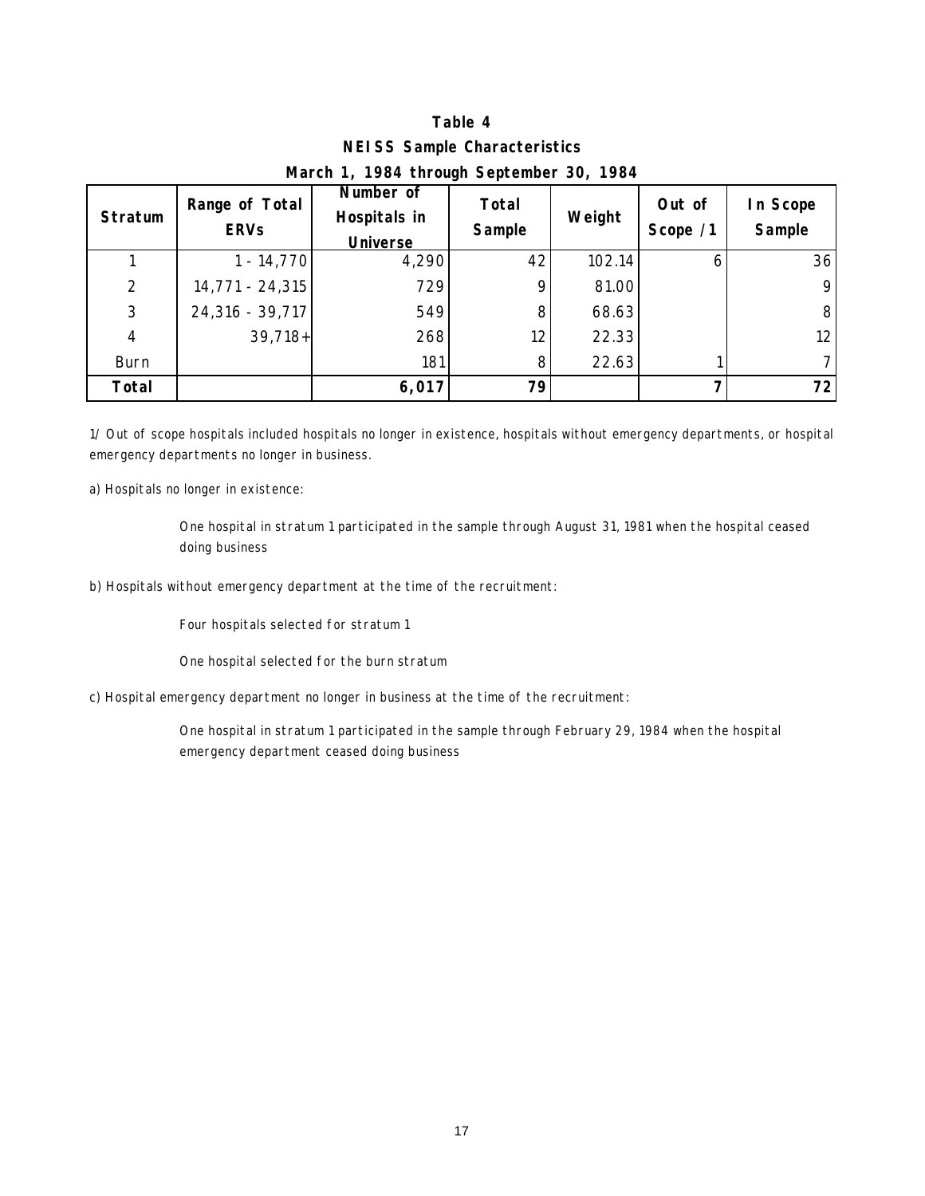# Table 4

## NEISS Sample Characteristics

### March 1, 1984 through September 30, 1984

| Stratum | Range of Total ERVs | Number of Hospitals in Universe | Total Sample | Weight | Out of Scope /1 | In Scope Sample |
|---|---|---|---|---|---|---|
| 1 | 1 - 14,770 | 4,290 | 42 | 102.14 | 6 | 36 |
| 2 | 14,771 - 24,315 | 729 | 9 | 81.00 | | 9 |
| 3 | 24,316 - 39,717 | 549 | 8 | 68.63 | | 8 |
| 4 | 39,718+ | 268 | 12 | 22.33 | | 12 |
| Burn | | 181 | 8 | 22.63 | 1 | 7 |
| **Total** | | **6,017** | **79** | | **7** | **72** |

1/ Out of scope hospitals included hospitals no longer in existence, hospitals without emergency departments, or hospital emergency departments no longer in business.

a) Hospitals no longer in existence:

> One hospital in stratum 1 participated in the sample through August 31, 1981 when the hospital ceased doing business

b) Hospitals without emergency department at the time of the recruitment:

> Four hospitals selected for stratum 1
>
> One hospital selected for the burn stratum

c) Hospital emergency department no longer in business at the time of the recruitment:

> One hospital in stratum 1 participated in the sample through February 29, 1984 when the hospital emergency department ceased doing business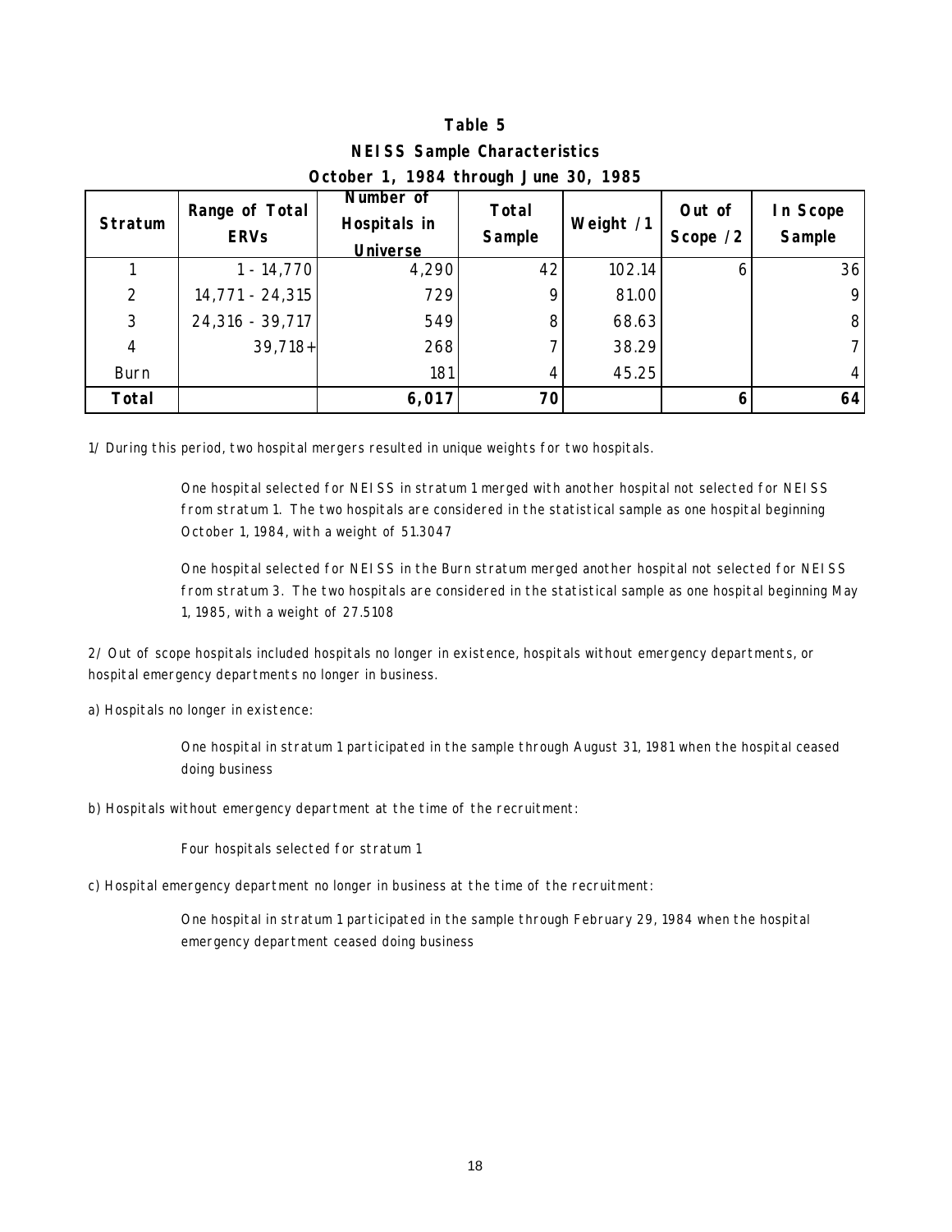**Table 5**
**NEISS Sample Characteristics**
**October 1, 1984 through June 30, 1985**

| Stratum | Range of Total ERVs | Number of Hospitals in Universe | Total Sample | Weight /1 | Out of Scope /2 | In Scope Sample |
|---|---|---|---|---|---|---|
| 1 | 1 - 14,770 | 4,290 | 42 | 102.14 | 6 | 36 |
| 2 | 14,771 - 24,315 | 729 | 9 | 81.00 | | 9 |
| 3 | 24,316 - 39,717 | 549 | 8 | 68.63 | | 8 |
| 4 | 39,718+ | 268 | 7 | 38.29 | | 7 |
| Burn | | 181 | 4 | 45.25 | | 4 |
| **Total** | | **6,017** | **70** | | **6** | **64** |

1/ During this period, two hospital mergers resulted in unique weights for two hospitals.

> One hospital selected for NEISS in stratum 1 merged with another hospital not selected for NEISS from stratum 1. The two hospitals are considered in the statistical sample as one hospital beginning October 1, 1984, with a weight of 51.3047
>
> One hospital selected for NEISS in the Burn stratum merged another hospital not selected for NEISS from stratum 3. The two hospitals are considered in the statistical sample as one hospital beginning May 1, 1985, with a weight of 27.5108

2/ Out of scope hospitals included hospitals no longer in existence, hospitals without emergency departments, or hospital emergency departments no longer in business.

a) Hospitals no longer in existence:

> One hospital in stratum 1 participated in the sample through August 31, 1981 when the hospital ceased doing business

b) Hospitals without emergency department at the time of the recruitment:

> Four hospitals selected for stratum 1

c) Hospital emergency department no longer in business at the time of the recruitment:

> One hospital in stratum 1 participated in the sample through February 29, 1984 when the hospital emergency department ceased doing business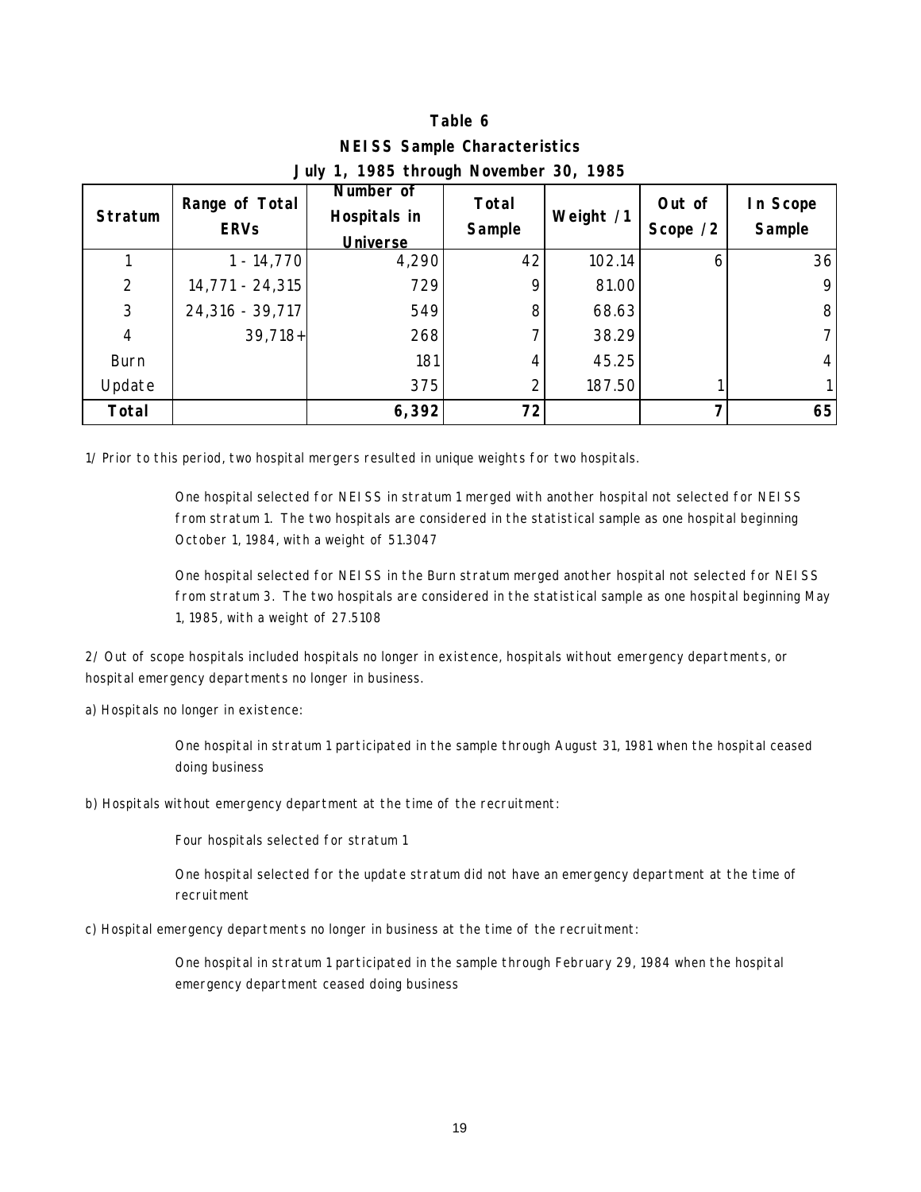**Table 6**

**NEISS Sample Characteristics**

**July 1, 1985 through November 30, 1985**

| Stratum | Range of Total ERVs | Number of Hospitals in Universe | Total Sample | Weight /1 | Out of Scope /2 | In Scope Sample |
|---|---|---|---|---|---|---|
| 1 | 1 - 14,770 | 4,290 | 42 | 102.14 | 6 | 36 |
| 2 | 14,771 - 24,315 | 729 | 9 | 81.00 | | 9 |
| 3 | 24,316 - 39,717 | 549 | 8 | 68.63 | | 8 |
| 4 | 39,718+ | 268 | 7 | 38.29 | | 7 |
| Burn | | 181 | 4 | 45.25 | | 4 |
| Update | | 375 | 2 | 187.50 | 1 | 1 |
| **Total** | | **6,392** | **72** | | **7** | **65** |

1/ Prior to this period, two hospital mergers resulted in unique weights for two hospitals.

One hospital selected for NEISS in stratum 1 merged with another hospital not selected for NEISS from stratum 1. The two hospitals are considered in the statistical sample as one hospital beginning October 1, 1984, with a weight of 51.3047

One hospital selected for NEISS in the Burn stratum merged another hospital not selected for NEISS from stratum 3. The two hospitals are considered in the statistical sample as one hospital beginning May 1, 1985, with a weight of 27.5108

2/ Out of scope hospitals included hospitals no longer in existence, hospitals without emergency departments, or hospital emergency departments no longer in business.

a) Hospitals no longer in existence:

One hospital in stratum 1 participated in the sample through August 31, 1981 when the hospital ceased doing business

b) Hospitals without emergency department at the time of the recruitment:

Four hospitals selected for stratum 1

One hospital selected for the update stratum did not have an emergency department at the time of recruitment

c) Hospital emergency departments no longer in business at the time of the recruitment:

One hospital in stratum 1 participated in the sample through February 29, 1984 when the hospital emergency department ceased doing business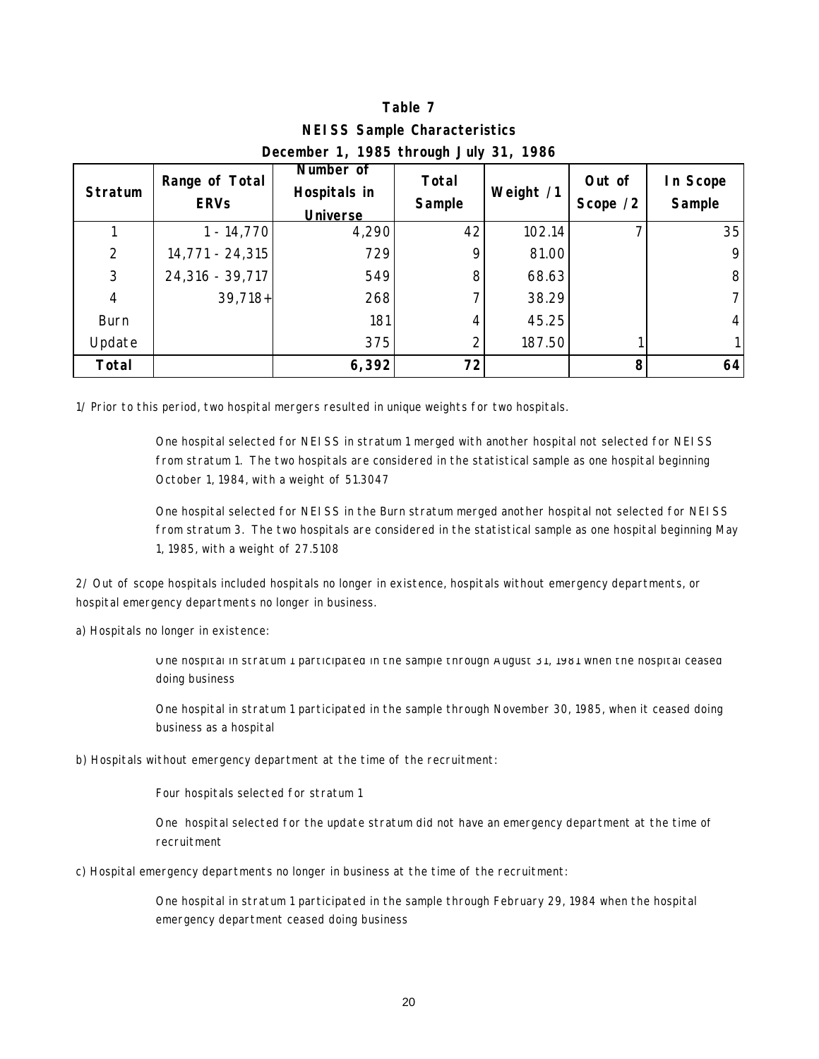**Table 7**
**NEISS Sample Characteristics**
**December 1, 1985 through July 31, 1986**

| Stratum | Range of Total ERVs | Number of Hospitals in Universe | Total Sample | Weight /1 | Out of Scope /2 | In Scope Sample |
|---|---|---|---|---|---|---|
| 1 | 1 - 14,770 | 4,290 | 42 | 102.14 | 7 | 35 |
| 2 | 14,771 - 24,315 | 729 | 9 | 81.00 | | 9 |
| 3 | 24,316 - 39,717 | 549 | 8 | 68.63 | | 8 |
| 4 | 39,718+ | 268 | 7 | 38.29 | | 7 |
| Burn | | 181 | 4 | 45.25 | | 4 |
| Update | | 375 | 2 | 187.50 | 1 | 1 |
| **Total** | | **6,392** | **72** | | **8** | **64** |

1/ Prior to this period, two hospital mergers resulted in unique weights for two hospitals.

> One hospital selected for NEISS in stratum 1 merged with another hospital not selected for NEISS from stratum 1. The two hospitals are considered in the statistical sample as one hospital beginning October 1, 1984, with a weight of 51.3047
>
> One hospital selected for NEISS in the Burn stratum merged another hospital not selected for NEISS from stratum 3. The two hospitals are considered in the statistical sample as one hospital beginning May 1, 1985, with a weight of 27.5108

2/ Out of scope hospitals included hospitals no longer in existence, hospitals without emergency departments, or hospital emergency departments no longer in business.

a) Hospitals no longer in existence:

> One hospital in stratum 1 participated in the sample through August 31, 1981 when the hospital ceased doing business
>
> One hospital in stratum 1 participated in the sample through November 30, 1985, when it ceased doing business as a hospital

b) Hospitals without emergency department at the time of the recruitment:

> Four hospitals selected for stratum 1
>
> One hospital selected for the update stratum did not have an emergency department at the time of recruitment

c) Hospital emergency departments no longer in business at the time of the recruitment:

> One hospital in stratum 1 participated in the sample through February 29, 1984 when the hospital emergency department ceased doing business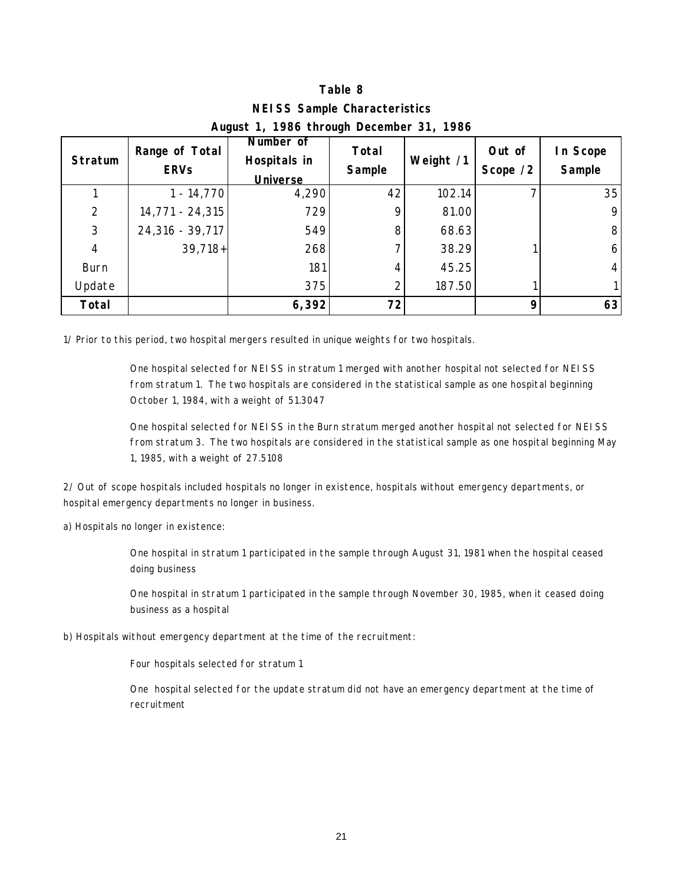# Table 8

## NEISS Sample Characteristics

### August 1, 1986 through December 31, 1986

| Stratum | Range of Total ERVs | Number of Hospitals in Universe | Total Sample | Weight /1 | Out of Scope /2 | In Scope Sample |
|---|---|---|---|---|---|---|
| 1 | 1 - 14,770 | 4,290 | 42 | 102.14 | 7 | 35 |
| 2 | 14,771 - 24,315 | 729 | 9 | 81.00 | | 9 |
| 3 | 24,316 - 39,717 | 549 | 8 | 68.63 | | 8 |
| 4 | 39,718+ | 268 | 7 | 38.29 | 1 | 6 |
| Burn | | 181 | 4 | 45.25 | | 4 |
| Update | | 375 | 2 | 187.50 | 1 | 1 |
| **Total** | | **6,392** | **72** | | **9** | **63** |

1/ Prior to this period, two hospital mergers resulted in unique weights for two hospitals.

> One hospital selected for NEISS in stratum 1 merged with another hospital not selected for NEISS from stratum 1. The two hospitals are considered in the statistical sample as one hospital beginning October 1, 1984, with a weight of 51.3047
>
> One hospital selected for NEISS in the Burn stratum merged another hospital not selected for NEISS from stratum 3. The two hospitals are considered in the statistical sample as one hospital beginning May 1, 1985, with a weight of 27.5108

2/ Out of scope hospitals included hospitals no longer in existence, hospitals without emergency departments, or hospital emergency departments no longer in business.

a) Hospitals no longer in existence:

> One hospital in stratum 1 participated in the sample through August 31, 1981 when the hospital ceased doing business
>
> One hospital in stratum 1 participated in the sample through November 30, 1985, when it ceased doing business as a hospital

b) Hospitals without emergency department at the time of the recruitment:

> Four hospitals selected for stratum 1
>
> One hospital selected for the update stratum did not have an emergency department at the time of recruitment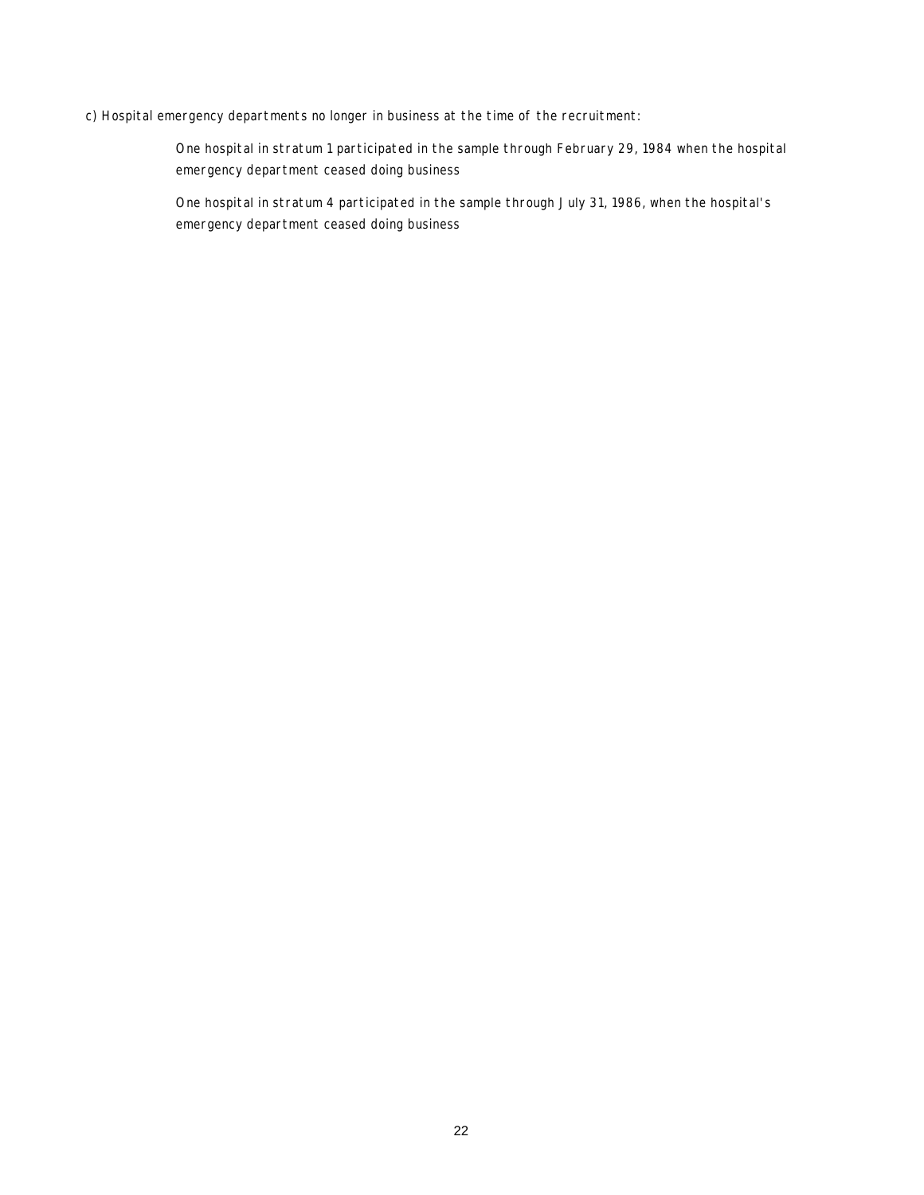c) Hospital emergency departments no longer in business at the time of the recruitment:

One hospital in stratum 1 participated in the sample through February 29, 1984 when the hospital emergency department ceased doing business

One hospital in stratum 4 participated in the sample through July 31, 1986, when the hospital's emergency department ceased doing business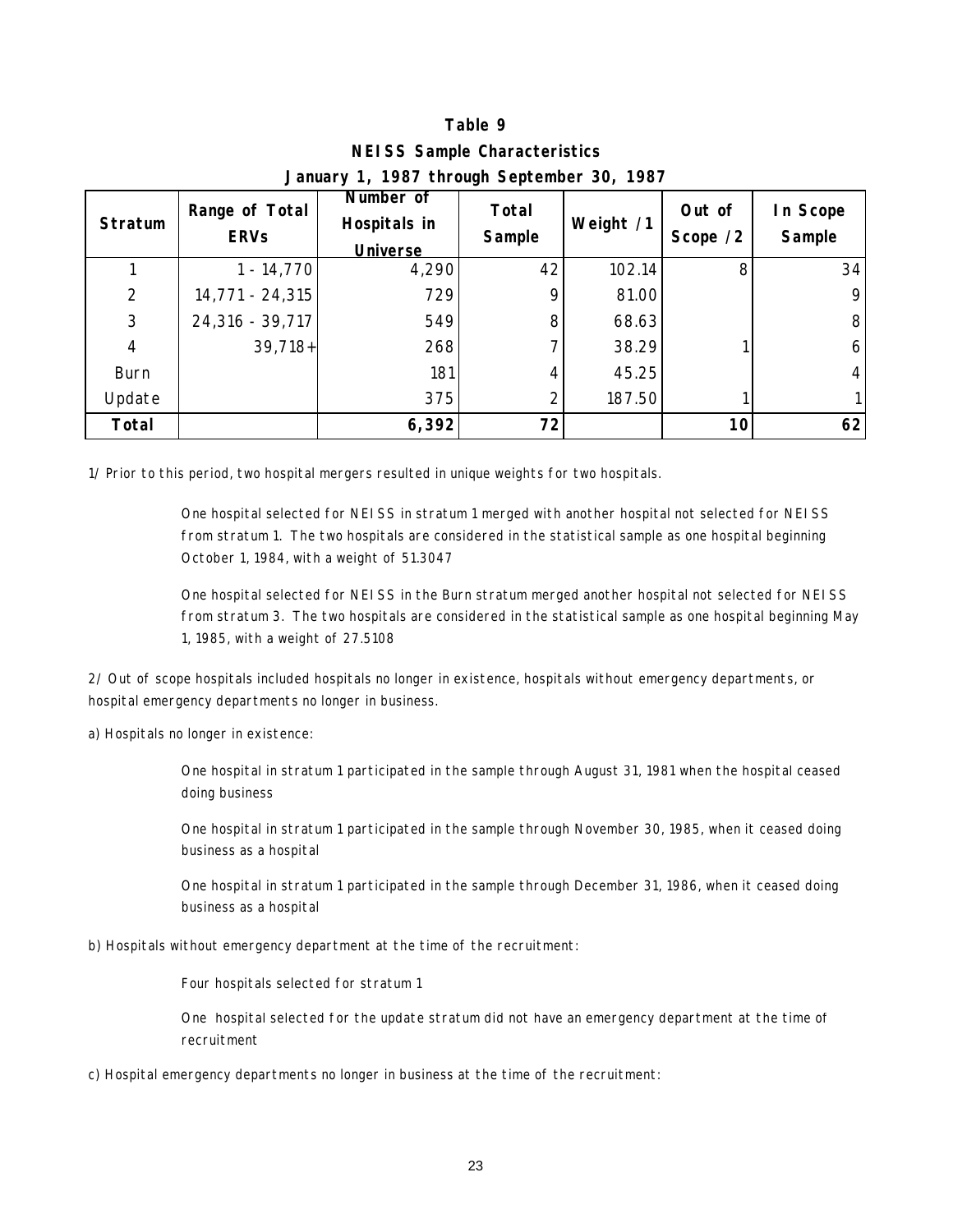**Table 9**
**NEISS Sample Characteristics**
**January 1, 1987 through September 30, 1987**

| Stratum | Range of Total ERVs | Number of Hospitals in Universe | Total Sample | Weight /1 | Out of Scope /2 | In Scope Sample |
|---|---|---|---|---|---|---|
| 1 | 1 - 14,770 | 4,290 | 42 | 102.14 | 8 | 34 |
| 2 | 14,771 - 24,315 | 729 | 9 | 81.00 | | 9 |
| 3 | 24,316 - 39,717 | 549 | 8 | 68.63 | | 8 |
| 4 | 39,718+ | 268 | 7 | 38.29 | 1 | 6 |
| Burn | | 181 | 4 | 45.25 | | 4 |
| Update | | 375 | 2 | 187.50 | 1 | 1 |
| **Total** | | **6,392** | **72** | | **10** | **62** |

1/ Prior to this period, two hospital mergers resulted in unique weights for two hospitals.

One hospital selected for NEISS in stratum 1 merged with another hospital not selected for NEISS from stratum 1. The two hospitals are considered in the statistical sample as one hospital beginning October 1, 1984, with a weight of 51.3047

One hospital selected for NEISS in the Burn stratum merged another hospital not selected for NEISS from stratum 3. The two hospitals are considered in the statistical sample as one hospital beginning May 1, 1985, with a weight of 27.5108

2/ Out of scope hospitals included hospitals no longer in existence, hospitals without emergency departments, or hospital emergency departments no longer in business.

a) Hospitals no longer in existence:

One hospital in stratum 1 participated in the sample through August 31, 1981 when the hospital ceased doing business

One hospital in stratum 1 participated in the sample through November 30, 1985, when it ceased doing business as a hospital

One hospital in stratum 1 participated in the sample through December 31, 1986, when it ceased doing business as a hospital

b) Hospitals without emergency department at the time of the recruitment:

Four hospitals selected for stratum 1

One hospital selected for the update stratum did not have an emergency department at the time of recruitment

c) Hospital emergency departments no longer in business at the time of the recruitment: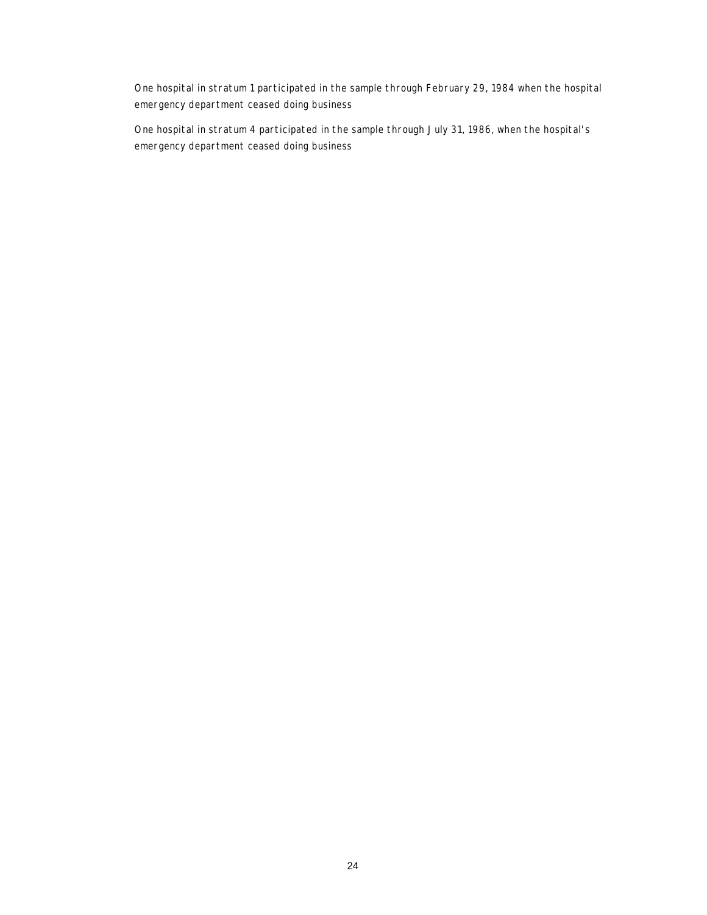One hospital in stratum 1 participated in the sample through February 29, 1984 when the hospital emergency department ceased doing business

One hospital in stratum 4 participated in the sample through July 31, 1986, when the hospital's emergency department ceased doing business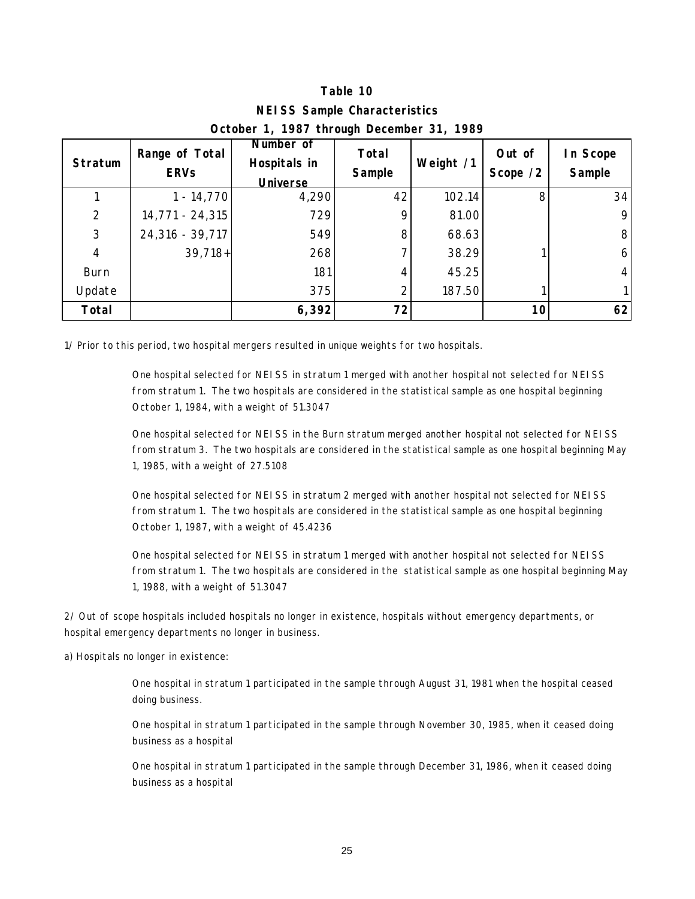**Table 10**

**NEISS Sample Characteristics**

**October 1, 1987 through December 31, 1989**

| Stratum | Range of Total ERVs | Number of Hospitals in Universe | Total Sample | Weight /1 | Out of Scope /2 | In Scope Sample |
|---|---|---|---|---|---|---|
| 1 | 1 - 14,770 | 4,290 | 42 | 102.14 | 8 | 34 |
| 2 | 14,771 - 24,315 | 729 | 9 | 81.00 | | 9 |
| 3 | 24,316 - 39,717 | 549 | 8 | 68.63 | | 8 |
| 4 | 39,718+ | 268 | 7 | 38.29 | 1 | 6 |
| Burn | | 181 | 4 | 45.25 | | 4 |
| Update | | 375 | 2 | 187.50 | 1 | 1 |
| **Total** | | **6,392** | **72** | | **10** | **62** |

1/ Prior to this period, two hospital mergers resulted in unique weights for two hospitals.

> One hospital selected for NEISS in stratum 1 merged with another hospital not selected for NEISS from stratum 1. The two hospitals are considered in the statistical sample as one hospital beginning October 1, 1984, with a weight of 51.3047
>
> One hospital selected for NEISS in the Burn stratum merged another hospital not selected for NEISS from stratum 3. The two hospitals are considered in the statistical sample as one hospital beginning May 1, 1985, with a weight of 27.5108
>
> One hospital selected for NEISS in stratum 2 merged with another hospital not selected for NEISS from stratum 1. The two hospitals are considered in the statistical sample as one hospital beginning October 1, 1987, with a weight of 45.4236
>
> One hospital selected for NEISS in stratum 1 merged with another hospital not selected for NEISS from stratum 1. The two hospitals are considered in the statistical sample as one hospital beginning May 1, 1988, with a weight of 51.3047

2/ Out of scope hospitals included hospitals no longer in existence, hospitals without emergency departments, or hospital emergency departments no longer in business.

a) Hospitals no longer in existence:

> One hospital in stratum 1 participated in the sample through August 31, 1981 when the hospital ceased doing business.
>
> One hospital in stratum 1 participated in the sample through November 30, 1985, when it ceased doing business as a hospital
>
> One hospital in stratum 1 participated in the sample through December 31, 1986, when it ceased doing business as a hospital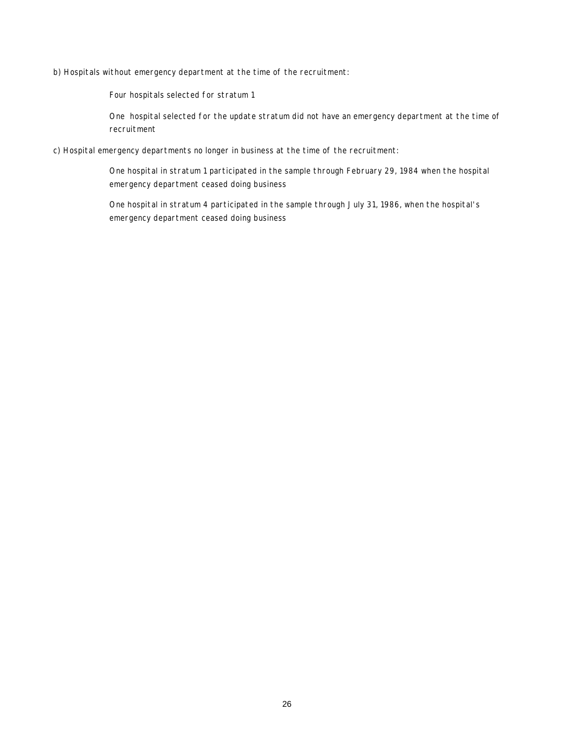b) Hospitals without emergency department at the time of the recruitment:

Four hospitals selected for stratum 1

One hospital selected for the update stratum did not have an emergency department at the time of recruitment

c) Hospital emergency departments no longer in business at the time of the recruitment:

One hospital in stratum 1 participated in the sample through February 29, 1984 when the hospital emergency department ceased doing business

One hospital in stratum 4 participated in the sample through July 31, 1986, when the hospital's emergency department ceased doing business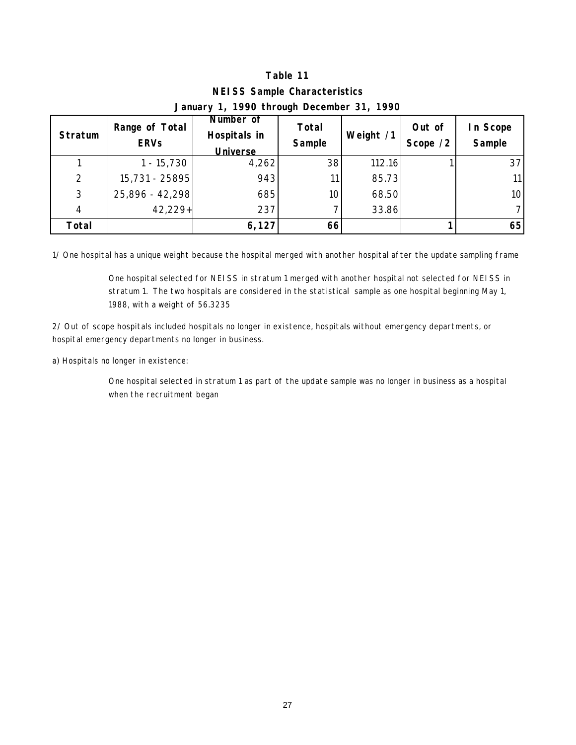# Table 11

## NEISS Sample Characteristics

### January 1, 1990 through December 31, 1990

| Stratum | Range of Total ERVs | Number of Hospitals in Universe | Total Sample | Weight /1 | Out of Scope /2 | In Scope Sample |
|---|---|---|---|---|---|---|
| 1 | 1 - 15,730 | 4,262 | 38 | 112.16 | 1 | 37 |
| 2 | 15,731 - 25895 | 943 | 11 | 85.73 | | 11 |
| 3 | 25,896 - 42,298 | 685 | 10 | 68.50 | | 10 |
| 4 | 42,229+ | 237 | 7 | 33.86 | | 7 |
| **Total** | | **6,127** | **66** | | **1** | **65** |

1/ One hospital has a unique weight because the hospital merged with another hospital after the update sampling frame

> One hospital selected for NEISS in stratum 1 merged with another hospital not selected for NEISS in stratum 1. The two hospitals are considered in the statistical sample as one hospital beginning May 1, 1988, with a weight of 56.3235

2/ Out of scope hospitals included hospitals no longer in existence, hospitals without emergency departments, or hospital emergency departments no longer in business.

a) Hospitals no longer in existence:

> One hospital selected in stratum 1 as part of the update sample was no longer in business as a hospital when the recruitment began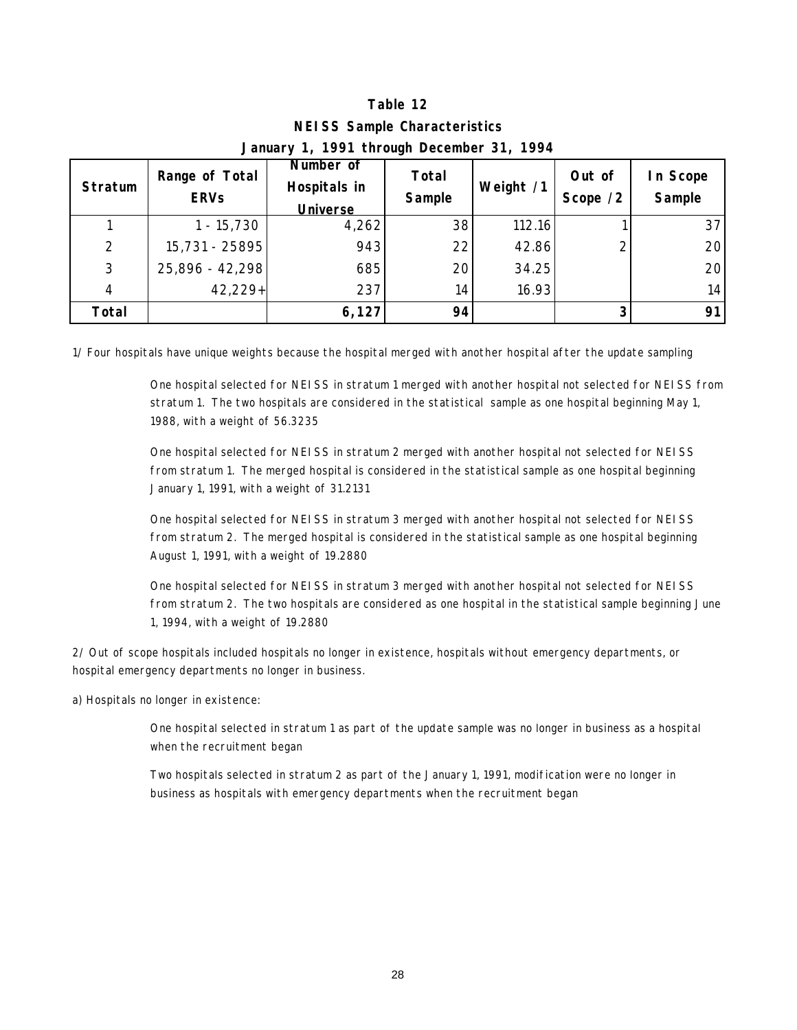# Table 12

## NEISS Sample Characteristics

### January 1, 1991 through December 31, 1994

| Stratum | Range of Total ERVs | Number of Hospitals in Universe | Total Sample | Weight /1 | Out of Scope /2 | In Scope Sample |
|---|---|---|---|---|---|---|
| 1 | 1 - 15,730 | 4,262 | 38 | 112.16 | 1 | 37 |
| 2 | 15,731 - 25895 | 943 | 22 | 42.86 | 2 | 20 |
| 3 | 25,896 - 42,298 | 685 | 20 | 34.25 | | 20 |
| 4 | 42,229+ | 237 | 14 | 16.93 | | 14 |
| **Total** | | **6,127** | **94** | | **3** | **91** |

1/ Four hospitals have unique weights because the hospital merged with another hospital after the update sampling

> One hospital selected for NEISS in stratum 1 merged with another hospital not selected for NEISS from stratum 1. The two hospitals are considered in the statistical sample as one hospital beginning May 1, 1988, with a weight of 56.3235
>
> One hospital selected for NEISS in stratum 2 merged with another hospital not selected for NEISS from stratum 1. The merged hospital is considered in the statistical sample as one hospital beginning January 1, 1991, with a weight of 31.2131
>
> One hospital selected for NEISS in stratum 3 merged with another hospital not selected for NEISS from stratum 2. The merged hospital is considered in the statistical sample as one hospital beginning August 1, 1991, with a weight of 19.2880
>
> One hospital selected for NEISS in stratum 3 merged with another hospital not selected for NEISS from stratum 2. The two hospitals are considered as one hospital in the statistical sample beginning June 1, 1994, with a weight of 19.2880

2/ Out of scope hospitals included hospitals no longer in existence, hospitals without emergency departments, or hospital emergency departments no longer in business.

a) Hospitals no longer in existence:

> One hospital selected in stratum 1 as part of the update sample was no longer in business as a hospital when the recruitment began
>
> Two hospitals selected in stratum 2 as part of the January 1, 1991, modification were no longer in business as hospitals with emergency departments when the recruitment began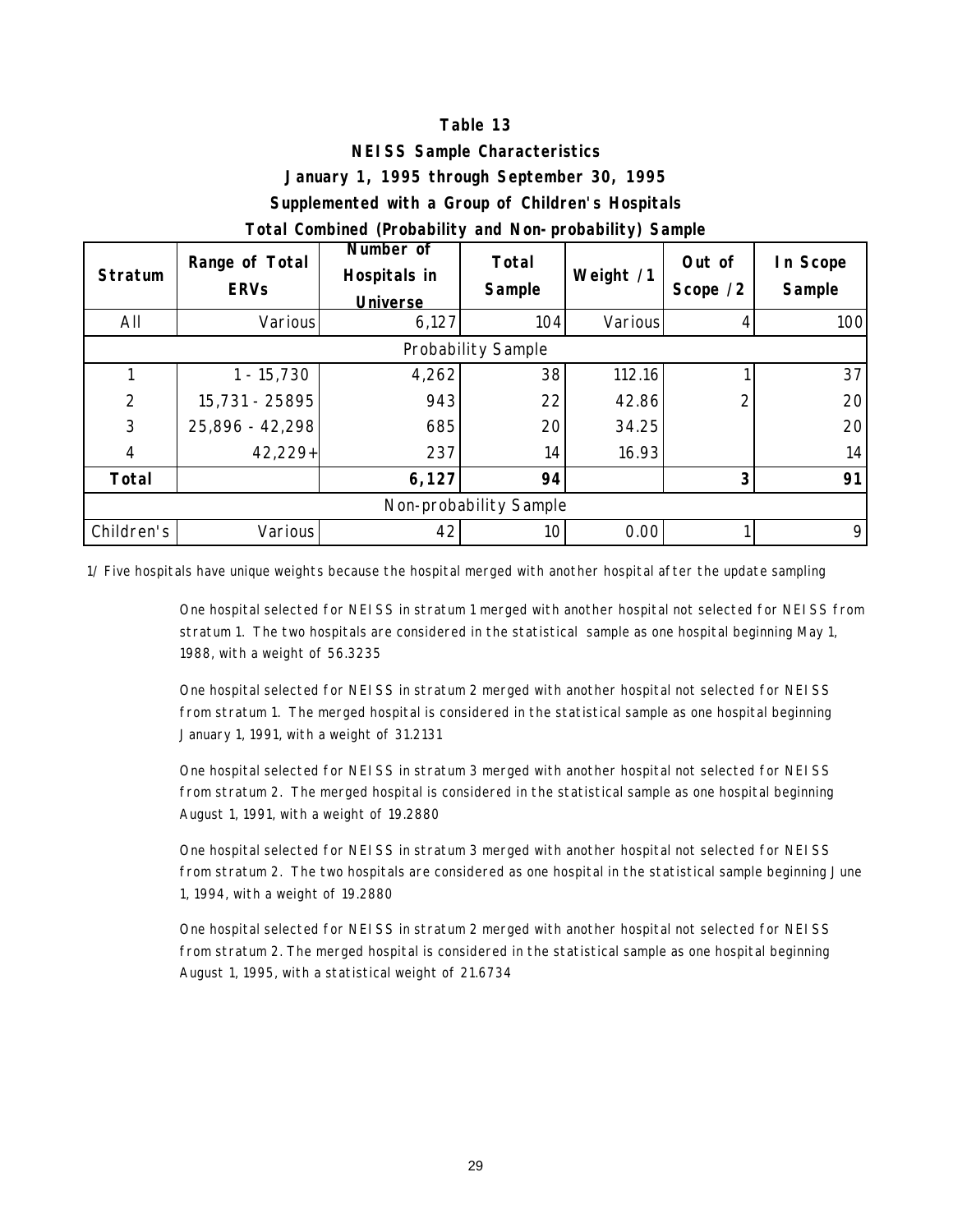# Table 13

## NEISS Sample Characteristics

## January 1, 1995 through September 30, 1995

## Supplemented with a Group of Children's Hospitals

## Total Combined (Probability and Non-probability) Sample

| Stratum | Range of Total ERVs | Number of Hospitals in Universe | Total Sample | Weight /1 | Out of Scope /2 | In Scope Sample |
|---|---|---|---|---|---|---|
| All | Various | 6,127 | 104 | Various | 4 | 100 |
| Probability Sample | | | | | | |
| 1 | 1 - 15,730 | 4,262 | 38 | 112.16 | 1 | 37 |
| 2 | 15,731 - 25895 | 943 | 22 | 42.86 | 2 | 20 |
| 3 | 25,896 - 42,298 | 685 | 20 | 34.25 | | 20 |
| 4 | 42,229+ | 237 | 14 | 16.93 | | 14 |
| **Total** | | **6,127** | **94** | | **3** | **91** |
| Non-probability Sample | | | | | | |
| Children's | Various | 42 | 10 | 0.00 | 1 | 9 |

1/ Five hospitals have unique weights because the hospital merged with another hospital after the update sampling

One hospital selected for NEISS in stratum 1 merged with another hospital not selected for NEISS from stratum 1. The two hospitals are considered in the statistical sample as one hospital beginning May 1, 1988, with a weight of 56.3235

One hospital selected for NEISS in stratum 2 merged with another hospital not selected for NEISS from stratum 1. The merged hospital is considered in the statistical sample as one hospital beginning January 1, 1991, with a weight of 31.2131

One hospital selected for NEISS in stratum 3 merged with another hospital not selected for NEISS from stratum 2. The merged hospital is considered in the statistical sample as one hospital beginning August 1, 1991, with a weight of 19.2880

One hospital selected for NEISS in stratum 3 merged with another hospital not selected for NEISS from stratum 2. The two hospitals are considered as one hospital in the statistical sample beginning June 1, 1994, with a weight of 19.2880

One hospital selected for NEISS in stratum 2 merged with another hospital not selected for NEISS from stratum 2. The merged hospital is considered in the statistical sample as one hospital beginning August 1, 1995, with a statistical weight of 21.6734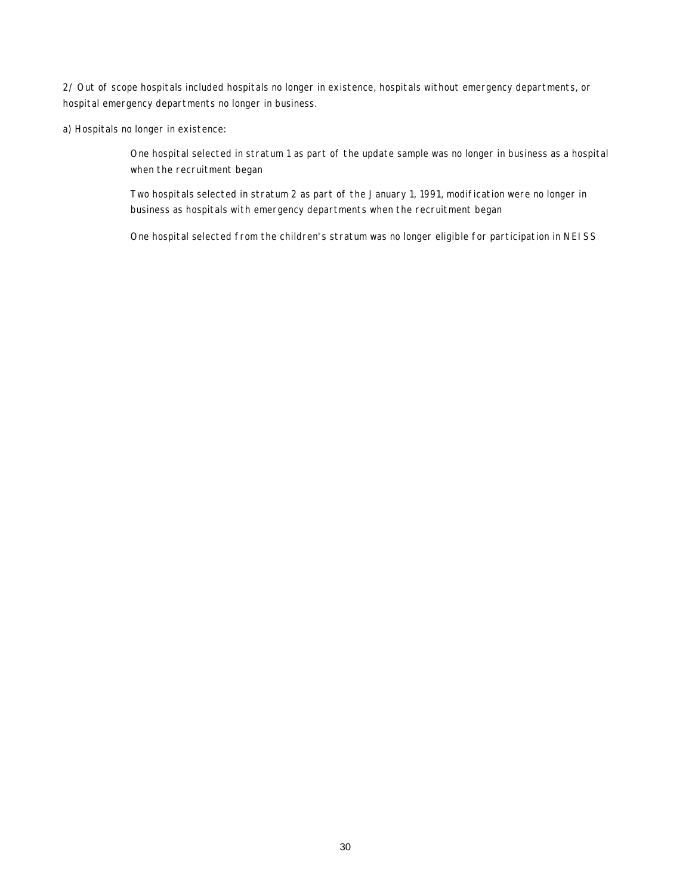2/ Out of scope hospitals included hospitals no longer in existence, hospitals without emergency departments, or hospital emergency departments no longer in business.

a) Hospitals no longer in existence:

> One hospital selected in stratum 1 as part of the update sample was no longer in business as a hospital when the recruitment began
>
> Two hospitals selected in stratum 2 as part of the January 1, 1991, modification were no longer in business as hospitals with emergency departments when the recruitment began
>
> One hospital selected from the children's stratum was no longer eligible for participation in NEISS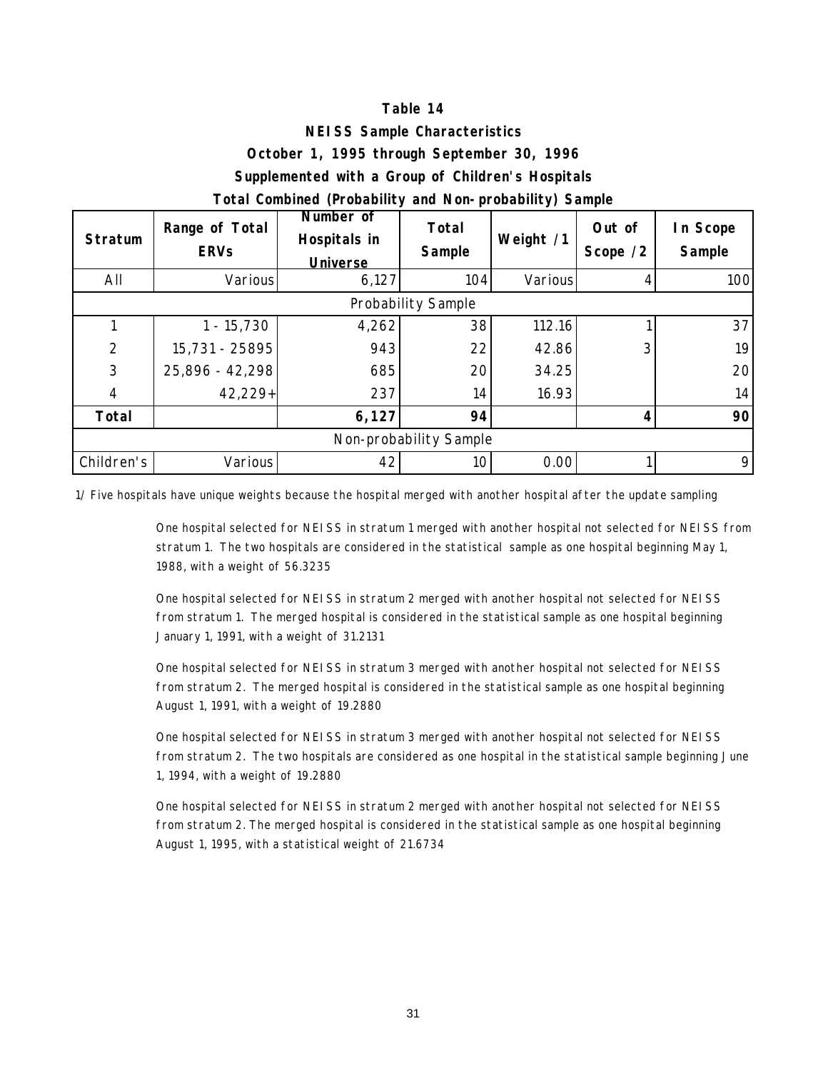# Table 14

## NEISS Sample Characteristics

## October 1, 1995 through September 30, 1996

## Supplemented with a Group of Children's Hospitals

## Total Combined (Probability and Non-probability) Sample

| Stratum | Range of Total ERVs | Number of Hospitals in Universe | Total Sample | Weight /1 | Out of Scope /2 | In Scope Sample |
|---|---|---|---|---|---|---|
| All | Various | 6,127 | 104 | Various | 4 | 100 |
| Probability Sample | | | | | | |
| 1 | 1 - 15,730 | 4,262 | 38 | 112.16 | 1 | 37 |
| 2 | 15,731 - 25895 | 943 | 22 | 42.86 | 3 | 19 |
| 3 | 25,896 - 42,298 | 685 | 20 | 34.25 | | 20 |
| 4 | 42,229+ | 237 | 14 | 16.93 | | 14 |
| **Total** | | **6,127** | **94** | | **4** | **90** |
| Non-probability Sample | | | | | | |
| Children's | Various | 42 | 10 | 0.00 | 1 | 9 |

1/ Five hospitals have unique weights because the hospital merged with another hospital after the update sampling

One hospital selected for NEISS in stratum 1 merged with another hospital not selected for NEISS from stratum 1. The two hospitals are considered in the statistical sample as one hospital beginning May 1, 1988, with a weight of 56.3235

One hospital selected for NEISS in stratum 2 merged with another hospital not selected for NEISS from stratum 1. The merged hospital is considered in the statistical sample as one hospital beginning January 1, 1991, with a weight of 31.2131

One hospital selected for NEISS in stratum 3 merged with another hospital not selected for NEISS from stratum 2. The merged hospital is considered in the statistical sample as one hospital beginning August 1, 1991, with a weight of 19.2880

One hospital selected for NEISS in stratum 3 merged with another hospital not selected for NEISS from stratum 2. The two hospitals are considered as one hospital in the statistical sample beginning June 1, 1994, with a weight of 19.2880

One hospital selected for NEISS in stratum 2 merged with another hospital not selected for NEISS from stratum 2. The merged hospital is considered in the statistical sample as one hospital beginning August 1, 1995, with a statistical weight of 21.6734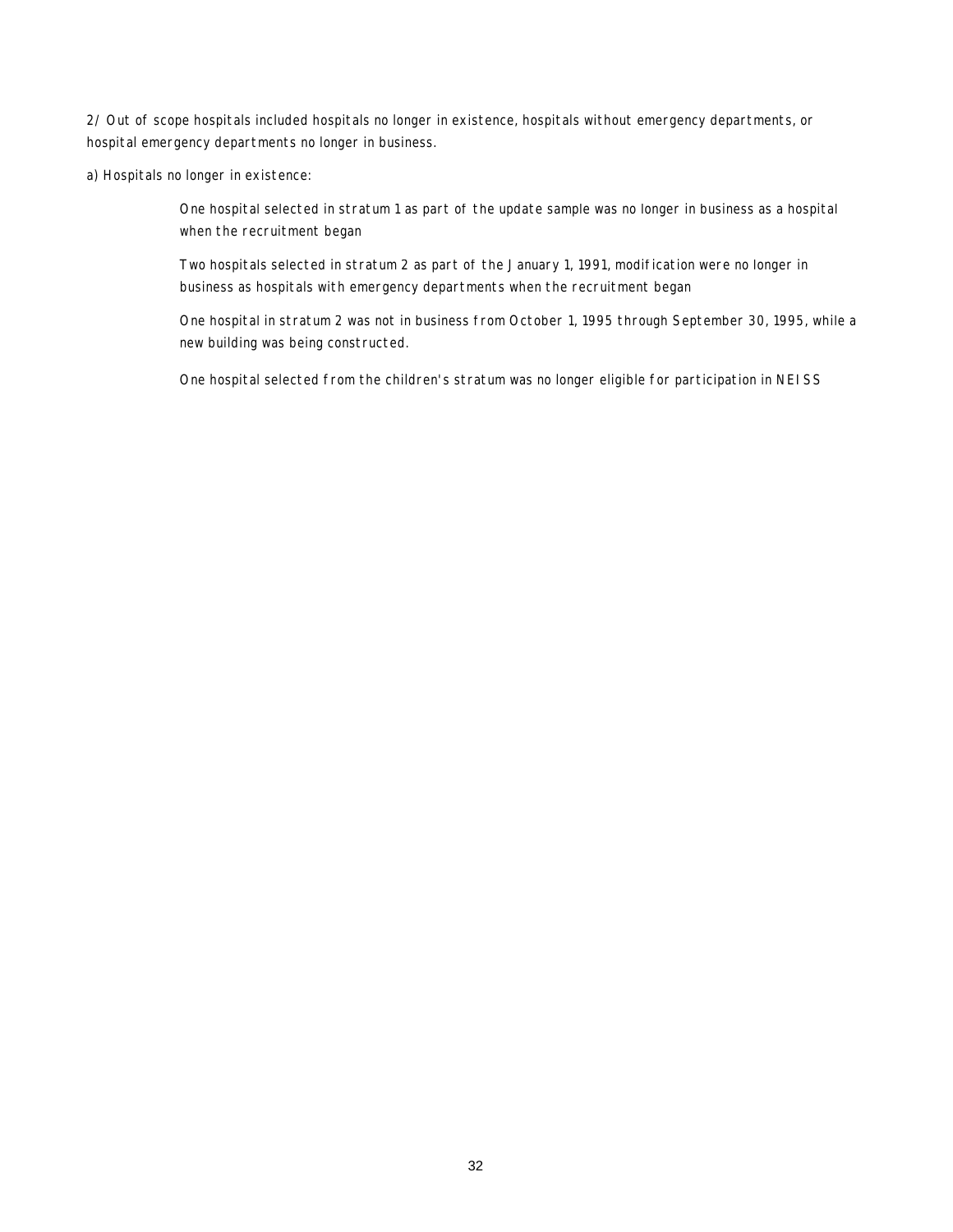2/ Out of scope hospitals included hospitals no longer in existence, hospitals without emergency departments, or hospital emergency departments no longer in business.

a) Hospitals no longer in existence:

> One hospital selected in stratum 1 as part of the update sample was no longer in business as a hospital when the recruitment began
>
> Two hospitals selected in stratum 2 as part of the January 1, 1991, modification were no longer in business as hospitals with emergency departments when the recruitment began
>
> One hospital in stratum 2 was not in business from October 1, 1995 through September 30, 1995, while a new building was being constructed.
>
> One hospital selected from the children's stratum was no longer eligible for participation in NEISS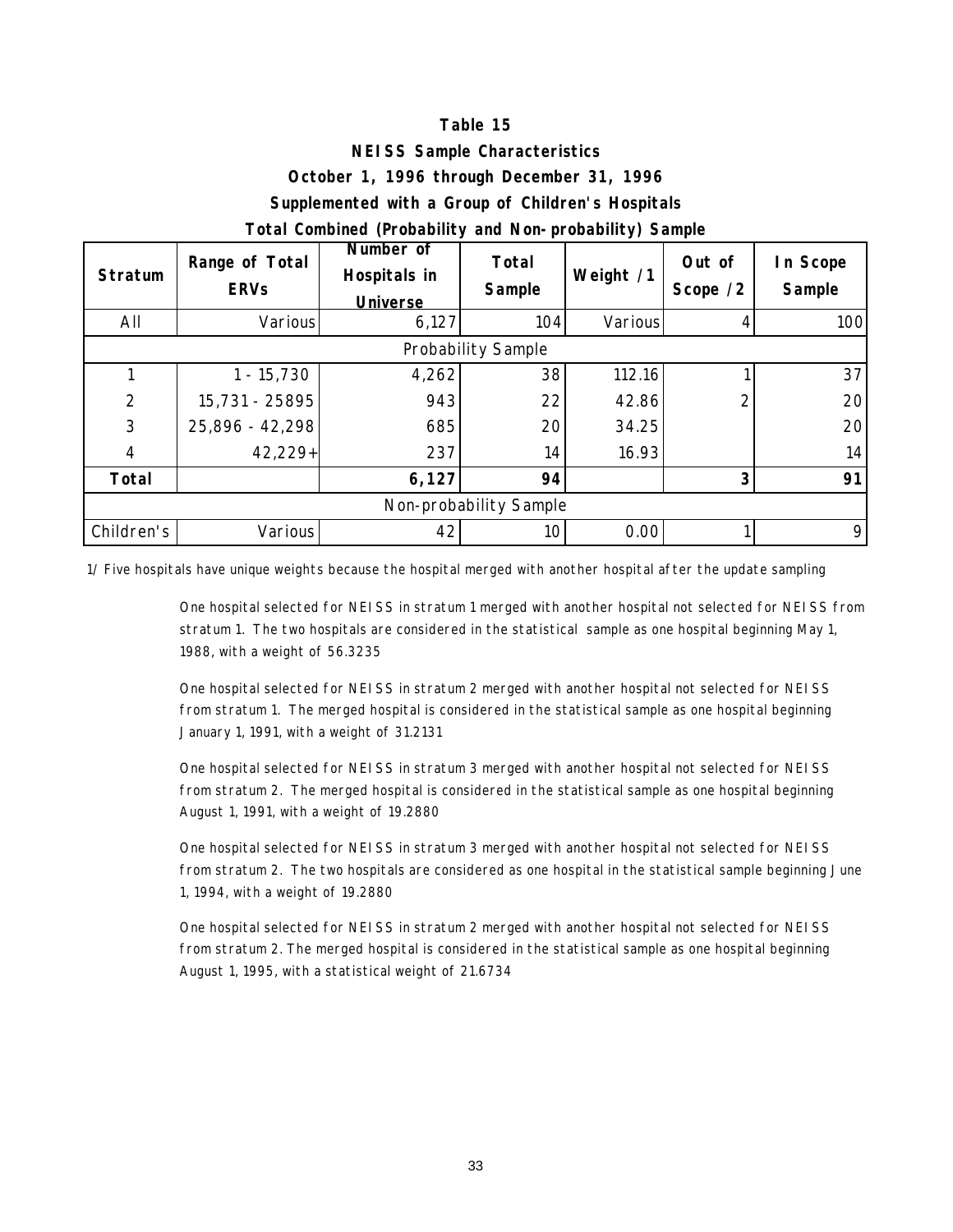**Table 15**

**NEISS Sample Characteristics**

**October 1, 1996 through December 31, 1996**

**Supplemented with a Group of Children's Hospitals**

**Total Combined (Probability and Non-probability) Sample**

| Stratum | Range of Total ERVs | Number of Hospitals in Universe | Total Sample | Weight /1 | Out of Scope /2 | In Scope Sample |
|---|---|---|---|---|---|---|
| All | Various | 6,127 | 104 | Various | 4 | 100 |
| Probability Sample | | | | | | |
| 1 | 1 - 15,730 | 4,262 | 38 | 112.16 | 1 | 37 |
| 2 | 15,731 - 25895 | 943 | 22 | 42.86 | 2 | 20 |
| 3 | 25,896 - 42,298 | 685 | 20 | 34.25 | | 20 |
| 4 | 42,229+ | 237 | 14 | 16.93 | | 14 |
| **Total** | | **6,127** | **94** | | **3** | **91** |
| Non-probability Sample | | | | | | |
| Children's | Various | 42 | 10 | 0.00 | 1 | 9 |

1/ Five hospitals have unique weights because the hospital merged with another hospital after the update sampling

One hospital selected for NEISS in stratum 1 merged with another hospital not selected for NEISS from stratum 1. The two hospitals are considered in the statistical sample as one hospital beginning May 1, 1988, with a weight of 56.3235

One hospital selected for NEISS in stratum 2 merged with another hospital not selected for NEISS from stratum 1. The merged hospital is considered in the statistical sample as one hospital beginning January 1, 1991, with a weight of 31.2131

One hospital selected for NEISS in stratum 3 merged with another hospital not selected for NEISS from stratum 2. The merged hospital is considered in the statistical sample as one hospital beginning August 1, 1991, with a weight of 19.2880

One hospital selected for NEISS in stratum 3 merged with another hospital not selected for NEISS from stratum 2. The two hospitals are considered as one hospital in the statistical sample beginning June 1, 1994, with a weight of 19.2880

One hospital selected for NEISS in stratum 2 merged with another hospital not selected for NEISS from stratum 2. The merged hospital is considered in the statistical sample as one hospital beginning August 1, 1995, with a statistical weight of 21.6734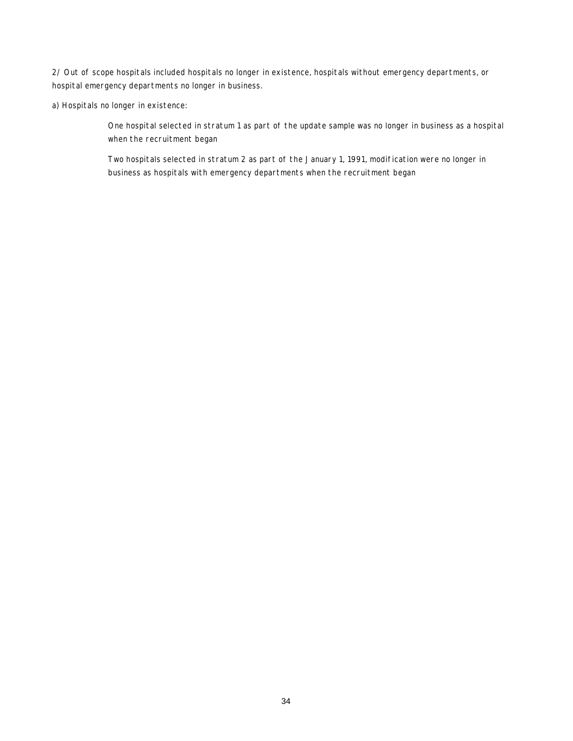2/ Out of scope hospitals included hospitals no longer in existence, hospitals without emergency departments, or hospital emergency departments no longer in business.

a) Hospitals no longer in existence:

> One hospital selected in stratum 1 as part of the update sample was no longer in business as a hospital when the recruitment began
>
> Two hospitals selected in stratum 2 as part of the January 1, 1991, modification were no longer in business as hospitals with emergency departments when the recruitment began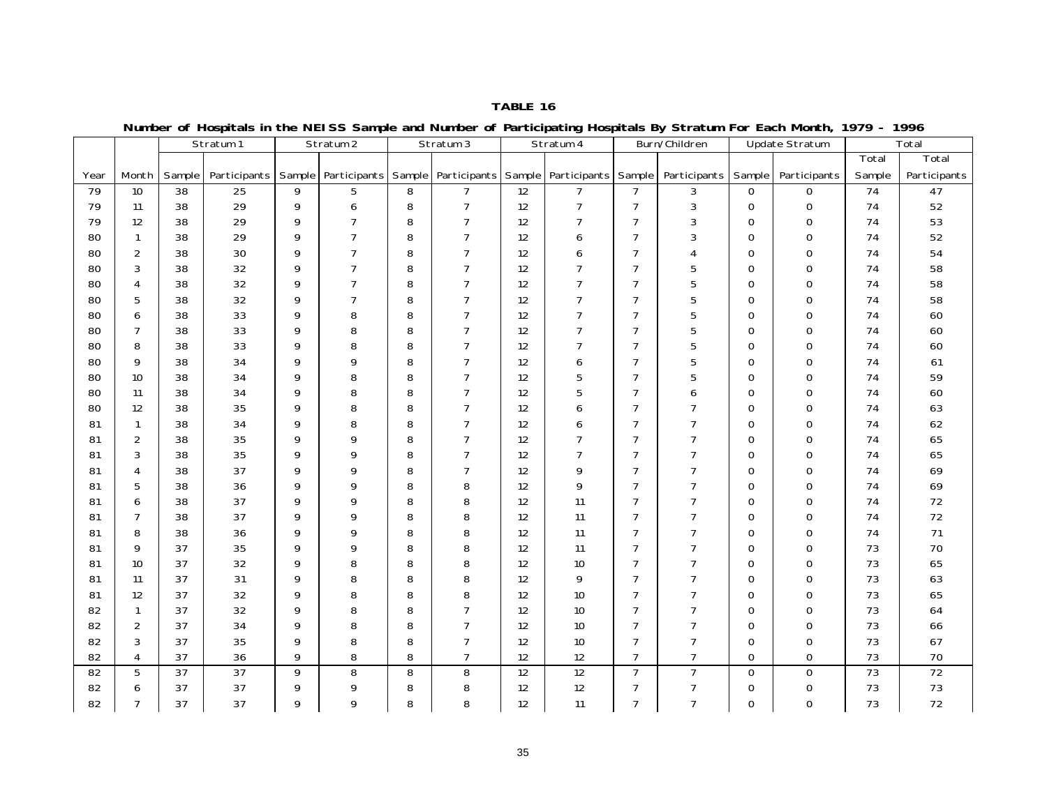**TABLE 16**

**Number of Hospitals in the NEISS Sample and Number of Participating Hospitals By Stratum For Each Month, 1979 - 1996**

| | | Stratum 1 | | Stratum 2 | | Stratum 3 | | Stratum 4 | | Burn/Children | | Update Stratum | | Total | |
|---|---|---|---|---|---|---|---|---|---|---|---|---|---|---|---|
| Year | Month | Sample | Participants | Sample | Participants | Sample | Participants | Sample | Participants | Sample | Participants | Sample | Participants | Total Sample | Total Participants |
| 79 | 10 | 38 | 25 | 9 | 5 | 8 | 7 | 12 | 7 | 7 | 3 | 0 | 0 | 74 | 47 |
| 79 | 11 | 38 | 29 | 9 | 6 | 8 | 7 | 12 | 7 | 7 | 3 | 0 | 0 | 74 | 52 |
| 79 | 12 | 38 | 29 | 9 | 7 | 8 | 7 | 12 | 7 | 7 | 3 | 0 | 0 | 74 | 53 |
| 80 | 1 | 38 | 29 | 9 | 7 | 8 | 7 | 12 | 6 | 7 | 3 | 0 | 0 | 74 | 52 |
| 80 | 2 | 38 | 30 | 9 | 7 | 8 | 7 | 12 | 6 | 7 | 4 | 0 | 0 | 74 | 54 |
| 80 | 3 | 38 | 32 | 9 | 7 | 8 | 7 | 12 | 7 | 7 | 5 | 0 | 0 | 74 | 58 |
| 80 | 4 | 38 | 32 | 9 | 7 | 8 | 7 | 12 | 7 | 7 | 5 | 0 | 0 | 74 | 58 |
| 80 | 5 | 38 | 32 | 9 | 7 | 8 | 7 | 12 | 7 | 7 | 5 | 0 | 0 | 74 | 58 |
| 80 | 6 | 38 | 33 | 9 | 8 | 8 | 7 | 12 | 7 | 7 | 5 | 0 | 0 | 74 | 60 |
| 80 | 7 | 38 | 33 | 9 | 8 | 8 | 7 | 12 | 7 | 7 | 5 | 0 | 0 | 74 | 60 |
| 80 | 8 | 38 | 33 | 9 | 8 | 8 | 7 | 12 | 7 | 7 | 5 | 0 | 0 | 74 | 60 |
| 80 | 9 | 38 | 34 | 9 | 9 | 8 | 7 | 12 | 6 | 7 | 5 | 0 | 0 | 74 | 61 |
| 80 | 10 | 38 | 34 | 9 | 8 | 8 | 7 | 12 | 5 | 7 | 5 | 0 | 0 | 74 | 59 |
| 80 | 11 | 38 | 34 | 9 | 8 | 8 | 7 | 12 | 5 | 7 | 6 | 0 | 0 | 74 | 60 |
| 80 | 12 | 38 | 35 | 9 | 8 | 8 | 7 | 12 | 6 | 7 | 7 | 0 | 0 | 74 | 63 |
| 81 | 1 | 38 | 34 | 9 | 8 | 8 | 7 | 12 | 6 | 7 | 7 | 0 | 0 | 74 | 62 |
| 81 | 2 | 38 | 35 | 9 | 9 | 8 | 7 | 12 | 7 | 7 | 7 | 0 | 0 | 74 | 65 |
| 81 | 3 | 38 | 35 | 9 | 9 | 8 | 7 | 12 | 7 | 7 | 7 | 0 | 0 | 74 | 65 |
| 81 | 4 | 38 | 37 | 9 | 9 | 8 | 7 | 12 | 9 | 7 | 7 | 0 | 0 | 74 | 69 |
| 81 | 5 | 38 | 36 | 9 | 9 | 8 | 8 | 12 | 9 | 7 | 7 | 0 | 0 | 74 | 69 |
| 81 | 6 | 38 | 37 | 9 | 9 | 8 | 8 | 12 | 11 | 7 | 7 | 0 | 0 | 74 | 72 |
| 81 | 7 | 38 | 37 | 9 | 9 | 8 | 8 | 12 | 11 | 7 | 7 | 0 | 0 | 74 | 72 |
| 81 | 8 | 38 | 36 | 9 | 9 | 8 | 8 | 12 | 11 | 7 | 7 | 0 | 0 | 74 | 71 |
| 81 | 9 | 37 | 35 | 9 | 9 | 8 | 8 | 12 | 11 | 7 | 7 | 0 | 0 | 73 | 70 |
| 81 | 10 | 37 | 32 | 9 | 8 | 8 | 8 | 12 | 10 | 7 | 7 | 0 | 0 | 73 | 65 |
| 81 | 11 | 37 | 31 | 9 | 8 | 8 | 8 | 12 | 9 | 7 | 7 | 0 | 0 | 73 | 63 |
| 81 | 12 | 37 | 32 | 9 | 8 | 8 | 8 | 12 | 10 | 7 | 7 | 0 | 0 | 73 | 65 |
| 82 | 1 | 37 | 32 | 9 | 8 | 8 | 7 | 12 | 10 | 7 | 7 | 0 | 0 | 73 | 64 |
| 82 | 2 | 37 | 34 | 9 | 8 | 8 | 7 | 12 | 10 | 7 | 7 | 0 | 0 | 73 | 66 |
| 82 | 3 | 37 | 35 | 9 | 8 | 8 | 7 | 12 | 10 | 7 | 7 | 0 | 0 | 73 | 67 |
| 82 | 4 | 37 | 36 | 9 | 8 | 8 | 7 | 12 | 12 | 7 | 7 | 0 | 0 | 73 | 70 |
| 82 | 5 | 37 | 37 | 9 | 8 | 8 | 8 | 12 | 12 | 7 | 7 | 0 | 0 | 73 | 72 |
| 82 | 6 | 37 | 37 | 9 | 9 | 8 | 8 | 12 | 12 | 7 | 7 | 0 | 0 | 73 | 73 |
| 82 | 7 | 37 | 37 | 9 | 9 | 8 | 8 | 12 | 11 | 7 | 7 | 0 | 0 | 73 | 72 |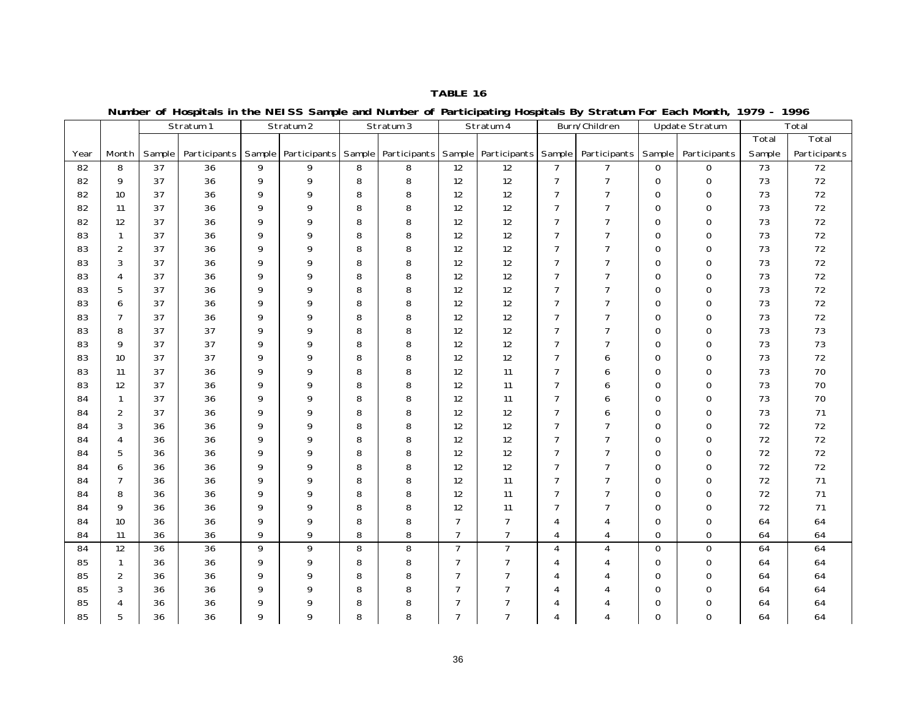**TABLE 16**

**Number of Hospitals in the NEISS Sample and Number of Participating Hospitals By Stratum For Each Month, 1979 - 1996**

| | | Stratum 1 | | Stratum 2 | | Stratum 3 | | Stratum 4 | | Burn/Children | | Update Stratum | | Total | Total |
|---|---|---|---|---|---|---|---|---|---|---|---|---|---|---|---|
| Year | Month | Sample | Participants | Sample | Participants | Sample | Participants | Sample | Participants | Sample | Participants | Sample | Participants | Sample | Participants |
| 82 | 8 | 37 | 36 | 9 | 9 | 8 | 8 | 12 | 12 | 7 | 7 | 0 | 0 | 73 | 72 |
| 82 | 9 | 37 | 36 | 9 | 9 | 8 | 8 | 12 | 12 | 7 | 7 | 0 | 0 | 73 | 72 |
| 82 | 10 | 37 | 36 | 9 | 9 | 8 | 8 | 12 | 12 | 7 | 7 | 0 | 0 | 73 | 72 |
| 82 | 11 | 37 | 36 | 9 | 9 | 8 | 8 | 12 | 12 | 7 | 7 | 0 | 0 | 73 | 72 |
| 82 | 12 | 37 | 36 | 9 | 9 | 8 | 8 | 12 | 12 | 7 | 7 | 0 | 0 | 73 | 72 |
| 83 | 1 | 37 | 36 | 9 | 9 | 8 | 8 | 12 | 12 | 7 | 7 | 0 | 0 | 73 | 72 |
| 83 | 2 | 37 | 36 | 9 | 9 | 8 | 8 | 12 | 12 | 7 | 7 | 0 | 0 | 73 | 72 |
| 83 | 3 | 37 | 36 | 9 | 9 | 8 | 8 | 12 | 12 | 7 | 7 | 0 | 0 | 73 | 72 |
| 83 | 4 | 37 | 36 | 9 | 9 | 8 | 8 | 12 | 12 | 7 | 7 | 0 | 0 | 73 | 72 |
| 83 | 5 | 37 | 36 | 9 | 9 | 8 | 8 | 12 | 12 | 7 | 7 | 0 | 0 | 73 | 72 |
| 83 | 6 | 37 | 36 | 9 | 9 | 8 | 8 | 12 | 12 | 7 | 7 | 0 | 0 | 73 | 72 |
| 83 | 7 | 37 | 36 | 9 | 9 | 8 | 8 | 12 | 12 | 7 | 7 | 0 | 0 | 73 | 72 |
| 83 | 8 | 37 | 37 | 9 | 9 | 8 | 8 | 12 | 12 | 7 | 7 | 0 | 0 | 73 | 73 |
| 83 | 9 | 37 | 37 | 9 | 9 | 8 | 8 | 12 | 12 | 7 | 7 | 0 | 0 | 73 | 73 |
| 83 | 10 | 37 | 37 | 9 | 9 | 8 | 8 | 12 | 12 | 7 | 6 | 0 | 0 | 73 | 72 |
| 83 | 11 | 37 | 36 | 9 | 9 | 8 | 8 | 12 | 11 | 7 | 6 | 0 | 0 | 73 | 70 |
| 83 | 12 | 37 | 36 | 9 | 9 | 8 | 8 | 12 | 11 | 7 | 6 | 0 | 0 | 73 | 70 |
| 84 | 1 | 37 | 36 | 9 | 9 | 8 | 8 | 12 | 11 | 7 | 6 | 0 | 0 | 73 | 70 |
| 84 | 2 | 37 | 36 | 9 | 9 | 8 | 8 | 12 | 12 | 7 | 6 | 0 | 0 | 73 | 71 |
| 84 | 3 | 36 | 36 | 9 | 9 | 8 | 8 | 12 | 12 | 7 | 7 | 0 | 0 | 72 | 72 |
| 84 | 4 | 36 | 36 | 9 | 9 | 8 | 8 | 12 | 12 | 7 | 7 | 0 | 0 | 72 | 72 |
| 84 | 5 | 36 | 36 | 9 | 9 | 8 | 8 | 12 | 12 | 7 | 7 | 0 | 0 | 72 | 72 |
| 84 | 6 | 36 | 36 | 9 | 9 | 8 | 8 | 12 | 12 | 7 | 7 | 0 | 0 | 72 | 72 |
| 84 | 7 | 36 | 36 | 9 | 9 | 8 | 8 | 12 | 11 | 7 | 7 | 0 | 0 | 72 | 71 |
| 84 | 8 | 36 | 36 | 9 | 9 | 8 | 8 | 12 | 11 | 7 | 7 | 0 | 0 | 72 | 71 |
| 84 | 9 | 36 | 36 | 9 | 9 | 8 | 8 | 12 | 11 | 7 | 7 | 0 | 0 | 72 | 71 |
| 84 | 10 | 36 | 36 | 9 | 9 | 8 | 8 | 7 | 7 | 4 | 4 | 0 | 0 | 64 | 64 |
| 84 | 11 | 36 | 36 | 9 | 9 | 8 | 8 | 7 | 7 | 4 | 4 | 0 | 0 | 64 | 64 |
| 84 | 12 | 36 | 36 | 9 | 9 | 8 | 8 | 7 | 7 | 4 | 4 | 0 | 0 | 64 | 64 |
| 85 | 1 | 36 | 36 | 9 | 9 | 8 | 8 | 7 | 7 | 4 | 4 | 0 | 0 | 64 | 64 |
| 85 | 2 | 36 | 36 | 9 | 9 | 8 | 8 | 7 | 7 | 4 | 4 | 0 | 0 | 64 | 64 |
| 85 | 3 | 36 | 36 | 9 | 9 | 8 | 8 | 7 | 7 | 4 | 4 | 0 | 0 | 64 | 64 |
| 85 | 4 | 36 | 36 | 9 | 9 | 8 | 8 | 7 | 7 | 4 | 4 | 0 | 0 | 64 | 64 |
| 85 | 5 | 36 | 36 | 9 | 9 | 8 | 8 | 7 | 7 | 4 | 4 | 0 | 0 | 64 | 64 |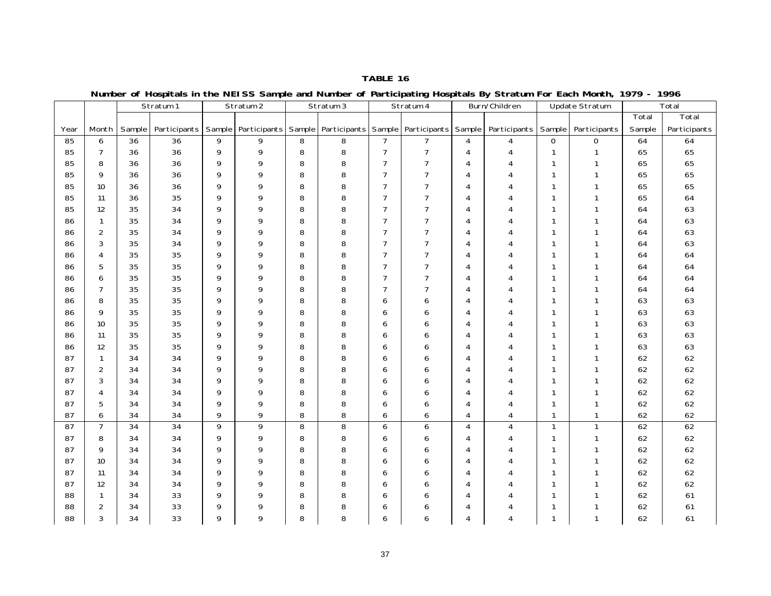**TABLE 16**

**Number of Hospitals in the NEISS Sample and Number of Participating Hospitals By Stratum For Each Month, 1979 - 1996**

| | | Stratum 1 | | Stratum 2 | | Stratum 3 | | Stratum 4 | | Burn/Children | | Update Stratum | | Total | |
|---|---|---|---|---|---|---|---|---|---|---|---|---|---|---|---|
| | | | | | | | | | | | | | | Total | Total |
| Year | Month | Sample | Participants | Sample | Participants | Sample | Participants | Sample | Participants | Sample | Participants | Sample | Participants | Sample | Participants |
| 85 | 6 | 36 | 36 | 9 | 9 | 8 | 8 | 7 | 7 | 4 | 4 | 0 | 0 | 64 | 64 |
| 85 | 7 | 36 | 36 | 9 | 9 | 8 | 8 | 7 | 7 | 4 | 4 | 1 | 1 | 65 | 65 |
| 85 | 8 | 36 | 36 | 9 | 9 | 8 | 8 | 7 | 7 | 4 | 4 | 1 | 1 | 65 | 65 |
| 85 | 9 | 36 | 36 | 9 | 9 | 8 | 8 | 7 | 7 | 4 | 4 | 1 | 1 | 65 | 65 |
| 85 | 10 | 36 | 36 | 9 | 9 | 8 | 8 | 7 | 7 | 4 | 4 | 1 | 1 | 65 | 65 |
| 85 | 11 | 36 | 35 | 9 | 9 | 8 | 8 | 7 | 7 | 4 | 4 | 1 | 1 | 65 | 64 |
| 85 | 12 | 35 | 34 | 9 | 9 | 8 | 8 | 7 | 7 | 4 | 4 | 1 | 1 | 64 | 63 |
| 86 | 1 | 35 | 34 | 9 | 9 | 8 | 8 | 7 | 7 | 4 | 4 | 1 | 1 | 64 | 63 |
| 86 | 2 | 35 | 34 | 9 | 9 | 8 | 8 | 7 | 7 | 4 | 4 | 1 | 1 | 64 | 63 |
| 86 | 3 | 35 | 34 | 9 | 9 | 8 | 8 | 7 | 7 | 4 | 4 | 1 | 1 | 64 | 63 |
| 86 | 4 | 35 | 35 | 9 | 9 | 8 | 8 | 7 | 7 | 4 | 4 | 1 | 1 | 64 | 64 |
| 86 | 5 | 35 | 35 | 9 | 9 | 8 | 8 | 7 | 7 | 4 | 4 | 1 | 1 | 64 | 64 |
| 86 | 6 | 35 | 35 | 9 | 9 | 8 | 8 | 7 | 7 | 4 | 4 | 1 | 1 | 64 | 64 |
| 86 | 7 | 35 | 35 | 9 | 9 | 8 | 8 | 7 | 7 | 4 | 4 | 1 | 1 | 64 | 64 |
| 86 | 8 | 35 | 35 | 9 | 9 | 8 | 8 | 6 | 6 | 4 | 4 | 1 | 1 | 63 | 63 |
| 86 | 9 | 35 | 35 | 9 | 9 | 8 | 8 | 6 | 6 | 4 | 4 | 1 | 1 | 63 | 63 |
| 86 | 10 | 35 | 35 | 9 | 9 | 8 | 8 | 6 | 6 | 4 | 4 | 1 | 1 | 63 | 63 |
| 86 | 11 | 35 | 35 | 9 | 9 | 8 | 8 | 6 | 6 | 4 | 4 | 1 | 1 | 63 | 63 |
| 86 | 12 | 35 | 35 | 9 | 9 | 8 | 8 | 6 | 6 | 4 | 4 | 1 | 1 | 63 | 63 |
| 87 | 1 | 34 | 34 | 9 | 9 | 8 | 8 | 6 | 6 | 4 | 4 | 1 | 1 | 62 | 62 |
| 87 | 2 | 34 | 34 | 9 | 9 | 8 | 8 | 6 | 6 | 4 | 4 | 1 | 1 | 62 | 62 |
| 87 | 3 | 34 | 34 | 9 | 9 | 8 | 8 | 6 | 6 | 4 | 4 | 1 | 1 | 62 | 62 |
| 87 | 4 | 34 | 34 | 9 | 9 | 8 | 8 | 6 | 6 | 4 | 4 | 1 | 1 | 62 | 62 |
| 87 | 5 | 34 | 34 | 9 | 9 | 8 | 8 | 6 | 6 | 4 | 4 | 1 | 1 | 62 | 62 |
| 87 | 6 | 34 | 34 | 9 | 9 | 8 | 8 | 6 | 6 | 4 | 4 | 1 | 1 | 62 | 62 |
| 87 | 7 | 34 | 34 | 9 | 9 | 8 | 8 | 6 | 6 | 4 | 4 | 1 | 1 | 62 | 62 |
| 87 | 8 | 34 | 34 | 9 | 9 | 8 | 8 | 6 | 6 | 4 | 4 | 1 | 1 | 62 | 62 |
| 87 | 9 | 34 | 34 | 9 | 9 | 8 | 8 | 6 | 6 | 4 | 4 | 1 | 1 | 62 | 62 |
| 87 | 10 | 34 | 34 | 9 | 9 | 8 | 8 | 6 | 6 | 4 | 4 | 1 | 1 | 62 | 62 |
| 87 | 11 | 34 | 34 | 9 | 9 | 8 | 8 | 6 | 6 | 4 | 4 | 1 | 1 | 62 | 62 |
| 87 | 12 | 34 | 34 | 9 | 9 | 8 | 8 | 6 | 6 | 4 | 4 | 1 | 1 | 62 | 62 |
| 88 | 1 | 34 | 33 | 9 | 9 | 8 | 8 | 6 | 6 | 4 | 4 | 1 | 1 | 62 | 61 |
| 88 | 2 | 34 | 33 | 9 | 9 | 8 | 8 | 6 | 6 | 4 | 4 | 1 | 1 | 62 | 61 |
| 88 | 3 | 34 | 33 | 9 | 9 | 8 | 8 | 6 | 6 | 4 | 4 | 1 | 1 | 62 | 61 |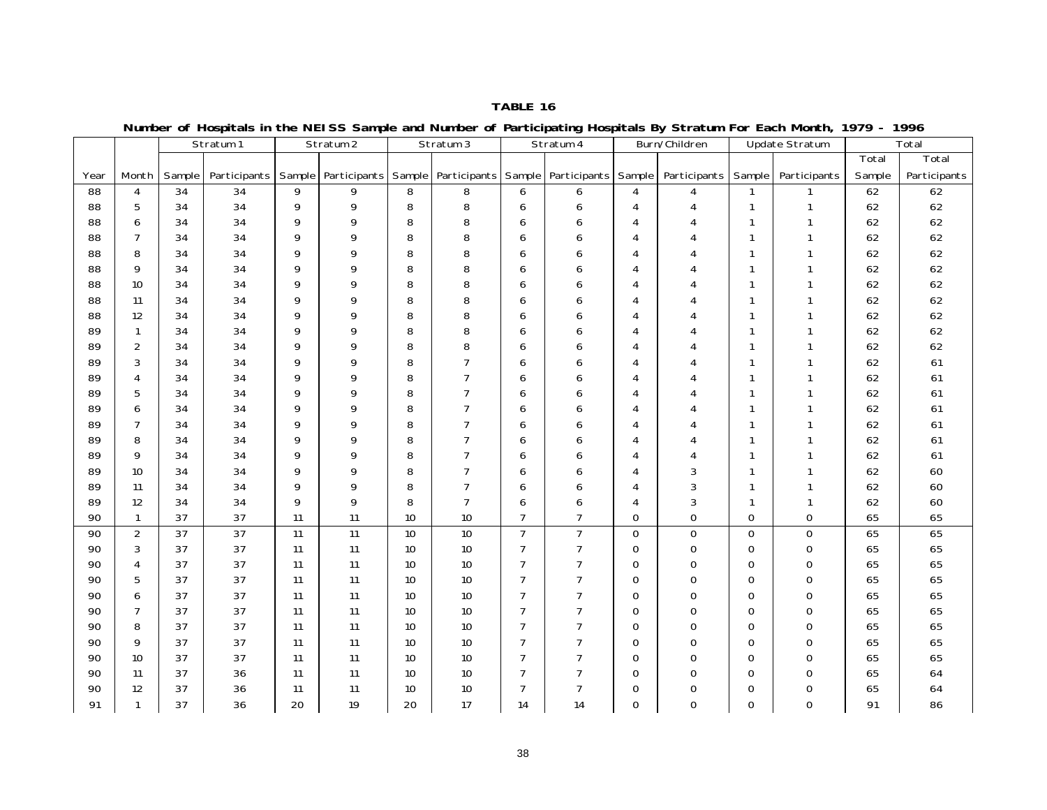**TABLE 16**

**Number of Hospitals in the NEISS Sample and Number of Participating Hospitals By Stratum For Each Month, 1979 - 1996**

| | | Stratum 1 | | Stratum 2 | | Stratum 3 | | Stratum 4 | | Burn/Children | | Update Stratum | | Total | Total |
|---|---|---|---|---|---|---|---|---|---|---|---|---|---|---|---|
| Year | Month | Sample | Participants | Sample | Participants | Sample | Participants | Sample | Participants | Sample | Participants | Sample | Participants | Sample | Participants |
| 88 | 4 | 34 | 34 | 9 | 9 | 8 | 8 | 6 | 6 | 4 | 4 | 1 | 1 | 62 | 62 |
| 88 | 5 | 34 | 34 | 9 | 9 | 8 | 8 | 6 | 6 | 4 | 4 | 1 | 1 | 62 | 62 |
| 88 | 6 | 34 | 34 | 9 | 9 | 8 | 8 | 6 | 6 | 4 | 4 | 1 | 1 | 62 | 62 |
| 88 | 7 | 34 | 34 | 9 | 9 | 8 | 8 | 6 | 6 | 4 | 4 | 1 | 1 | 62 | 62 |
| 88 | 8 | 34 | 34 | 9 | 9 | 8 | 8 | 6 | 6 | 4 | 4 | 1 | 1 | 62 | 62 |
| 88 | 9 | 34 | 34 | 9 | 9 | 8 | 8 | 6 | 6 | 4 | 4 | 1 | 1 | 62 | 62 |
| 88 | 10 | 34 | 34 | 9 | 9 | 8 | 8 | 6 | 6 | 4 | 4 | 1 | 1 | 62 | 62 |
| 88 | 11 | 34 | 34 | 9 | 9 | 8 | 8 | 6 | 6 | 4 | 4 | 1 | 1 | 62 | 62 |
| 88 | 12 | 34 | 34 | 9 | 9 | 8 | 8 | 6 | 6 | 4 | 4 | 1 | 1 | 62 | 62 |
| 89 | 1 | 34 | 34 | 9 | 9 | 8 | 8 | 6 | 6 | 4 | 4 | 1 | 1 | 62 | 62 |
| 89 | 2 | 34 | 34 | 9 | 9 | 8 | 8 | 6 | 6 | 4 | 4 | 1 | 1 | 62 | 62 |
| 89 | 3 | 34 | 34 | 9 | 9 | 8 | 7 | 6 | 6 | 4 | 4 | 1 | 1 | 62 | 61 |
| 89 | 4 | 34 | 34 | 9 | 9 | 8 | 7 | 6 | 6 | 4 | 4 | 1 | 1 | 62 | 61 |
| 89 | 5 | 34 | 34 | 9 | 9 | 8 | 7 | 6 | 6 | 4 | 4 | 1 | 1 | 62 | 61 |
| 89 | 6 | 34 | 34 | 9 | 9 | 8 | 7 | 6 | 6 | 4 | 4 | 1 | 1 | 62 | 61 |
| 89 | 7 | 34 | 34 | 9 | 9 | 8 | 7 | 6 | 6 | 4 | 4 | 1 | 1 | 62 | 61 |
| 89 | 8 | 34 | 34 | 9 | 9 | 8 | 7 | 6 | 6 | 4 | 4 | 1 | 1 | 62 | 61 |
| 89 | 9 | 34 | 34 | 9 | 9 | 8 | 7 | 6 | 6 | 4 | 4 | 1 | 1 | 62 | 61 |
| 89 | 10 | 34 | 34 | 9 | 9 | 8 | 7 | 6 | 6 | 4 | 3 | 1 | 1 | 62 | 60 |
| 89 | 11 | 34 | 34 | 9 | 9 | 8 | 7 | 6 | 6 | 4 | 3 | 1 | 1 | 62 | 60 |
| 89 | 12 | 34 | 34 | 9 | 9 | 8 | 7 | 6 | 6 | 4 | 3 | 1 | 1 | 62 | 60 |
| 90 | 1 | 37 | 37 | 11 | 11 | 10 | 10 | 7 | 7 | 0 | 0 | 0 | 0 | 65 | 65 |
| 90 | 2 | 37 | 37 | 11 | 11 | 10 | 10 | 7 | 7 | 0 | 0 | 0 | 0 | 65 | 65 |
| 90 | 3 | 37 | 37 | 11 | 11 | 10 | 10 | 7 | 7 | 0 | 0 | 0 | 0 | 65 | 65 |
| 90 | 4 | 37 | 37 | 11 | 11 | 10 | 10 | 7 | 7 | 0 | 0 | 0 | 0 | 65 | 65 |
| 90 | 5 | 37 | 37 | 11 | 11 | 10 | 10 | 7 | 7 | 0 | 0 | 0 | 0 | 65 | 65 |
| 90 | 6 | 37 | 37 | 11 | 11 | 10 | 10 | 7 | 7 | 0 | 0 | 0 | 0 | 65 | 65 |
| 90 | 7 | 37 | 37 | 11 | 11 | 10 | 10 | 7 | 7 | 0 | 0 | 0 | 0 | 65 | 65 |
| 90 | 8 | 37 | 37 | 11 | 11 | 10 | 10 | 7 | 7 | 0 | 0 | 0 | 0 | 65 | 65 |
| 90 | 9 | 37 | 37 | 11 | 11 | 10 | 10 | 7 | 7 | 0 | 0 | 0 | 0 | 65 | 65 |
| 90 | 10 | 37 | 37 | 11 | 11 | 10 | 10 | 7 | 7 | 0 | 0 | 0 | 0 | 65 | 65 |
| 90 | 11 | 37 | 36 | 11 | 11 | 10 | 10 | 7 | 7 | 0 | 0 | 0 | 0 | 65 | 64 |
| 90 | 12 | 37 | 36 | 11 | 11 | 10 | 10 | 7 | 7 | 0 | 0 | 0 | 0 | 65 | 64 |
| 91 | 1 | 37 | 36 | 20 | 19 | 20 | 17 | 14 | 14 | 0 | 0 | 0 | 0 | 91 | 86 |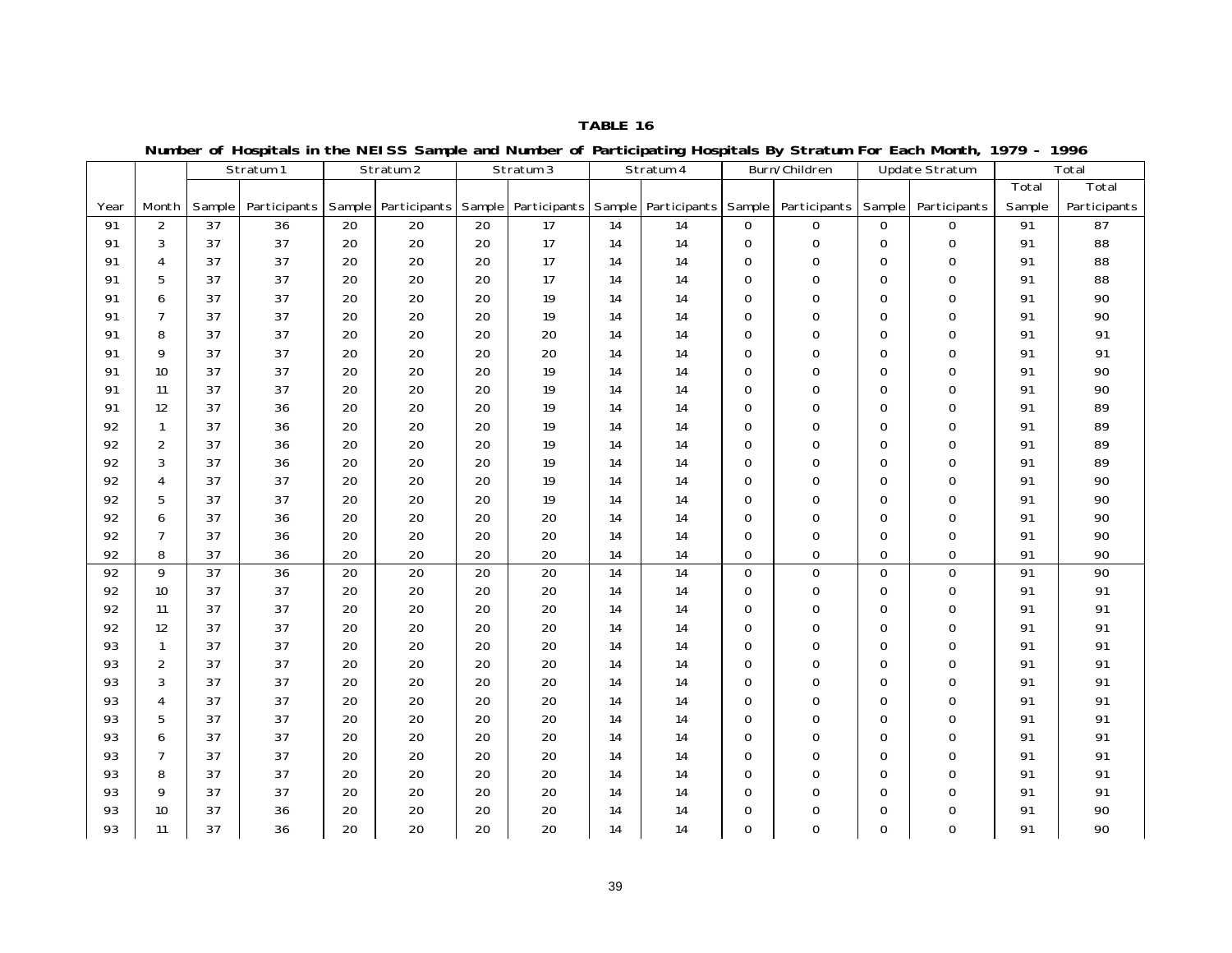**TABLE 16**

**Number of Hospitals in the NEISS Sample and Number of Participating Hospitals By Stratum For Each Month, 1979 - 1996**

| | | Stratum 1 | | Stratum 2 | | Stratum 3 | | Stratum 4 | | Burn/Children | | Update Stratum | | Total | |
|---|---|---|---|---|---|---|---|---|---|---|---|---|---|---|---|
| Year | Month | Sample | Participants | Sample | Participants | Sample | Participants | Sample | Participants | Sample | Participants | Sample | Participants | Total Sample | Total Participants |
| 91 | 2 | 37 | 36 | 20 | 20 | 20 | 17 | 14 | 14 | 0 | 0 | 0 | 0 | 91 | 87 |
| 91 | 3 | 37 | 37 | 20 | 20 | 20 | 17 | 14 | 14 | 0 | 0 | 0 | 0 | 91 | 88 |
| 91 | 4 | 37 | 37 | 20 | 20 | 20 | 17 | 14 | 14 | 0 | 0 | 0 | 0 | 91 | 88 |
| 91 | 5 | 37 | 37 | 20 | 20 | 20 | 17 | 14 | 14 | 0 | 0 | 0 | 0 | 91 | 88 |
| 91 | 6 | 37 | 37 | 20 | 20 | 20 | 19 | 14 | 14 | 0 | 0 | 0 | 0 | 91 | 90 |
| 91 | 7 | 37 | 37 | 20 | 20 | 20 | 19 | 14 | 14 | 0 | 0 | 0 | 0 | 91 | 90 |
| 91 | 8 | 37 | 37 | 20 | 20 | 20 | 20 | 14 | 14 | 0 | 0 | 0 | 0 | 91 | 91 |
| 91 | 9 | 37 | 37 | 20 | 20 | 20 | 20 | 14 | 14 | 0 | 0 | 0 | 0 | 91 | 91 |
| 91 | 10 | 37 | 37 | 20 | 20 | 20 | 19 | 14 | 14 | 0 | 0 | 0 | 0 | 91 | 90 |
| 91 | 11 | 37 | 37 | 20 | 20 | 20 | 19 | 14 | 14 | 0 | 0 | 0 | 0 | 91 | 90 |
| 91 | 12 | 37 | 36 | 20 | 20 | 20 | 19 | 14 | 14 | 0 | 0 | 0 | 0 | 91 | 89 |
| 92 | 1 | 37 | 36 | 20 | 20 | 20 | 19 | 14 | 14 | 0 | 0 | 0 | 0 | 91 | 89 |
| 92 | 2 | 37 | 36 | 20 | 20 | 20 | 19 | 14 | 14 | 0 | 0 | 0 | 0 | 91 | 89 |
| 92 | 3 | 37 | 36 | 20 | 20 | 20 | 19 | 14 | 14 | 0 | 0 | 0 | 0 | 91 | 89 |
| 92 | 4 | 37 | 37 | 20 | 20 | 20 | 19 | 14 | 14 | 0 | 0 | 0 | 0 | 91 | 90 |
| 92 | 5 | 37 | 37 | 20 | 20 | 20 | 19 | 14 | 14 | 0 | 0 | 0 | 0 | 91 | 90 |
| 92 | 6 | 37 | 36 | 20 | 20 | 20 | 20 | 14 | 14 | 0 | 0 | 0 | 0 | 91 | 90 |
| 92 | 7 | 37 | 36 | 20 | 20 | 20 | 20 | 14 | 14 | 0 | 0 | 0 | 0 | 91 | 90 |
| 92 | 8 | 37 | 36 | 20 | 20 | 20 | 20 | 14 | 14 | 0 | 0 | 0 | 0 | 91 | 90 |
| 92 | 9 | 37 | 36 | 20 | 20 | 20 | 20 | 14 | 14 | 0 | 0 | 0 | 0 | 91 | 90 |
| 92 | 10 | 37 | 37 | 20 | 20 | 20 | 20 | 14 | 14 | 0 | 0 | 0 | 0 | 91 | 91 |
| 92 | 11 | 37 | 37 | 20 | 20 | 20 | 20 | 14 | 14 | 0 | 0 | 0 | 0 | 91 | 91 |
| 92 | 12 | 37 | 37 | 20 | 20 | 20 | 20 | 14 | 14 | 0 | 0 | 0 | 0 | 91 | 91 |
| 93 | 1 | 37 | 37 | 20 | 20 | 20 | 20 | 14 | 14 | 0 | 0 | 0 | 0 | 91 | 91 |
| 93 | 2 | 37 | 37 | 20 | 20 | 20 | 20 | 14 | 14 | 0 | 0 | 0 | 0 | 91 | 91 |
| 93 | 3 | 37 | 37 | 20 | 20 | 20 | 20 | 14 | 14 | 0 | 0 | 0 | 0 | 91 | 91 |
| 93 | 4 | 37 | 37 | 20 | 20 | 20 | 20 | 14 | 14 | 0 | 0 | 0 | 0 | 91 | 91 |
| 93 | 5 | 37 | 37 | 20 | 20 | 20 | 20 | 14 | 14 | 0 | 0 | 0 | 0 | 91 | 91 |
| 93 | 6 | 37 | 37 | 20 | 20 | 20 | 20 | 14 | 14 | 0 | 0 | 0 | 0 | 91 | 91 |
| 93 | 7 | 37 | 37 | 20 | 20 | 20 | 20 | 14 | 14 | 0 | 0 | 0 | 0 | 91 | 91 |
| 93 | 8 | 37 | 37 | 20 | 20 | 20 | 20 | 14 | 14 | 0 | 0 | 0 | 0 | 91 | 91 |
| 93 | 9 | 37 | 37 | 20 | 20 | 20 | 20 | 14 | 14 | 0 | 0 | 0 | 0 | 91 | 91 |
| 93 | 10 | 37 | 36 | 20 | 20 | 20 | 20 | 14 | 14 | 0 | 0 | 0 | 0 | 91 | 90 |
| 93 | 11 | 37 | 36 | 20 | 20 | 20 | 20 | 14 | 14 | 0 | 0 | 0 | 0 | 91 | 90 |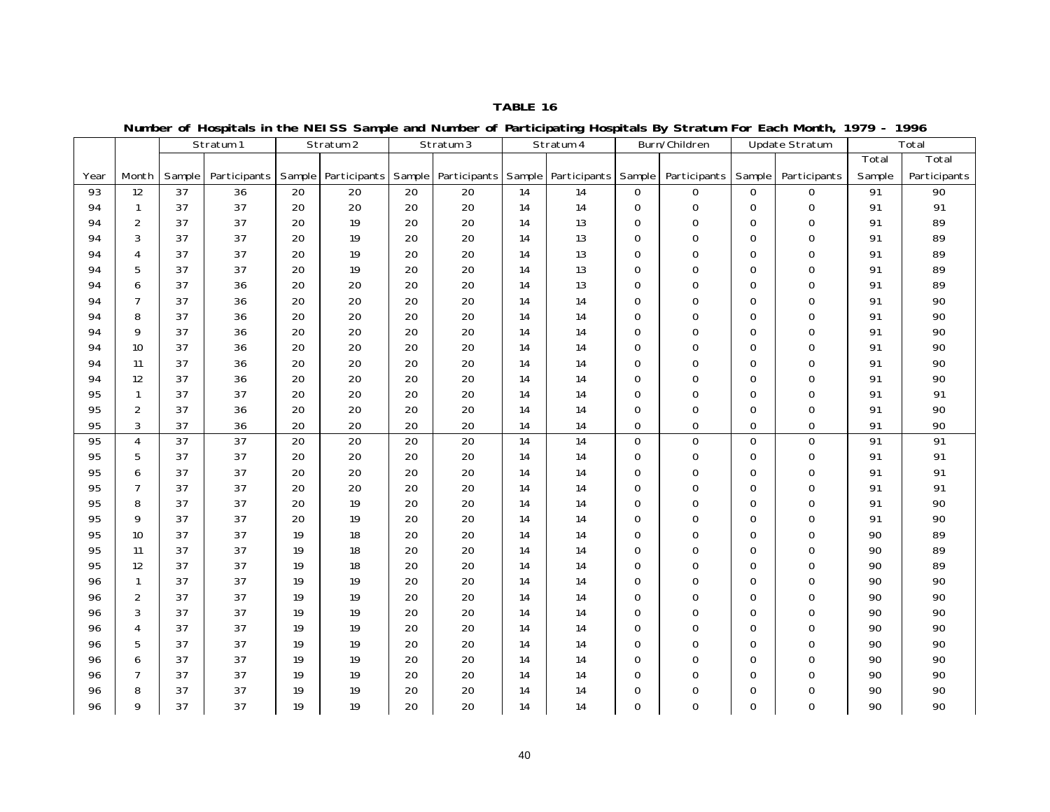**TABLE 16**

**Number of Hospitals in the NEISS Sample and Number of Participating Hospitals By Stratum For Each Month, 1979 - 1996**

| | | Stratum 1 | | Stratum 2 | | Stratum 3 | | Stratum 4 | | Burn/Children | | Update Stratum | | Total | |
|---|---|---|---|---|---|---|---|---|---|---|---|---|---|---|---|
| Year | Month | Sample | Participants | Sample | Participants | Sample | Participants | Sample | Participants | Sample | Participants | Sample | Participants | Total Sample | Total Participants |
| 93 | 12 | 37 | 36 | 20 | 20 | 20 | 20 | 14 | 14 | 0 | 0 | 0 | 0 | 91 | 90 |
| 94 | 1 | 37 | 37 | 20 | 20 | 20 | 20 | 14 | 14 | 0 | 0 | 0 | 0 | 91 | 91 |
| 94 | 2 | 37 | 37 | 20 | 19 | 20 | 20 | 14 | 13 | 0 | 0 | 0 | 0 | 91 | 89 |
| 94 | 3 | 37 | 37 | 20 | 19 | 20 | 20 | 14 | 13 | 0 | 0 | 0 | 0 | 91 | 89 |
| 94 | 4 | 37 | 37 | 20 | 19 | 20 | 20 | 14 | 13 | 0 | 0 | 0 | 0 | 91 | 89 |
| 94 | 5 | 37 | 37 | 20 | 19 | 20 | 20 | 14 | 13 | 0 | 0 | 0 | 0 | 91 | 89 |
| 94 | 6 | 37 | 36 | 20 | 20 | 20 | 20 | 14 | 13 | 0 | 0 | 0 | 0 | 91 | 89 |
| 94 | 7 | 37 | 36 | 20 | 20 | 20 | 20 | 14 | 14 | 0 | 0 | 0 | 0 | 91 | 90 |
| 94 | 8 | 37 | 36 | 20 | 20 | 20 | 20 | 14 | 14 | 0 | 0 | 0 | 0 | 91 | 90 |
| 94 | 9 | 37 | 36 | 20 | 20 | 20 | 20 | 14 | 14 | 0 | 0 | 0 | 0 | 91 | 90 |
| 94 | 10 | 37 | 36 | 20 | 20 | 20 | 20 | 14 | 14 | 0 | 0 | 0 | 0 | 91 | 90 |
| 94 | 11 | 37 | 36 | 20 | 20 | 20 | 20 | 14 | 14 | 0 | 0 | 0 | 0 | 91 | 90 |
| 94 | 12 | 37 | 36 | 20 | 20 | 20 | 20 | 14 | 14 | 0 | 0 | 0 | 0 | 91 | 90 |
| 95 | 1 | 37 | 37 | 20 | 20 | 20 | 20 | 14 | 14 | 0 | 0 | 0 | 0 | 91 | 91 |
| 95 | 2 | 37 | 36 | 20 | 20 | 20 | 20 | 14 | 14 | 0 | 0 | 0 | 0 | 91 | 90 |
| 95 | 3 | 37 | 36 | 20 | 20 | 20 | 20 | 14 | 14 | 0 | 0 | 0 | 0 | 91 | 90 |
| 95 | 4 | 37 | 37 | 20 | 20 | 20 | 20 | 14 | 14 | 0 | 0 | 0 | 0 | 91 | 91 |
| 95 | 5 | 37 | 37 | 20 | 20 | 20 | 20 | 14 | 14 | 0 | 0 | 0 | 0 | 91 | 91 |
| 95 | 6 | 37 | 37 | 20 | 20 | 20 | 20 | 14 | 14 | 0 | 0 | 0 | 0 | 91 | 91 |
| 95 | 7 | 37 | 37 | 20 | 20 | 20 | 20 | 14 | 14 | 0 | 0 | 0 | 0 | 91 | 91 |
| 95 | 8 | 37 | 37 | 20 | 19 | 20 | 20 | 14 | 14 | 0 | 0 | 0 | 0 | 91 | 90 |
| 95 | 9 | 37 | 37 | 20 | 19 | 20 | 20 | 14 | 14 | 0 | 0 | 0 | 0 | 91 | 90 |
| 95 | 10 | 37 | 37 | 19 | 18 | 20 | 20 | 14 | 14 | 0 | 0 | 0 | 0 | 90 | 89 |
| 95 | 11 | 37 | 37 | 19 | 18 | 20 | 20 | 14 | 14 | 0 | 0 | 0 | 0 | 90 | 89 |
| 95 | 12 | 37 | 37 | 19 | 18 | 20 | 20 | 14 | 14 | 0 | 0 | 0 | 0 | 90 | 89 |
| 96 | 1 | 37 | 37 | 19 | 19 | 20 | 20 | 14 | 14 | 0 | 0 | 0 | 0 | 90 | 90 |
| 96 | 2 | 37 | 37 | 19 | 19 | 20 | 20 | 14 | 14 | 0 | 0 | 0 | 0 | 90 | 90 |
| 96 | 3 | 37 | 37 | 19 | 19 | 20 | 20 | 14 | 14 | 0 | 0 | 0 | 0 | 90 | 90 |
| 96 | 4 | 37 | 37 | 19 | 19 | 20 | 20 | 14 | 14 | 0 | 0 | 0 | 0 | 90 | 90 |
| 96 | 5 | 37 | 37 | 19 | 19 | 20 | 20 | 14 | 14 | 0 | 0 | 0 | 0 | 90 | 90 |
| 96 | 6 | 37 | 37 | 19 | 19 | 20 | 20 | 14 | 14 | 0 | 0 | 0 | 0 | 90 | 90 |
| 96 | 7 | 37 | 37 | 19 | 19 | 20 | 20 | 14 | 14 | 0 | 0 | 0 | 0 | 90 | 90 |
| 96 | 8 | 37 | 37 | 19 | 19 | 20 | 20 | 14 | 14 | 0 | 0 | 0 | 0 | 90 | 90 |
| 96 | 9 | 37 | 37 | 19 | 19 | 20 | 20 | 14 | 14 | 0 | 0 | 0 | 0 | 90 | 90 |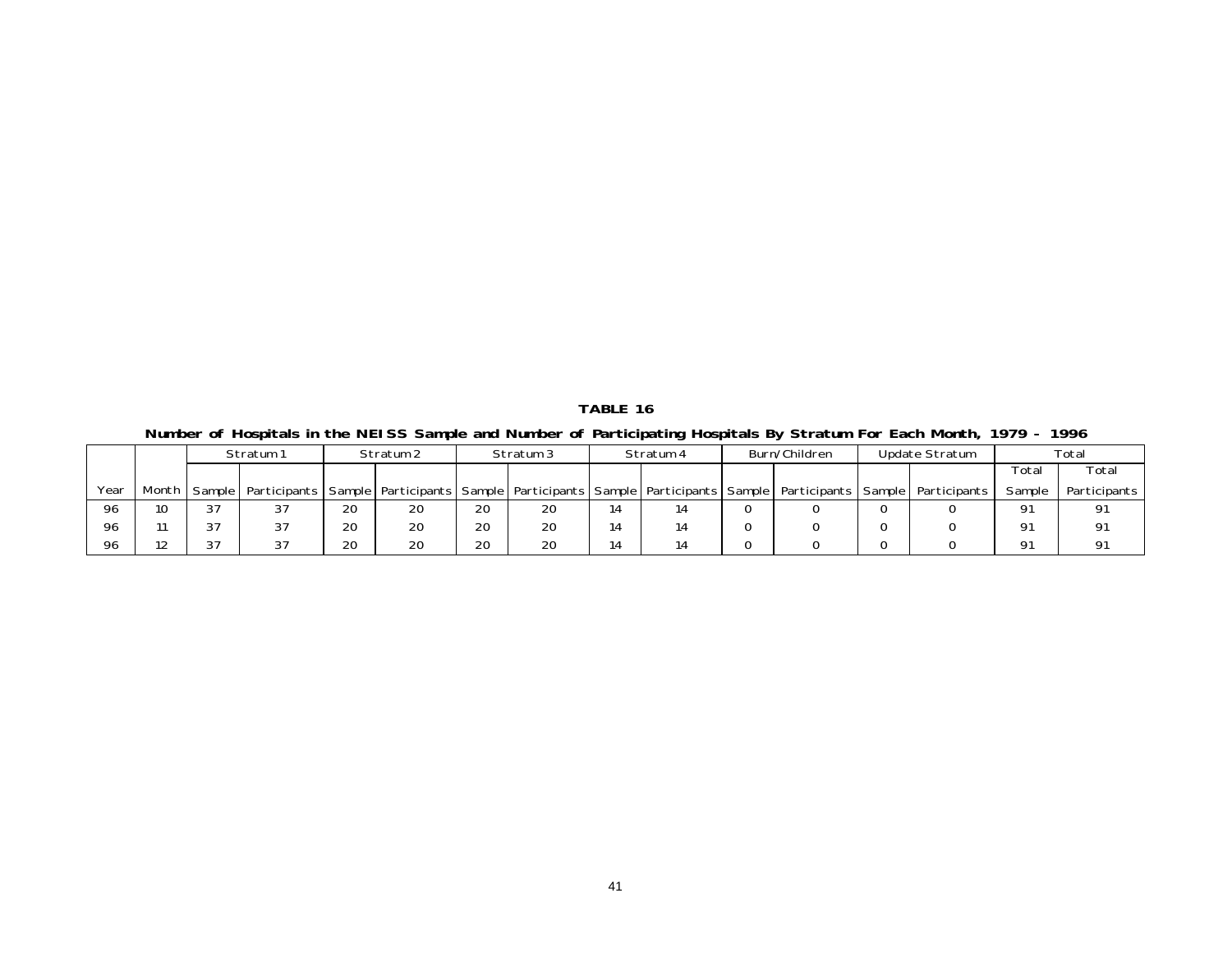**TABLE 16**

**Number of Hospitals in the NEISS Sample and Number of Participating Hospitals By Stratum For Each Month, 1979 - 1996**

| | | Stratum 1 | | Stratum 2 | | Stratum 3 | | Stratum 4 | | Burn/Children | | Update Stratum | | Total | |
|---|---|---|---|---|---|---|---|---|---|---|---|---|---|---|---|
| Year | Month | Sample | Participants | Sample | Participants | Sample | Participants | Sample | Participants | Sample | Participants | Sample | Participants | Total Sample | Total Participants |
| 96 | 10 | 37 | 37 | 20 | 20 | 20 | 20 | 14 | 14 | 0 | 0 | 0 | 0 | 91 | 91 |
| 96 | 11 | 37 | 37 | 20 | 20 | 20 | 20 | 14 | 14 | 0 | 0 | 0 | 0 | 91 | 91 |
| 96 | 12 | 37 | 37 | 20 | 20 | 20 | 20 | 14 | 14 | 0 | 0 | 0 | 0 | 91 | 91 |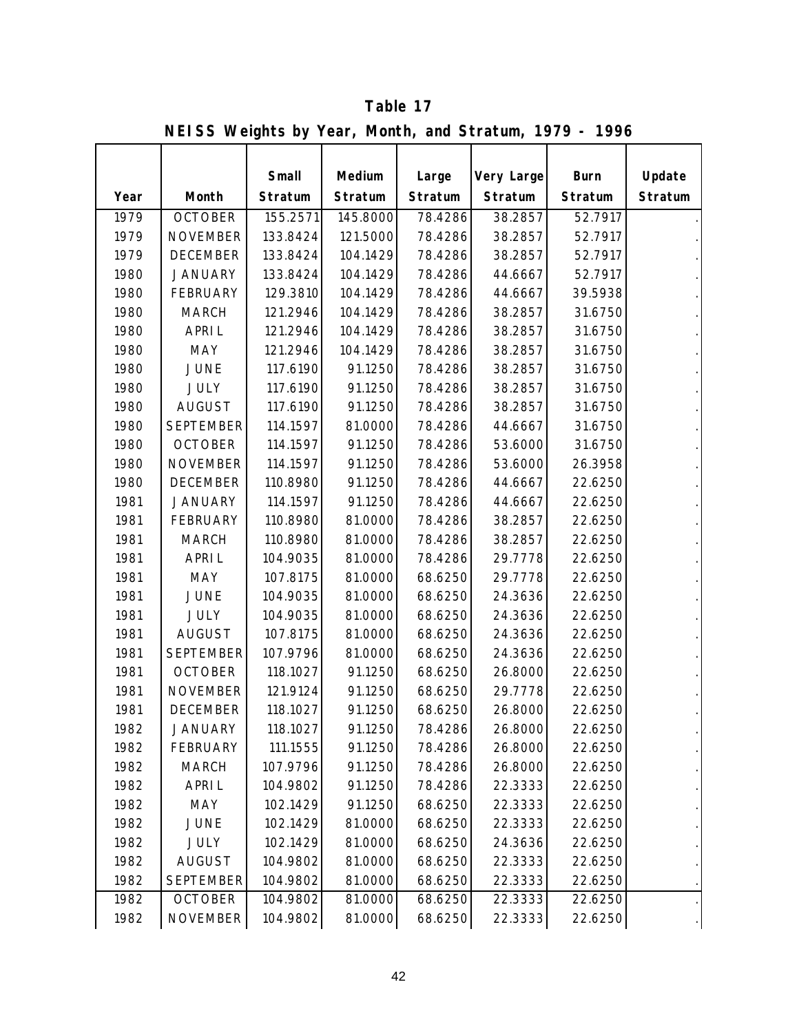# Table 17

## NEISS Weights by Year, Month, and Stratum, 1979 - 1996

| Year | Month | Small Stratum | Medium Stratum | Large Stratum | Very Large Stratum | Burn Stratum | Update Stratum |
|---|---|---|---|---|---|---|---|
| 1979 | OCTOBER | 155.2571 | 145.8000 | 78.4286 | 38.2857 | 52.7917 | . |
| 1979 | NOVEMBER | 133.8424 | 121.5000 | 78.4286 | 38.2857 | 52.7917 | . |
| 1979 | DECEMBER | 133.8424 | 104.1429 | 78.4286 | 38.2857 | 52.7917 | . |
| 1980 | JANUARY | 133.8424 | 104.1429 | 78.4286 | 44.6667 | 52.7917 | . |
| 1980 | FEBRUARY | 129.3810 | 104.1429 | 78.4286 | 44.6667 | 39.5938 | . |
| 1980 | MARCH | 121.2946 | 104.1429 | 78.4286 | 38.2857 | 31.6750 | . |
| 1980 | APRIL | 121.2946 | 104.1429 | 78.4286 | 38.2857 | 31.6750 | . |
| 1980 | MAY | 121.2946 | 104.1429 | 78.4286 | 38.2857 | 31.6750 | . |
| 1980 | JUNE | 117.6190 | 91.1250 | 78.4286 | 38.2857 | 31.6750 | . |
| 1980 | JULY | 117.6190 | 91.1250 | 78.4286 | 38.2857 | 31.6750 | . |
| 1980 | AUGUST | 117.6190 | 91.1250 | 78.4286 | 38.2857 | 31.6750 | . |
| 1980 | SEPTEMBER | 114.1597 | 81.0000 | 78.4286 | 44.6667 | 31.6750 | . |
| 1980 | OCTOBER | 114.1597 | 91.1250 | 78.4286 | 53.6000 | 31.6750 | . |
| 1980 | NOVEMBER | 114.1597 | 91.1250 | 78.4286 | 53.6000 | 26.3958 | . |
| 1980 | DECEMBER | 110.8980 | 91.1250 | 78.4286 | 44.6667 | 22.6250 | . |
| 1981 | JANUARY | 114.1597 | 91.1250 | 78.4286 | 44.6667 | 22.6250 | . |
| 1981 | FEBRUARY | 110.8980 | 81.0000 | 78.4286 | 38.2857 | 22.6250 | . |
| 1981 | MARCH | 110.8980 | 81.0000 | 78.4286 | 38.2857 | 22.6250 | . |
| 1981 | APRIL | 104.9035 | 81.0000 | 78.4286 | 29.7778 | 22.6250 | . |
| 1981 | MAY | 107.8175 | 81.0000 | 68.6250 | 29.7778 | 22.6250 | . |
| 1981 | JUNE | 104.9035 | 81.0000 | 68.6250 | 24.3636 | 22.6250 | . |
| 1981 | JULY | 104.9035 | 81.0000 | 68.6250 | 24.3636 | 22.6250 | . |
| 1981 | AUGUST | 107.8175 | 81.0000 | 68.6250 | 24.3636 | 22.6250 | . |
| 1981 | SEPTEMBER | 107.9796 | 81.0000 | 68.6250 | 24.3636 | 22.6250 | . |
| 1981 | OCTOBER | 118.1027 | 91.1250 | 68.6250 | 26.8000 | 22.6250 | . |
| 1981 | NOVEMBER | 121.9124 | 91.1250 | 68.6250 | 29.7778 | 22.6250 | . |
| 1981 | DECEMBER | 118.1027 | 91.1250 | 68.6250 | 26.8000 | 22.6250 | . |
| 1982 | JANUARY | 118.1027 | 91.1250 | 78.4286 | 26.8000 | 22.6250 | . |
| 1982 | FEBRUARY | 111.1555 | 91.1250 | 78.4286 | 26.8000 | 22.6250 | . |
| 1982 | MARCH | 107.9796 | 91.1250 | 78.4286 | 26.8000 | 22.6250 | . |
| 1982 | APRIL | 104.9802 | 91.1250 | 78.4286 | 22.3333 | 22.6250 | . |
| 1982 | MAY | 102.1429 | 91.1250 | 68.6250 | 22.3333 | 22.6250 | . |
| 1982 | JUNE | 102.1429 | 81.0000 | 68.6250 | 22.3333 | 22.6250 | . |
| 1982 | JULY | 102.1429 | 81.0000 | 68.6250 | 24.3636 | 22.6250 | . |
| 1982 | AUGUST | 104.9802 | 81.0000 | 68.6250 | 22.3333 | 22.6250 | . |
| 1982 | SEPTEMBER | 104.9802 | 81.0000 | 68.6250 | 22.3333 | 22.6250 | . |
| 1982 | OCTOBER | 104.9802 | 81.0000 | 68.6250 | 22.3333 | 22.6250 | . |
| 1982 | NOVEMBER | 104.9802 | 81.0000 | 68.6250 | 22.3333 | 22.6250 | . |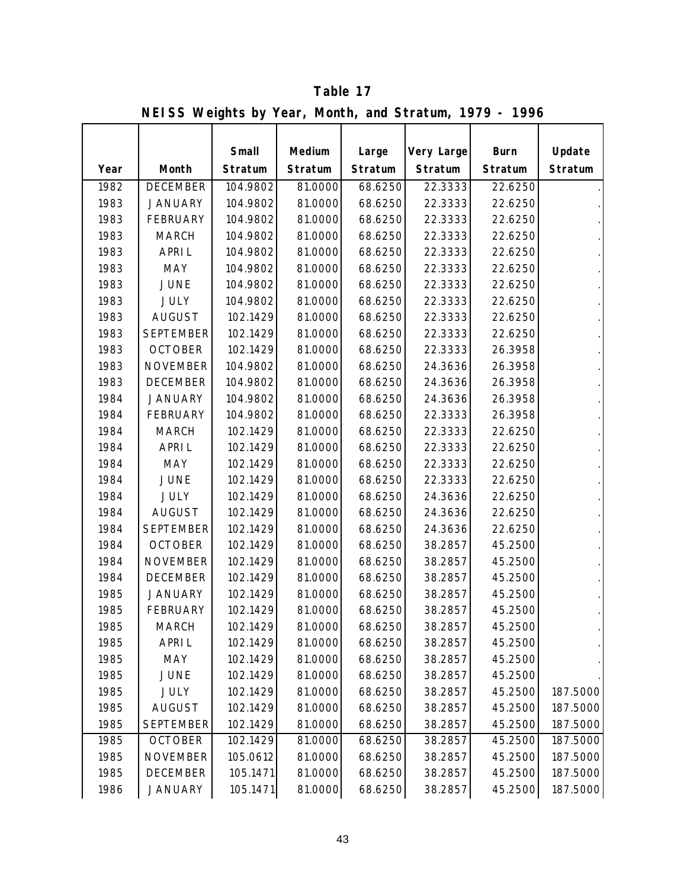**Table 17**

**NEISS Weights by Year, Month, and Stratum, 1979 - 1996**

| Year | Month | Small Stratum | Medium Stratum | Large Stratum | Very Large Stratum | Burn Stratum | Update Stratum |
|---|---|---|---|---|---|---|---|
| 1982 | DECEMBER | 104.9802 | 81.0000 | 68.6250 | 22.3333 | 22.6250 | . |
| 1983 | JANUARY | 104.9802 | 81.0000 | 68.6250 | 22.3333 | 22.6250 | . |
| 1983 | FEBRUARY | 104.9802 | 81.0000 | 68.6250 | 22.3333 | 22.6250 | . |
| 1983 | MARCH | 104.9802 | 81.0000 | 68.6250 | 22.3333 | 22.6250 | . |
| 1983 | APRIL | 104.9802 | 81.0000 | 68.6250 | 22.3333 | 22.6250 | . |
| 1983 | MAY | 104.9802 | 81.0000 | 68.6250 | 22.3333 | 22.6250 | . |
| 1983 | JUNE | 104.9802 | 81.0000 | 68.6250 | 22.3333 | 22.6250 | . |
| 1983 | JULY | 104.9802 | 81.0000 | 68.6250 | 22.3333 | 22.6250 | . |
| 1983 | AUGUST | 102.1429 | 81.0000 | 68.6250 | 22.3333 | 22.6250 | . |
| 1983 | SEPTEMBER | 102.1429 | 81.0000 | 68.6250 | 22.3333 | 22.6250 | . |
| 1983 | OCTOBER | 102.1429 | 81.0000 | 68.6250 | 22.3333 | 26.3958 | . |
| 1983 | NOVEMBER | 104.9802 | 81.0000 | 68.6250 | 24.3636 | 26.3958 | . |
| 1983 | DECEMBER | 104.9802 | 81.0000 | 68.6250 | 24.3636 | 26.3958 | . |
| 1984 | JANUARY | 104.9802 | 81.0000 | 68.6250 | 24.3636 | 26.3958 | . |
| 1984 | FEBRUARY | 104.9802 | 81.0000 | 68.6250 | 22.3333 | 26.3958 | . |
| 1984 | MARCH | 102.1429 | 81.0000 | 68.6250 | 22.3333 | 22.6250 | . |
| 1984 | APRIL | 102.1429 | 81.0000 | 68.6250 | 22.3333 | 22.6250 | . |
| 1984 | MAY | 102.1429 | 81.0000 | 68.6250 | 22.3333 | 22.6250 | . |
| 1984 | JUNE | 102.1429 | 81.0000 | 68.6250 | 22.3333 | 22.6250 | . |
| 1984 | JULY | 102.1429 | 81.0000 | 68.6250 | 24.3636 | 22.6250 | . |
| 1984 | AUGUST | 102.1429 | 81.0000 | 68.6250 | 24.3636 | 22.6250 | . |
| 1984 | SEPTEMBER | 102.1429 | 81.0000 | 68.6250 | 24.3636 | 22.6250 | . |
| 1984 | OCTOBER | 102.1429 | 81.0000 | 68.6250 | 38.2857 | 45.2500 | . |
| 1984 | NOVEMBER | 102.1429 | 81.0000 | 68.6250 | 38.2857 | 45.2500 | . |
| 1984 | DECEMBER | 102.1429 | 81.0000 | 68.6250 | 38.2857 | 45.2500 | . |
| 1985 | JANUARY | 102.1429 | 81.0000 | 68.6250 | 38.2857 | 45.2500 | . |
| 1985 | FEBRUARY | 102.1429 | 81.0000 | 68.6250 | 38.2857 | 45.2500 | . |
| 1985 | MARCH | 102.1429 | 81.0000 | 68.6250 | 38.2857 | 45.2500 | . |
| 1985 | APRIL | 102.1429 | 81.0000 | 68.6250 | 38.2857 | 45.2500 | . |
| 1985 | MAY | 102.1429 | 81.0000 | 68.6250 | 38.2857 | 45.2500 | . |
| 1985 | JUNE | 102.1429 | 81.0000 | 68.6250 | 38.2857 | 45.2500 | . |
| 1985 | JULY | 102.1429 | 81.0000 | 68.6250 | 38.2857 | 45.2500 | 187.5000 |
| 1985 | AUGUST | 102.1429 | 81.0000 | 68.6250 | 38.2857 | 45.2500 | 187.5000 |
| 1985 | SEPTEMBER | 102.1429 | 81.0000 | 68.6250 | 38.2857 | 45.2500 | 187.5000 |
| 1985 | OCTOBER | 102.1429 | 81.0000 | 68.6250 | 38.2857 | 45.2500 | 187.5000 |
| 1985 | NOVEMBER | 105.0612 | 81.0000 | 68.6250 | 38.2857 | 45.2500 | 187.5000 |
| 1985 | DECEMBER | 105.1471 | 81.0000 | 68.6250 | 38.2857 | 45.2500 | 187.5000 |
| 1986 | JANUARY | 105.1471 | 81.0000 | 68.6250 | 38.2857 | 45.2500 | 187.5000 |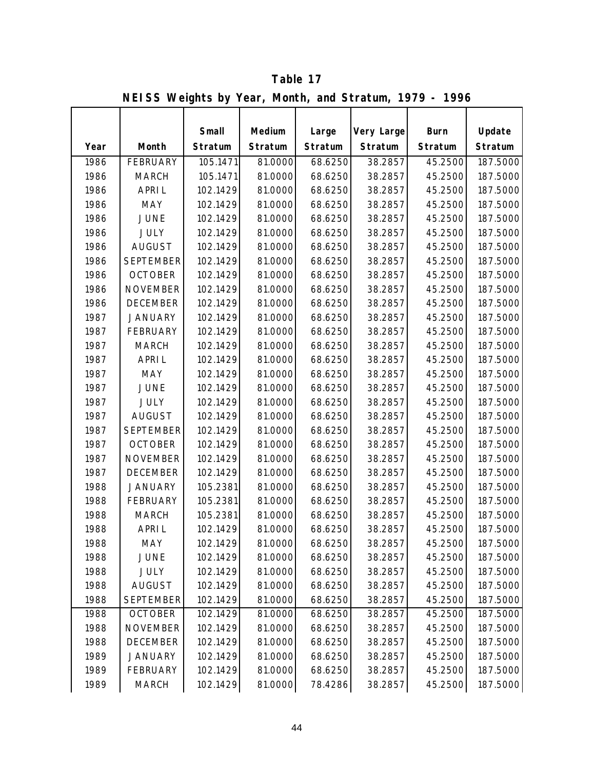**Table 17**

**NEISS Weights by Year, Month, and Stratum, 1979 - 1996**

| Year | Month | Small Stratum | Medium Stratum | Large Stratum | Very Large Stratum | Burn Stratum | Update Stratum |
|---|---|---|---|---|---|---|---|
| 1986 | FEBRUARY | 105.1471 | 81.0000 | 68.6250 | 38.2857 | 45.2500 | 187.5000 |
| 1986 | MARCH | 105.1471 | 81.0000 | 68.6250 | 38.2857 | 45.2500 | 187.5000 |
| 1986 | APRIL | 102.1429 | 81.0000 | 68.6250 | 38.2857 | 45.2500 | 187.5000 |
| 1986 | MAY | 102.1429 | 81.0000 | 68.6250 | 38.2857 | 45.2500 | 187.5000 |
| 1986 | JUNE | 102.1429 | 81.0000 | 68.6250 | 38.2857 | 45.2500 | 187.5000 |
| 1986 | JULY | 102.1429 | 81.0000 | 68.6250 | 38.2857 | 45.2500 | 187.5000 |
| 1986 | AUGUST | 102.1429 | 81.0000 | 68.6250 | 38.2857 | 45.2500 | 187.5000 |
| 1986 | SEPTEMBER | 102.1429 | 81.0000 | 68.6250 | 38.2857 | 45.2500 | 187.5000 |
| 1986 | OCTOBER | 102.1429 | 81.0000 | 68.6250 | 38.2857 | 45.2500 | 187.5000 |
| 1986 | NOVEMBER | 102.1429 | 81.0000 | 68.6250 | 38.2857 | 45.2500 | 187.5000 |
| 1986 | DECEMBER | 102.1429 | 81.0000 | 68.6250 | 38.2857 | 45.2500 | 187.5000 |
| 1987 | JANUARY | 102.1429 | 81.0000 | 68.6250 | 38.2857 | 45.2500 | 187.5000 |
| 1987 | FEBRUARY | 102.1429 | 81.0000 | 68.6250 | 38.2857 | 45.2500 | 187.5000 |
| 1987 | MARCH | 102.1429 | 81.0000 | 68.6250 | 38.2857 | 45.2500 | 187.5000 |
| 1987 | APRIL | 102.1429 | 81.0000 | 68.6250 | 38.2857 | 45.2500 | 187.5000 |
| 1987 | MAY | 102.1429 | 81.0000 | 68.6250 | 38.2857 | 45.2500 | 187.5000 |
| 1987 | JUNE | 102.1429 | 81.0000 | 68.6250 | 38.2857 | 45.2500 | 187.5000 |
| 1987 | JULY | 102.1429 | 81.0000 | 68.6250 | 38.2857 | 45.2500 | 187.5000 |
| 1987 | AUGUST | 102.1429 | 81.0000 | 68.6250 | 38.2857 | 45.2500 | 187.5000 |
| 1987 | SEPTEMBER | 102.1429 | 81.0000 | 68.6250 | 38.2857 | 45.2500 | 187.5000 |
| 1987 | OCTOBER | 102.1429 | 81.0000 | 68.6250 | 38.2857 | 45.2500 | 187.5000 |
| 1987 | NOVEMBER | 102.1429 | 81.0000 | 68.6250 | 38.2857 | 45.2500 | 187.5000 |
| 1987 | DECEMBER | 102.1429 | 81.0000 | 68.6250 | 38.2857 | 45.2500 | 187.5000 |
| 1988 | JANUARY | 105.2381 | 81.0000 | 68.6250 | 38.2857 | 45.2500 | 187.5000 |
| 1988 | FEBRUARY | 105.2381 | 81.0000 | 68.6250 | 38.2857 | 45.2500 | 187.5000 |
| 1988 | MARCH | 105.2381 | 81.0000 | 68.6250 | 38.2857 | 45.2500 | 187.5000 |
| 1988 | APRIL | 102.1429 | 81.0000 | 68.6250 | 38.2857 | 45.2500 | 187.5000 |
| 1988 | MAY | 102.1429 | 81.0000 | 68.6250 | 38.2857 | 45.2500 | 187.5000 |
| 1988 | JUNE | 102.1429 | 81.0000 | 68.6250 | 38.2857 | 45.2500 | 187.5000 |
| 1988 | JULY | 102.1429 | 81.0000 | 68.6250 | 38.2857 | 45.2500 | 187.5000 |
| 1988 | AUGUST | 102.1429 | 81.0000 | 68.6250 | 38.2857 | 45.2500 | 187.5000 |
| 1988 | SEPTEMBER | 102.1429 | 81.0000 | 68.6250 | 38.2857 | 45.2500 | 187.5000 |
| 1988 | OCTOBER | 102.1429 | 81.0000 | 68.6250 | 38.2857 | 45.2500 | 187.5000 |
| 1988 | NOVEMBER | 102.1429 | 81.0000 | 68.6250 | 38.2857 | 45.2500 | 187.5000 |
| 1988 | DECEMBER | 102.1429 | 81.0000 | 68.6250 | 38.2857 | 45.2500 | 187.5000 |
| 1989 | JANUARY | 102.1429 | 81.0000 | 68.6250 | 38.2857 | 45.2500 | 187.5000 |
| 1989 | FEBRUARY | 102.1429 | 81.0000 | 68.6250 | 38.2857 | 45.2500 | 187.5000 |
| 1989 | MARCH | 102.1429 | 81.0000 | 78.4286 | 38.2857 | 45.2500 | 187.5000 |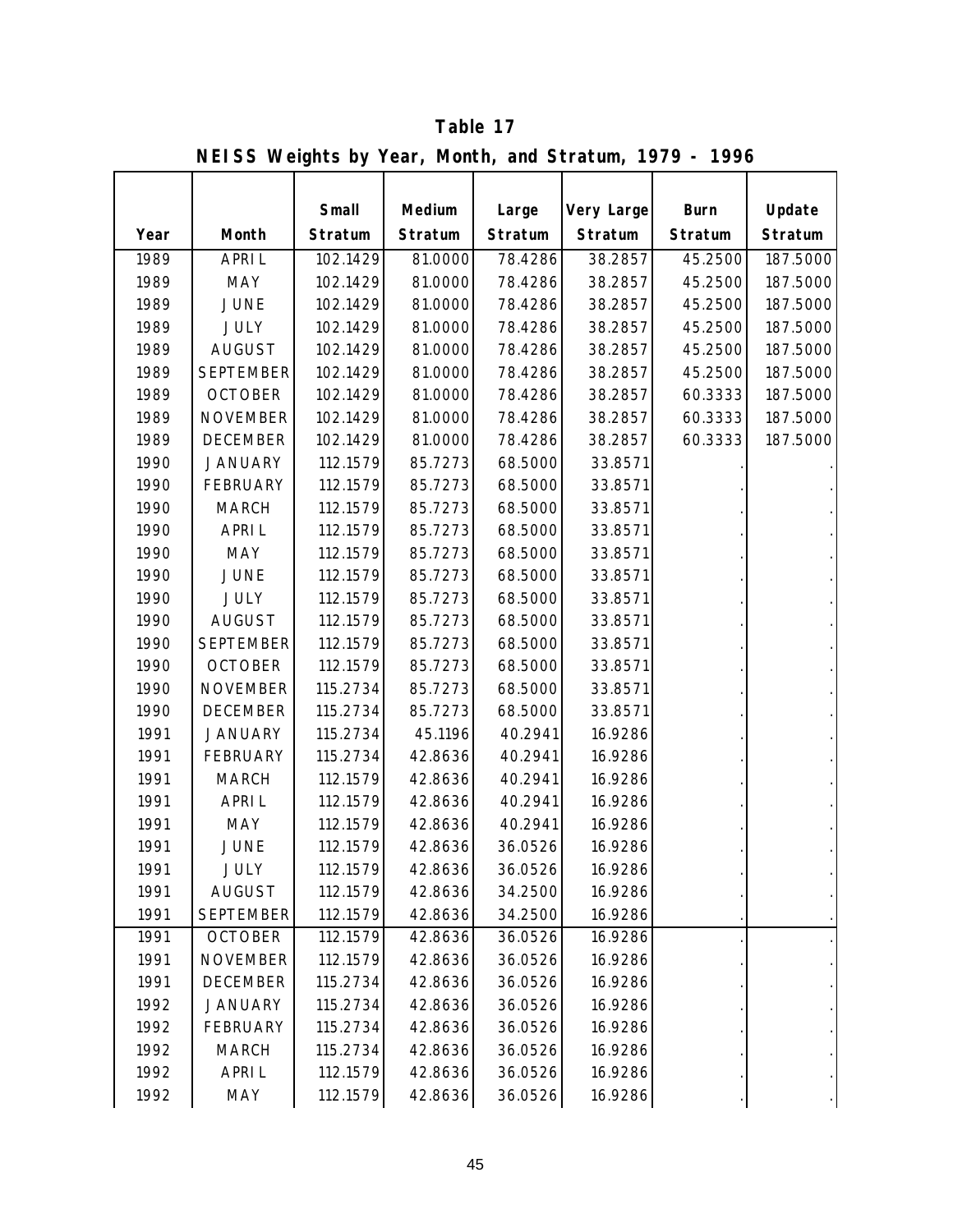**Table 17**

**NEISS Weights by Year, Month, and Stratum, 1979 - 1996**

| Year | Month | Small Stratum | Medium Stratum | Large Stratum | Very Large Stratum | Burn Stratum | Update Stratum |
|---|---|---|---|---|---|---|---|
| 1989 | APRIL | 102.1429 | 81.0000 | 78.4286 | 38.2857 | 45.2500 | 187.5000 |
| 1989 | MAY | 102.1429 | 81.0000 | 78.4286 | 38.2857 | 45.2500 | 187.5000 |
| 1989 | JUNE | 102.1429 | 81.0000 | 78.4286 | 38.2857 | 45.2500 | 187.5000 |
| 1989 | JULY | 102.1429 | 81.0000 | 78.4286 | 38.2857 | 45.2500 | 187.5000 |
| 1989 | AUGUST | 102.1429 | 81.0000 | 78.4286 | 38.2857 | 45.2500 | 187.5000 |
| 1989 | SEPTEMBER | 102.1429 | 81.0000 | 78.4286 | 38.2857 | 45.2500 | 187.5000 |
| 1989 | OCTOBER | 102.1429 | 81.0000 | 78.4286 | 38.2857 | 60.3333 | 187.5000 |
| 1989 | NOVEMBER | 102.1429 | 81.0000 | 78.4286 | 38.2857 | 60.3333 | 187.5000 |
| 1989 | DECEMBER | 102.1429 | 81.0000 | 78.4286 | 38.2857 | 60.3333 | 187.5000 |
| 1990 | JANUARY | 112.1579 | 85.7273 | 68.5000 | 33.8571 | . | . |
| 1990 | FEBRUARY | 112.1579 | 85.7273 | 68.5000 | 33.8571 | . | . |
| 1990 | MARCH | 112.1579 | 85.7273 | 68.5000 | 33.8571 | . | . |
| 1990 | APRIL | 112.1579 | 85.7273 | 68.5000 | 33.8571 | . | . |
| 1990 | MAY | 112.1579 | 85.7273 | 68.5000 | 33.8571 | . | . |
| 1990 | JUNE | 112.1579 | 85.7273 | 68.5000 | 33.8571 | . | . |
| 1990 | JULY | 112.1579 | 85.7273 | 68.5000 | 33.8571 | . | . |
| 1990 | AUGUST | 112.1579 | 85.7273 | 68.5000 | 33.8571 | . | . |
| 1990 | SEPTEMBER | 112.1579 | 85.7273 | 68.5000 | 33.8571 | . | . |
| 1990 | OCTOBER | 112.1579 | 85.7273 | 68.5000 | 33.8571 | . | . |
| 1990 | NOVEMBER | 115.2734 | 85.7273 | 68.5000 | 33.8571 | . | . |
| 1990 | DECEMBER | 115.2734 | 85.7273 | 68.5000 | 33.8571 | . | . |
| 1991 | JANUARY | 115.2734 | 45.1196 | 40.2941 | 16.9286 | . | . |
| 1991 | FEBRUARY | 115.2734 | 42.8636 | 40.2941 | 16.9286 | . | . |
| 1991 | MARCH | 112.1579 | 42.8636 | 40.2941 | 16.9286 | . | . |
| 1991 | APRIL | 112.1579 | 42.8636 | 40.2941 | 16.9286 | . | . |
| 1991 | MAY | 112.1579 | 42.8636 | 40.2941 | 16.9286 | . | . |
| 1991 | JUNE | 112.1579 | 42.8636 | 36.0526 | 16.9286 | . | . |
| 1991 | JULY | 112.1579 | 42.8636 | 36.0526 | 16.9286 | . | . |
| 1991 | AUGUST | 112.1579 | 42.8636 | 34.2500 | 16.9286 | . | . |
| 1991 | SEPTEMBER | 112.1579 | 42.8636 | 34.2500 | 16.9286 | . | . |
| 1991 | OCTOBER | 112.1579 | 42.8636 | 36.0526 | 16.9286 | . | . |
| 1991 | NOVEMBER | 112.1579 | 42.8636 | 36.0526 | 16.9286 | . | . |
| 1991 | DECEMBER | 115.2734 | 42.8636 | 36.0526 | 16.9286 | . | . |
| 1992 | JANUARY | 115.2734 | 42.8636 | 36.0526 | 16.9286 | . | . |
| 1992 | FEBRUARY | 115.2734 | 42.8636 | 36.0526 | 16.9286 | . | . |
| 1992 | MARCH | 115.2734 | 42.8636 | 36.0526 | 16.9286 | . | . |
| 1992 | APRIL | 112.1579 | 42.8636 | 36.0526 | 16.9286 | . | . |
| 1992 | MAY | 112.1579 | 42.8636 | 36.0526 | 16.9286 | . | . |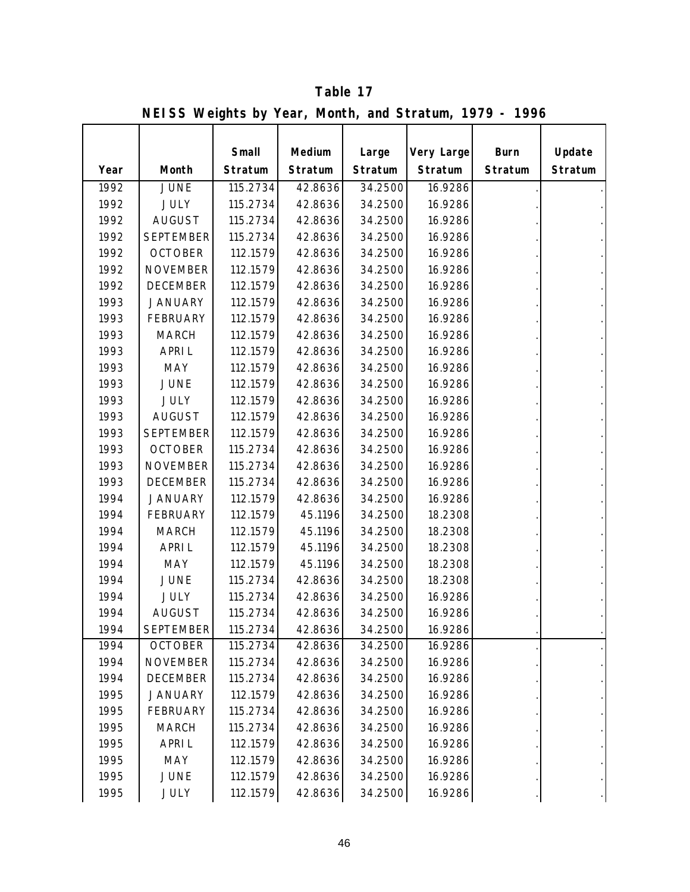**Table 17**

**NEISS Weights by Year, Month, and Stratum, 1979 - 1996**

| Year | Month | Small Stratum | Medium Stratum | Large Stratum | Very Large Stratum | Burn Stratum | Update Stratum |
|---|---|---|---|---|---|---|---|
| 1992 | JUNE | 115.2734 | 42.8636 | 34.2500 | 16.9286 | . | . |
| 1992 | JULY | 115.2734 | 42.8636 | 34.2500 | 16.9286 | . | . |
| 1992 | AUGUST | 115.2734 | 42.8636 | 34.2500 | 16.9286 | . | . |
| 1992 | SEPTEMBER | 115.2734 | 42.8636 | 34.2500 | 16.9286 | . | . |
| 1992 | OCTOBER | 112.1579 | 42.8636 | 34.2500 | 16.9286 | . | . |
| 1992 | NOVEMBER | 112.1579 | 42.8636 | 34.2500 | 16.9286 | . | . |
| 1992 | DECEMBER | 112.1579 | 42.8636 | 34.2500 | 16.9286 | . | . |
| 1993 | JANUARY | 112.1579 | 42.8636 | 34.2500 | 16.9286 | . | . |
| 1993 | FEBRUARY | 112.1579 | 42.8636 | 34.2500 | 16.9286 | . | . |
| 1993 | MARCH | 112.1579 | 42.8636 | 34.2500 | 16.9286 | . | . |
| 1993 | APRIL | 112.1579 | 42.8636 | 34.2500 | 16.9286 | . | . |
| 1993 | MAY | 112.1579 | 42.8636 | 34.2500 | 16.9286 | . | . |
| 1993 | JUNE | 112.1579 | 42.8636 | 34.2500 | 16.9286 | . | . |
| 1993 | JULY | 112.1579 | 42.8636 | 34.2500 | 16.9286 | . | . |
| 1993 | AUGUST | 112.1579 | 42.8636 | 34.2500 | 16.9286 | . | . |
| 1993 | SEPTEMBER | 112.1579 | 42.8636 | 34.2500 | 16.9286 | . | . |
| 1993 | OCTOBER | 115.2734 | 42.8636 | 34.2500 | 16.9286 | . | . |
| 1993 | NOVEMBER | 115.2734 | 42.8636 | 34.2500 | 16.9286 | . | . |
| 1993 | DECEMBER | 115.2734 | 42.8636 | 34.2500 | 16.9286 | . | . |
| 1994 | JANUARY | 112.1579 | 42.8636 | 34.2500 | 16.9286 | . | . |
| 1994 | FEBRUARY | 112.1579 | 45.1196 | 34.2500 | 18.2308 | . | . |
| 1994 | MARCH | 112.1579 | 45.1196 | 34.2500 | 18.2308 | . | . |
| 1994 | APRIL | 112.1579 | 45.1196 | 34.2500 | 18.2308 | . | . |
| 1994 | MAY | 112.1579 | 45.1196 | 34.2500 | 18.2308 | . | . |
| 1994 | JUNE | 115.2734 | 42.8636 | 34.2500 | 18.2308 | . | . |
| 1994 | JULY | 115.2734 | 42.8636 | 34.2500 | 16.9286 | . | . |
| 1994 | AUGUST | 115.2734 | 42.8636 | 34.2500 | 16.9286 | . | . |
| 1994 | SEPTEMBER | 115.2734 | 42.8636 | 34.2500 | 16.9286 | . | . |
| 1994 | OCTOBER | 115.2734 | 42.8636 | 34.2500 | 16.9286 | . | . |
| 1994 | NOVEMBER | 115.2734 | 42.8636 | 34.2500 | 16.9286 | . | . |
| 1994 | DECEMBER | 115.2734 | 42.8636 | 34.2500 | 16.9286 | . | . |
| 1995 | JANUARY | 112.1579 | 42.8636 | 34.2500 | 16.9286 | . | . |
| 1995 | FEBRUARY | 115.2734 | 42.8636 | 34.2500 | 16.9286 | . | . |
| 1995 | MARCH | 115.2734 | 42.8636 | 34.2500 | 16.9286 | . | . |
| 1995 | APRIL | 112.1579 | 42.8636 | 34.2500 | 16.9286 | . | . |
| 1995 | MAY | 112.1579 | 42.8636 | 34.2500 | 16.9286 | . | . |
| 1995 | JUNE | 112.1579 | 42.8636 | 34.2500 | 16.9286 | . | . |
| 1995 | JULY | 112.1579 | 42.8636 | 34.2500 | 16.9286 | . | . |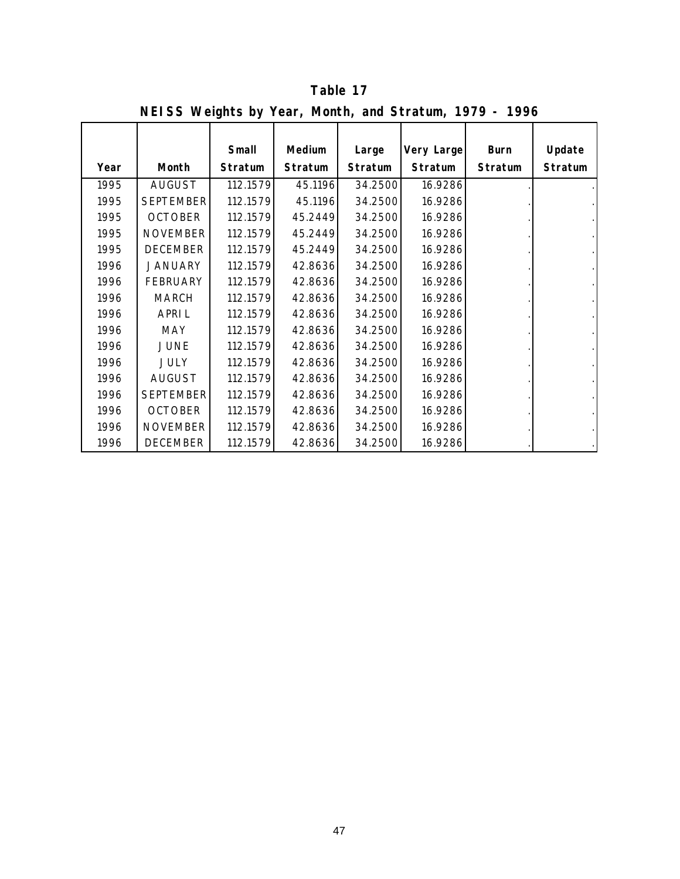**Table 17**

**NEISS Weights by Year, Month, and Stratum, 1979 - 1996**

| Year | Month | Small Stratum | Medium Stratum | Large Stratum | Very Large Stratum | Burn Stratum | Update Stratum |
|---|---|---|---|---|---|---|---|
| 1995 | AUGUST | 112.1579 | 45.1196 | 34.2500 | 16.9286 | . | . |
| 1995 | SEPTEMBER | 112.1579 | 45.1196 | 34.2500 | 16.9286 | . | . |
| 1995 | OCTOBER | 112.1579 | 45.2449 | 34.2500 | 16.9286 | . | . |
| 1995 | NOVEMBER | 112.1579 | 45.2449 | 34.2500 | 16.9286 | . | . |
| 1995 | DECEMBER | 112.1579 | 45.2449 | 34.2500 | 16.9286 | . | . |
| 1996 | JANUARY | 112.1579 | 42.8636 | 34.2500 | 16.9286 | . | . |
| 1996 | FEBRUARY | 112.1579 | 42.8636 | 34.2500 | 16.9286 | . | . |
| 1996 | MARCH | 112.1579 | 42.8636 | 34.2500 | 16.9286 | . | . |
| 1996 | APRIL | 112.1579 | 42.8636 | 34.2500 | 16.9286 | . | . |
| 1996 | MAY | 112.1579 | 42.8636 | 34.2500 | 16.9286 | . | . |
| 1996 | JUNE | 112.1579 | 42.8636 | 34.2500 | 16.9286 | . | . |
| 1996 | JULY | 112.1579 | 42.8636 | 34.2500 | 16.9286 | . | . |
| 1996 | AUGUST | 112.1579 | 42.8636 | 34.2500 | 16.9286 | . | . |
| 1996 | SEPTEMBER | 112.1579 | 42.8636 | 34.2500 | 16.9286 | . | . |
| 1996 | OCTOBER | 112.1579 | 42.8636 | 34.2500 | 16.9286 | . | . |
| 1996 | NOVEMBER | 112.1579 | 42.8636 | 34.2500 | 16.9286 | . | . |
| 1996 | DECEMBER | 112.1579 | 42.8636 | 34.2500 | 16.9286 | . | . |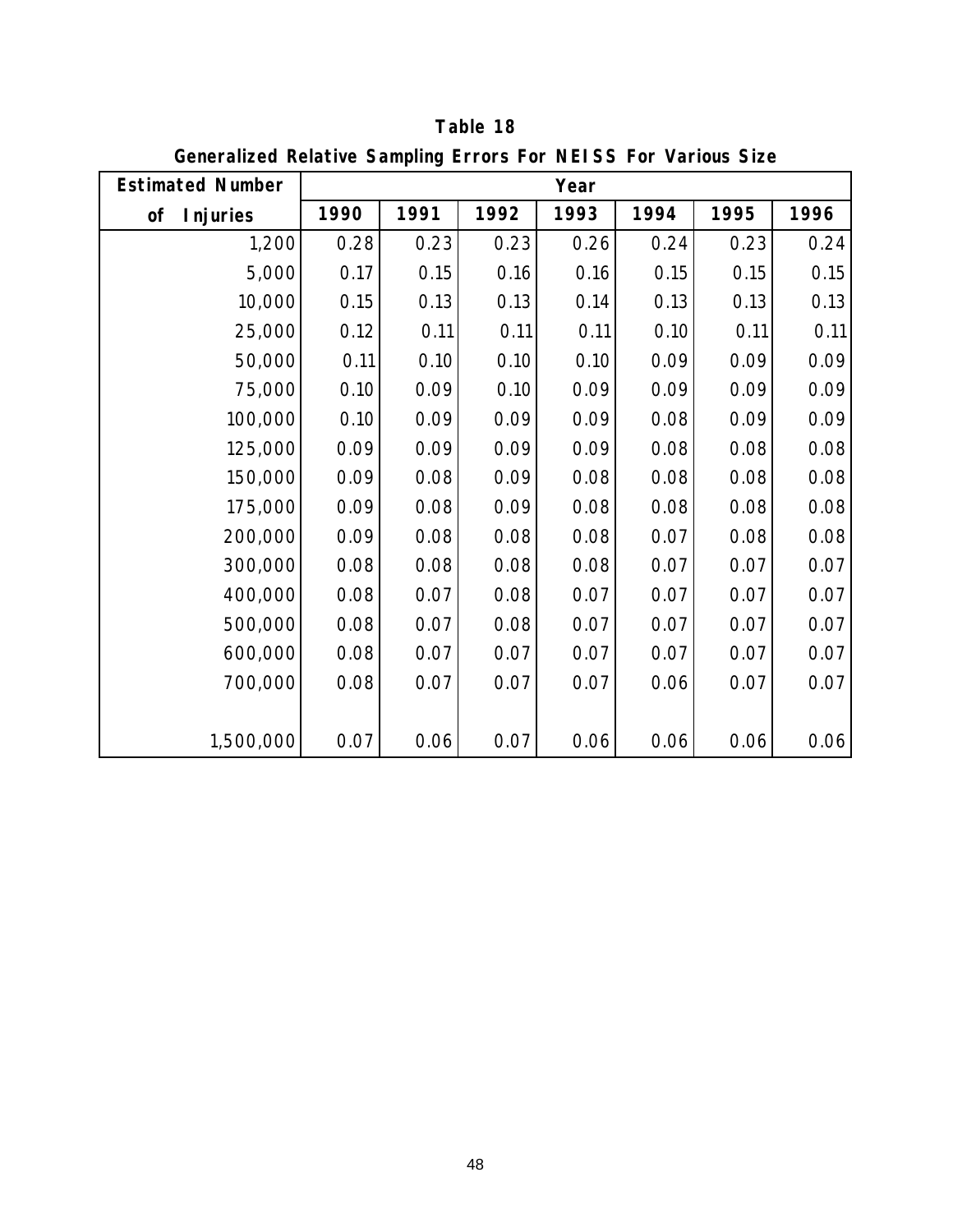**Table 18**

**Generalized Relative Sampling Errors For NEISS For Various Size**

| Estimated Number of Injuries | Year | | | | | | |
|---|---|---|---|---|---|---|---|
| | 1990 | 1991 | 1992 | 1993 | 1994 | 1995 | 1996 |
| 1,200 | 0.28 | 0.23 | 0.23 | 0.26 | 0.24 | 0.23 | 0.24 |
| 5,000 | 0.17 | 0.15 | 0.16 | 0.16 | 0.15 | 0.15 | 0.15 |
| 10,000 | 0.15 | 0.13 | 0.13 | 0.14 | 0.13 | 0.13 | 0.13 |
| 25,000 | 0.12 | 0.11 | 0.11 | 0.11 | 0.10 | 0.11 | 0.11 |
| 50,000 | 0.11 | 0.10 | 0.10 | 0.10 | 0.09 | 0.09 | 0.09 |
| 75,000 | 0.10 | 0.09 | 0.10 | 0.09 | 0.09 | 0.09 | 0.09 |
| 100,000 | 0.10 | 0.09 | 0.09 | 0.09 | 0.08 | 0.09 | 0.09 |
| 125,000 | 0.09 | 0.09 | 0.09 | 0.09 | 0.08 | 0.08 | 0.08 |
| 150,000 | 0.09 | 0.08 | 0.09 | 0.08 | 0.08 | 0.08 | 0.08 |
| 175,000 | 0.09 | 0.08 | 0.09 | 0.08 | 0.08 | 0.08 | 0.08 |
| 200,000 | 0.09 | 0.08 | 0.08 | 0.08 | 0.07 | 0.08 | 0.08 |
| 300,000 | 0.08 | 0.08 | 0.08 | 0.08 | 0.07 | 0.07 | 0.07 |
| 400,000 | 0.08 | 0.07 | 0.08 | 0.07 | 0.07 | 0.07 | 0.07 |
| 500,000 | 0.08 | 0.07 | 0.08 | 0.07 | 0.07 | 0.07 | 0.07 |
| 600,000 | 0.08 | 0.07 | 0.07 | 0.07 | 0.07 | 0.07 | 0.07 |
| 700,000 | 0.08 | 0.07 | 0.07 | 0.07 | 0.06 | 0.07 | 0.07 |
| 1,500,000 | 0.07 | 0.06 | 0.07 | 0.06 | 0.06 | 0.06 | 0.06 |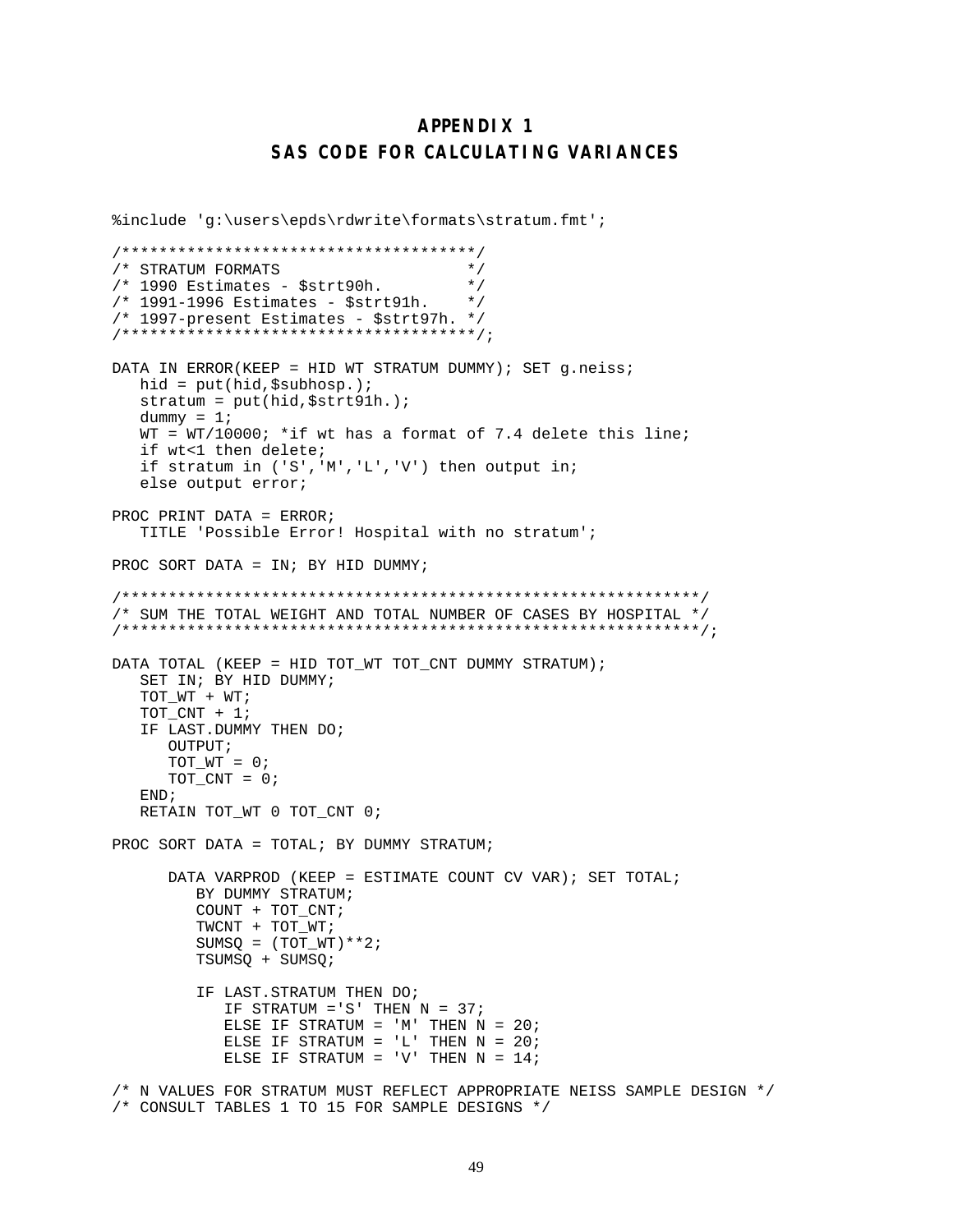# APPENDIX 1
## SAS CODE FOR CALCULATING VARIANCES

```
%include 'g:\users\epds\rdwrite\formats\stratum.fmt';

/**************************************/
/* STRATUM FORMATS                    */
/* 1990 Estimates - $strt90h.         */
/* 1991-1996 Estimates - $strt91h.    */
/* 1997-present Estimates - $strt97h. */
/**************************************/;

DATA IN ERROR(KEEP = HID WT STRATUM DUMMY); SET g.neiss;
   hid = put(hid,$subhosp.);
   stratum = put(hid,$strt91h.);
   dummy = 1;
   WT = WT/10000; *if wt has a format of 7.4 delete this line;
   if wt<1 then delete;
   if stratum in ('S','M','L','V') then output in;
   else output error;

PROC PRINT DATA = ERROR;
   TITLE 'Possible Error! Hospital with no stratum';

PROC SORT DATA = IN; BY HID DUMMY;

/*************************************************************/
/* SUM THE TOTAL WEIGHT AND TOTAL NUMBER OF CASES BY HOSPITAL */
/*************************************************************/;

DATA TOTAL (KEEP = HID TOT_WT TOT_CNT DUMMY STRATUM);
   SET IN; BY HID DUMMY;
   TOT_WT + WT;
   TOT_CNT + 1;
   IF LAST.DUMMY THEN DO;
      OUTPUT;
      TOT_WT = 0;
      TOT_CNT = 0;
   END;
   RETAIN TOT_WT 0 TOT_CNT 0;

PROC SORT DATA = TOTAL; BY DUMMY STRATUM;

      DATA VARPROD (KEEP = ESTIMATE COUNT CV VAR); SET TOTAL;
         BY DUMMY STRATUM;
         COUNT + TOT_CNT;
         TWCNT + TOT_WT;
         SUMSQ = (TOT_WT)**2;
         TSUMSQ + SUMSQ;

         IF LAST.STRATUM THEN DO;
            IF STRATUM ='S' THEN N = 37;
            ELSE IF STRATUM = 'M' THEN N = 20;
            ELSE IF STRATUM = 'L' THEN N = 20;
            ELSE IF STRATUM = 'V' THEN N = 14;

/* N VALUES FOR STRATUM MUST REFLECT APPROPRIATE NEISS SAMPLE DESIGN */
/* CONSULT TABLES 1 TO 15 FOR SAMPLE DESIGNS */
```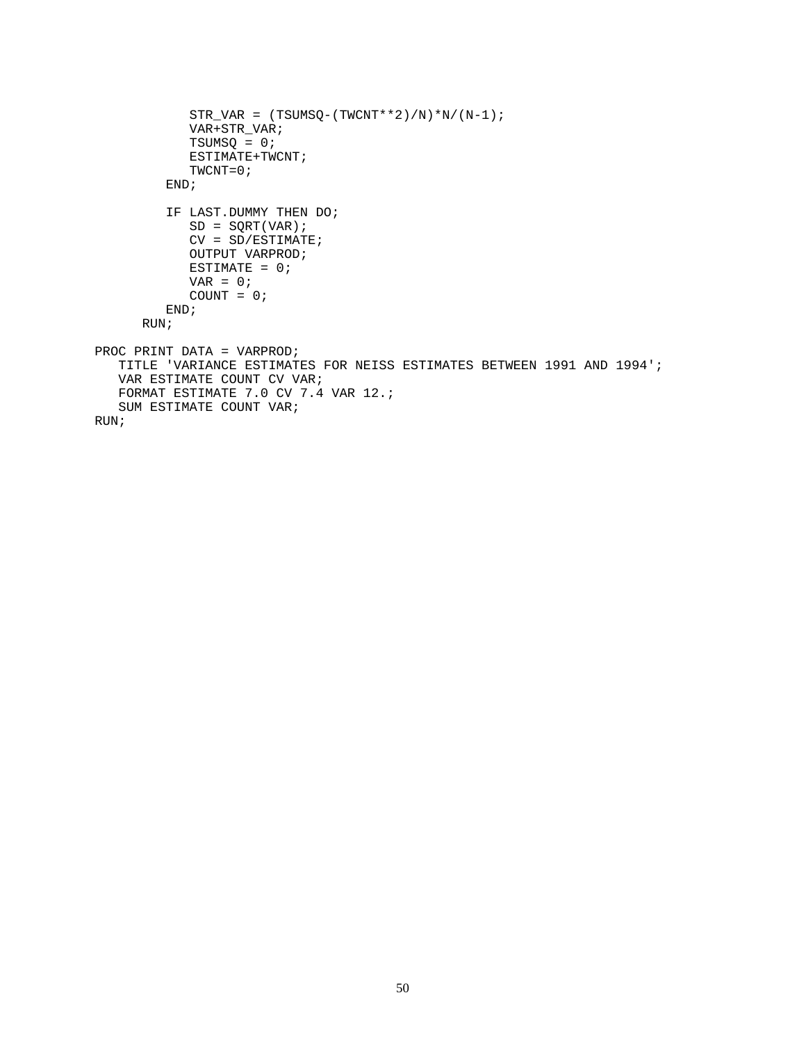```
            STR_VAR = (TSUMSQ-(TWCNT**2)/N)*N/(N-1);
            VAR+STR_VAR;
            TSUMSQ = 0;
            ESTIMATE+TWCNT;
            TWCNT=0;
         END;

         IF LAST.DUMMY THEN DO;
            SD = SQRT(VAR);
            CV = SD/ESTIMATE;
            OUTPUT VARPROD;
            ESTIMATE = 0;
            VAR = 0;
            COUNT = 0;
         END;
      RUN;

PROC PRINT DATA = VARPROD;
   TITLE 'VARIANCE ESTIMATES FOR NEISS ESTIMATES BETWEEN 1991 AND 1994';
   VAR ESTIMATE COUNT CV VAR;
   FORMAT ESTIMATE 7.0 CV 7.4 VAR 12.;
   SUM ESTIMATE COUNT VAR;
RUN;
```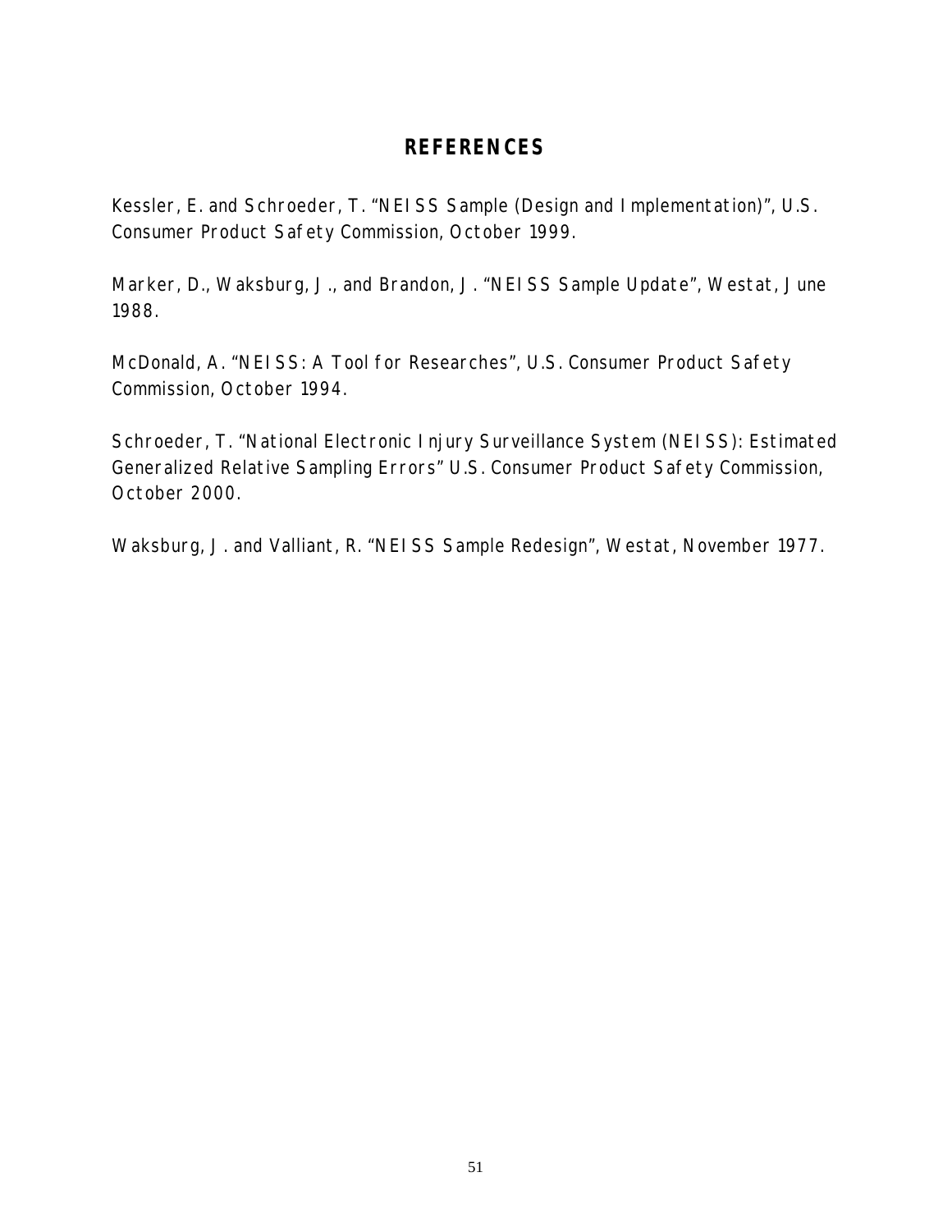# REFERENCES

Kessler, E. and Schroeder, T. "NEISS Sample (Design and Implementation)", U.S. Consumer Product Safety Commission, October 1999.

Marker, D., Waksburg, J., and Brandon, J. "NEISS Sample Update", Westat, June 1988.

McDonald, A. "NEISS: A Tool for Researches", U.S. Consumer Product Safety Commission, October 1994.

Schroeder, T. "National Electronic Injury Surveillance System (NEISS): Estimated Generalized Relative Sampling Errors" U.S. Consumer Product Safety Commission, October 2000.

Waksburg, J. and Valliant, R. "NEISS Sample Redesign", Westat, November 1977.